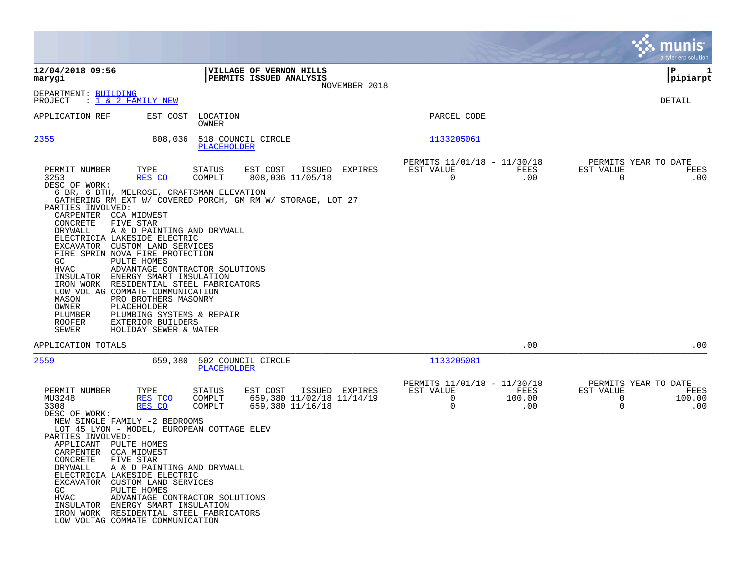**12/04/2018 09:56**
**marygi**

**VILLAGE OF VERNON HILLS**
**PERMITS ISSUED ANALYSIS**
NOVEMBER 2018

**P 1**
**pipiarpt**

DEPARTMENT: BUILDING
PROJECT : 1 & 2 FAMILY NEW

DETAIL

| APPLICATION REF | EST COST | LOCATION / OWNER | PARCEL CODE |
|---|---|---|---|
| 2355 | 808,036 | 518 COUNCIL CIRCLE / PLACEHOLDER | 1133205061 |

| PERMIT NUMBER | TYPE | STATUS | EST COST | ISSUED | EXPIRES | PERMITS 11/01/18 - 11/30/18 EST VALUE | FEES | PERMITS YEAR TO DATE EST VALUE | FEES |
|---|---|---|---|---|---|---|---|---|---|
| 3253 | RES CO | COMPLT | 808,036 | 11/05/18 | | 0 | .00 | 0 | .00 |

DESC OF WORK:
6 BR, 6 BTH, MELROSE, CRAFTSMAN ELEVATION
GATHERING RM EXT W/ COVERED PORCH, GM RM W/ STORAGE, LOT 27

PARTIES INVOLVED:

| | |
|---|---|
| CARPENTER | CCA MIDWEST |
| CONCRETE | FIVE STAR |
| DRYWALL | A & D PAINTING AND DRYWALL |
| ELECTRICIA | LAKESIDE ELECTRIC |
| EXCAVATOR | CUSTOM LAND SERVICES |
| FIRE SPRIN | NOVA FIRE PROTECTION |
| GC | PULTE HOMES |
| HVAC | ADVANTAGE CONTRACTOR SOLUTIONS |
| INSULATOR | ENERGY SMART INSULATION |
| IRON WORK | RESIDENTIAL STEEL FABRICATORS |
| LOW VOLTAG | COMMATE COMMUNICATION |
| MASON | PRO BROTHERS MASONRY |
| OWNER | PLACEHOLDER |
| PLUMBER | PLUMBING SYSTEMS & REPAIR |
| ROOFER | EXTERIOR BUILDERS |
| SEWER | HOLIDAY SEWER & WATER |

APPLICATION TOTALS .00 .00

| APPLICATION REF | EST COST | LOCATION / OWNER | PARCEL CODE |
|---|---|---|---|
| 2559 | 659,380 | 502 COUNCIL CIRCLE / PLACEHOLDER | 1133205081 |

| PERMIT NUMBER | TYPE | STATUS | EST COST | ISSUED | EXPIRES | PERMITS 11/01/18 - 11/30/18 EST VALUE | FEES | PERMITS YEAR TO DATE EST VALUE | FEES |
|---|---|---|---|---|---|---|---|---|---|
| MU3248 | RES TCO | COMPLT | 659,380 | 11/02/18 | 11/14/19 | 0 | 100.00 | 0 | 100.00 |
| 3308 | RES CO | COMPLT | 659,380 | 11/16/18 | | 0 | .00 | 0 | .00 |

DESC OF WORK:
NEW SINGLE FAMILY -2 BEDROOMS
LOT 45 LYON - MODEL, EUROPEAN COTTAGE ELEV

PARTIES INVOLVED:

| | |
|---|---|
| APPLICANT | PULTE HOMES |
| CARPENTER | CCA MIDWEST |
| CONCRETE | FIVE STAR |
| DRYWALL | A & D PAINTING AND DRYWALL |
| ELECTRICIA | LAKESIDE ELECTRIC |
| EXCAVATOR | CUSTOM LAND SERVICES |
| GC | PULTE HOMES |
| HVAC | ADVANTAGE CONTRACTOR SOLUTIONS |
| INSULATOR | ENERGY SMART INSULATION |
| IRON WORK | RESIDENTIAL STEEL FABRICATORS |
| LOW VOLTAG | COMMATE COMMUNICATION |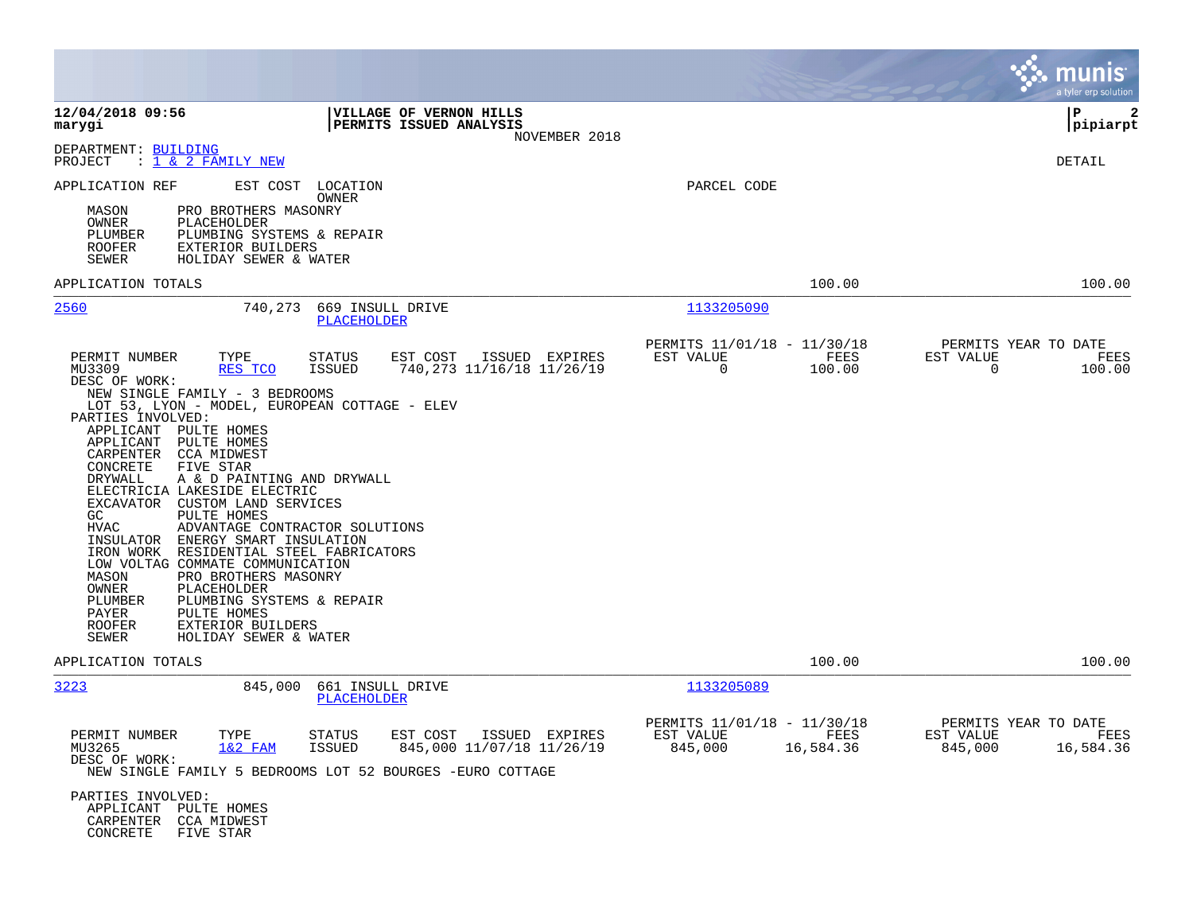**12/04/2018 09:56**
**marygi**

**VILLAGE OF VERNON HILLS**
**PERMITS ISSUED ANALYSIS**
NOVEMBER 2018

**P 2**
**pipiarpt**

DEPARTMENT: BUILDING
PROJECT : 1 & 2 FAMILY NEW

DETAIL

APPLICATION REF    EST COST    LOCATION
OWNER
PARCEL CODE

MASON    PRO BROTHERS MASONRY
OWNER    PLACEHOLDER
PLUMBER    PLUMBING SYSTEMS & REPAIR
ROOFER    EXTERIOR BUILDERS
SEWER    HOLIDAY SEWER & WATER

APPLICATION TOTALS    100.00    100.00

---

**2560**    740,273    669 INSULL DRIVE    1133205090
PLACEHOLDER

| PERMIT NUMBER | TYPE | STATUS | EST COST | ISSUED | EXPIRES | PERMITS 11/01/18 - 11/30/18 EST VALUE | FEES | PERMITS YEAR TO DATE EST VALUE | FEES |
|---|---|---|---|---|---|---|---|---|---|
| MU3309 | RES TCO | ISSUED | 740,273 | 11/16/18 | 11/26/19 | 0 | 100.00 | 0 | 100.00 |

DESC OF WORK:
NEW SINGLE FAMILY - 3 BEDROOMS
LOT 53, LYON - MODEL, EUROPEAN COTTAGE - ELEV

PARTIES INVOLVED:
APPLICANT    PULTE HOMES
APPLICANT    PULTE HOMES
CARPENTER    CCA MIDWEST
CONCRETE    FIVE STAR
DRYWALL    A & D PAINTING AND DRYWALL
ELECTRICIA LAKESIDE ELECTRIC
EXCAVATOR    CUSTOM LAND SERVICES
GC    PULTE HOMES
HVAC    ADVANTAGE CONTRACTOR SOLUTIONS
INSULATOR    ENERGY SMART INSULATION
IRON WORK    RESIDENTIAL STEEL FABRICATORS
LOW VOLTAG COMMATE COMMUNICATION
MASON    PRO BROTHERS MASONRY
OWNER    PLACEHOLDER
PLUMBER    PLUMBING SYSTEMS & REPAIR
PAYER    PULTE HOMES
ROOFER    EXTERIOR BUILDERS
SEWER    HOLIDAY SEWER & WATER

APPLICATION TOTALS    100.00    100.00

---

**3223**    845,000    661 INSULL DRIVE    1133205089
PLACEHOLDER

| PERMIT NUMBER | TYPE | STATUS | EST COST | ISSUED | EXPIRES | PERMITS 11/01/18 - 11/30/18 EST VALUE | FEES | PERMITS YEAR TO DATE EST VALUE | FEES |
|---|---|---|---|---|---|---|---|---|---|
| MU3265 | 1&2 FAM | ISSUED | 845,000 | 11/07/18 | 11/26/19 | 845,000 | 16,584.36 | 845,000 | 16,584.36 |

DESC OF WORK:
NEW SINGLE FAMILY 5 BEDROOMS LOT 52 BOURGES -EURO COTTAGE

PARTIES INVOLVED:
APPLICANT    PULTE HOMES
CARPENTER    CCA MIDWEST
CONCRETE    FIVE STAR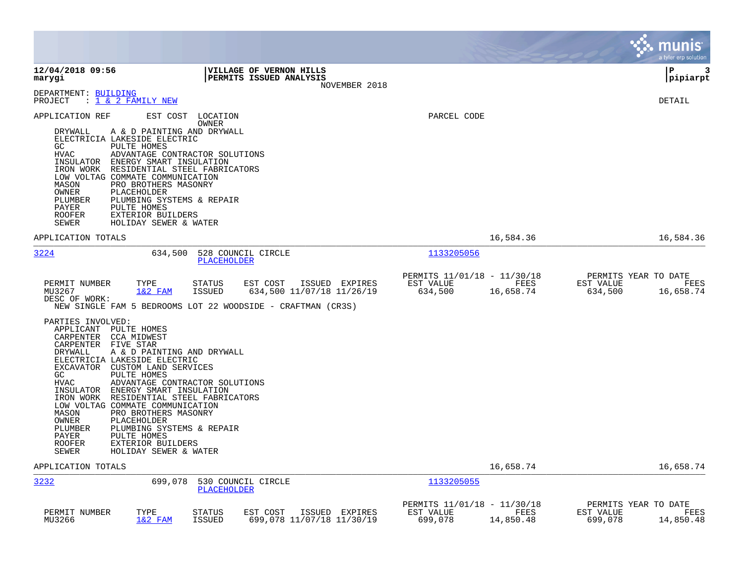12/04/2018 09:56 | VILLAGE OF VERNON HILLS
marygi | PERMITS ISSUED ANALYSIS
NOVEMBER 2018

DEPARTMENT: BUILDING
PROJECT : 1 & 2 FAMILY NEW

DETAIL

APPLICATION REF | EST COST | LOCATION / OWNER | PARCEL CODE

- DRYWALL A & D PAINTING AND DRYWALL
- ELECTRICIA LAKESIDE ELECTRIC
- GC PULTE HOMES
- HVAC ADVANTAGE CONTRACTOR SOLUTIONS
- INSULATOR ENERGY SMART INSULATION
- IRON WORK RESIDENTIAL STEEL FABRICATORS
- LOW VOLTAG COMMATE COMMUNICATION
- MASON PRO BROTHERS MASONRY
- OWNER PLACEHOLDER
- PLUMBER PLUMBING SYSTEMS & REPAIR
- PAYER PULTE HOMES
- ROOFER EXTERIOR BUILDERS
- SEWER HOLIDAY SEWER & WATER

APPLICATION TOTALS 16,584.36 16,584.36

---

**3224** | 634,500 | 528 COUNCIL CIRCLE / PLACEHOLDER | 1133205056

| PERMIT NUMBER | TYPE | STATUS | EST COST | ISSUED | EXPIRES | PERMITS 11/01/18 - 11/30/18 EST VALUE | FEES | PERMITS YEAR TO DATE EST VALUE | FEES |
|---|---|---|---|---|---|---|---|---|---|
| MU3267 | 1&2 FAM | ISSUED | 634,500 | 11/07/18 | 11/26/19 | 634,500 | 16,658.74 | 634,500 | 16,658.74 |

DESC OF WORK:
NEW SINGLE FAM 5 BEDROOMS LOT 22 WOODSIDE - CRAFTMAN (CR3S)

PARTIES INVOLVED:
- APPLICANT PULTE HOMES
- CARPENTER CCA MIDWEST
- CARPENTER FIVE STAR
- DRYWALL A & D PAINTING AND DRYWALL
- ELECTRICIA LAKESIDE ELECTRIC
- EXCAVATOR CUSTOM LAND SERVICES
- GC PULTE HOMES
- HVAC ADVANTAGE CONTRACTOR SOLUTIONS
- INSULATOR ENERGY SMART INSULATION
- IRON WORK RESIDENTIAL STEEL FABRICATORS
- LOW VOLTAG COMMATE COMMUNICATION
- MASON PRO BROTHERS MASONRY
- OWNER PLACEHOLDER
- PLUMBER PLUMBING SYSTEMS & REPAIR
- PAYER PULTE HOMES
- ROOFER EXTERIOR BUILDERS
- SEWER HOLIDAY SEWER & WATER

APPLICATION TOTALS 16,658.74 16,658.74

---

**3232** | 699,078 | 530 COUNCIL CIRCLE / PLACEHOLDER | 1133205055

| PERMIT NUMBER | TYPE | STATUS | EST COST | ISSUED | EXPIRES | PERMITS 11/01/18 - 11/30/18 EST VALUE | FEES | PERMITS YEAR TO DATE EST VALUE | FEES |
|---|---|---|---|---|---|---|---|---|---|
| MU3266 | 1&2 FAM | ISSUED | 699,078 | 11/07/18 | 11/30/19 | 699,078 | 14,850.48 | 699,078 | 14,850.48 |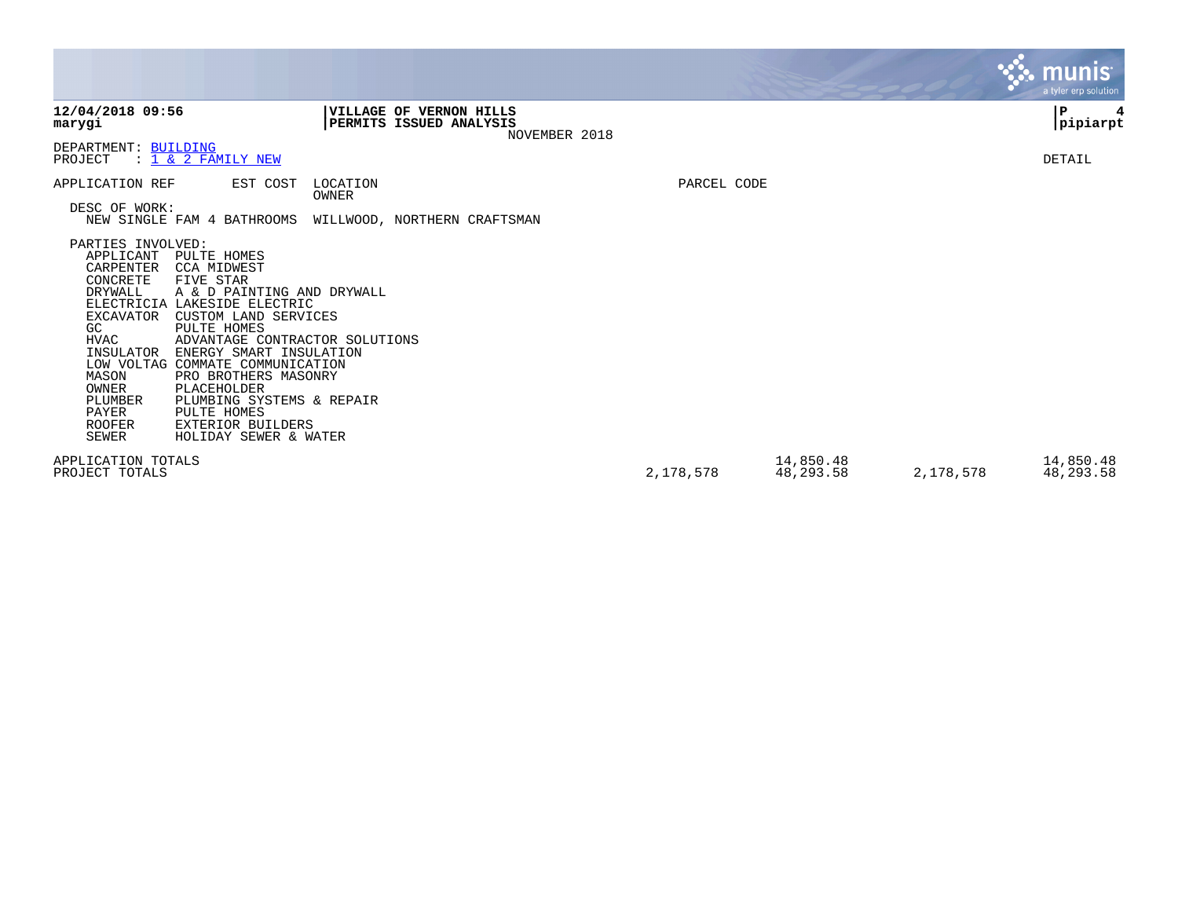**12/04/2018 09:56**
**marygi**

**VILLAGE OF VERNON HILLS**
**PERMITS ISSUED ANALYSIS**
NOVEMBER 2018

**P 4**
**pipiarpt**

DEPARTMENT: BUILDING
PROJECT : 1 & 2 FAMILY NEW

DETAIL

APPLICATION REF | EST COST | LOCATION / OWNER | PARCEL CODE

DESC OF WORK:
NEW SINGLE FAM 4 BATHROOMS WILLWOOD, NORTHERN CRAFTSMAN

PARTIES INVOLVED:

| Role | Party |
|---|---|
| APPLICANT | PULTE HOMES |
| CARPENTER | CCA MIDWEST |
| CONCRETE | FIVE STAR |
| DRYWALL | A & D PAINTING AND DRYWALL |
| ELECTRICIA | LAKESIDE ELECTRIC |
| EXCAVATOR | CUSTOM LAND SERVICES |
| GC | PULTE HOMES |
| HVAC | ADVANTAGE CONTRACTOR SOLUTIONS |
| INSULATOR | ENERGY SMART INSULATION |
| LOW VOLTAG | COMMATE COMMUNICATION |
| MASON | PRO BROTHERS MASONRY |
| OWNER | PLACEHOLDER |
| PLUMBER | PLUMBING SYSTEMS & REPAIR |
| PAYER | PULTE HOMES |
| ROOFER | EXTERIOR BUILDERS |
| SEWER | HOLIDAY SEWER & WATER |

| | | | | |
|---|---|---|---|---|
| APPLICATION TOTALS | | 14,850.48 | | 14,850.48 |
| PROJECT TOTALS | 2,178,578 | 48,293.58 | 2,178,578 | 48,293.58 |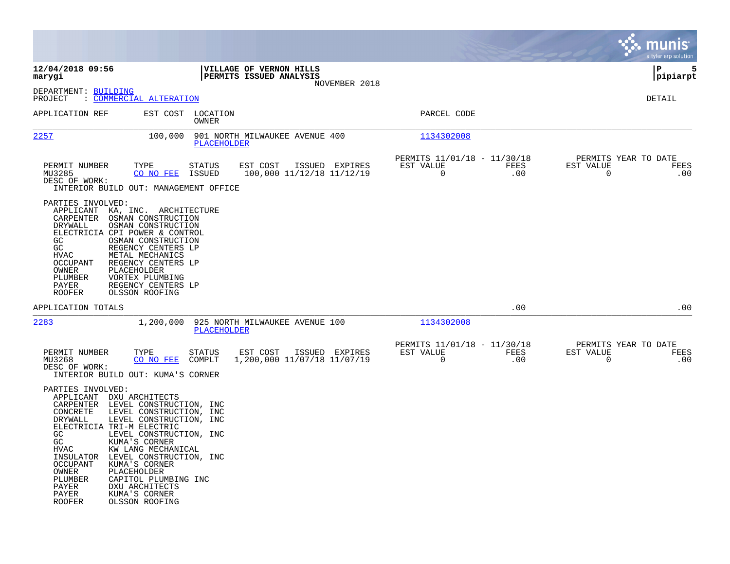**12/04/2018 09:56**
**marygi**

**VILLAGE OF VERNON HILLS**
**PERMITS ISSUED ANALYSIS**
NOVEMBER 2018

**P 5**
**pipiarpt**

DEPARTMENT: BUILDING
PROJECT : COMMERCIAL ALTERATION

DETAIL

| APPLICATION REF | EST COST | LOCATION / OWNER | PARCEL CODE |
|---|---|---|---|
| 2257 | 100,000 | 901 NORTH MILWAUKEE AVENUE 400 / PLACEHOLDER | 1134302008 |

| PERMIT NUMBER | TYPE | STATUS | EST COST | ISSUED | EXPIRES | PERMITS 11/01/18 - 11/30/18 EST VALUE | FEES | PERMITS YEAR TO DATE EST VALUE | FEES |
|---|---|---|---|---|---|---|---|---|---|
| MU3285 | CO NO FEE | ISSUED | 100,000 | 11/12/18 | 11/12/19 | 0 | .00 | 0 | .00 |

DESC OF WORK:
INTERIOR BUILD OUT: MANAGEMENT OFFICE

PARTIES INVOLVED:

| Role | Party |
|---|---|
| APPLICANT | KA, INC. ARCHITECTURE |
| CARPENTER | OSMAN CONSTRUCTION |
| DRYWALL | OSMAN CONSTRUCTION |
| ELECTRICIA | CPI POWER & CONTROL |
| GC | OSMAN CONSTRUCTION |
| GC | REGENCY CENTERS LP |
| HVAC | METAL MECHANICS |
| OCCUPANT | REGENCY CENTERS LP |
| OWNER | PLACEHOLDER |
| PLUMBER | VORTEX PLUMBING |
| PAYER | REGENCY CENTERS LP |
| ROOFER | OLSSON ROOFING |

APPLICATION TOTALS .00 .00

| APPLICATION REF | EST COST | LOCATION / OWNER | PARCEL CODE |
|---|---|---|---|
| 2283 | 1,200,000 | 925 NORTH MILWAUKEE AVENUE 100 / PLACEHOLDER | 1134302008 |

| PERMIT NUMBER | TYPE | STATUS | EST COST | ISSUED | EXPIRES | PERMITS 11/01/18 - 11/30/18 EST VALUE | FEES | PERMITS YEAR TO DATE EST VALUE | FEES |
|---|---|---|---|---|---|---|---|---|---|
| MU3268 | CO NO FEE | COMPLT | 1,200,000 | 11/07/18 | 11/07/19 | 0 | .00 | 0 | .00 |

DESC OF WORK:
INTERIOR BUILD OUT: KUMA'S CORNER

PARTIES INVOLVED:

| Role | Party |
|---|---|
| APPLICANT | DXU ARCHITECTS |
| CARPENTER | LEVEL CONSTRUCTION, INC |
| CONCRETE | LEVEL CONSTRUCTION, INC |
| DRYWALL | LEVEL CONSTRUCTION, INC |
| ELECTRICIA | TRI-M ELECTRIC |
| GC | LEVEL CONSTRUCTION, INC |
| GC | KUMA'S CORNER |
| HVAC | KW LANG MECHANICAL |
| INSULATOR | LEVEL CONSTRUCTION, INC |
| OCCUPANT | KUMA'S CORNER |
| OWNER | PLACEHOLDER |
| PLUMBER | CAPITOL PLUMBING INC |
| PAYER | DXU ARCHITECTS |
| PAYER | KUMA'S CORNER |
| ROOFER | OLSSON ROOFING |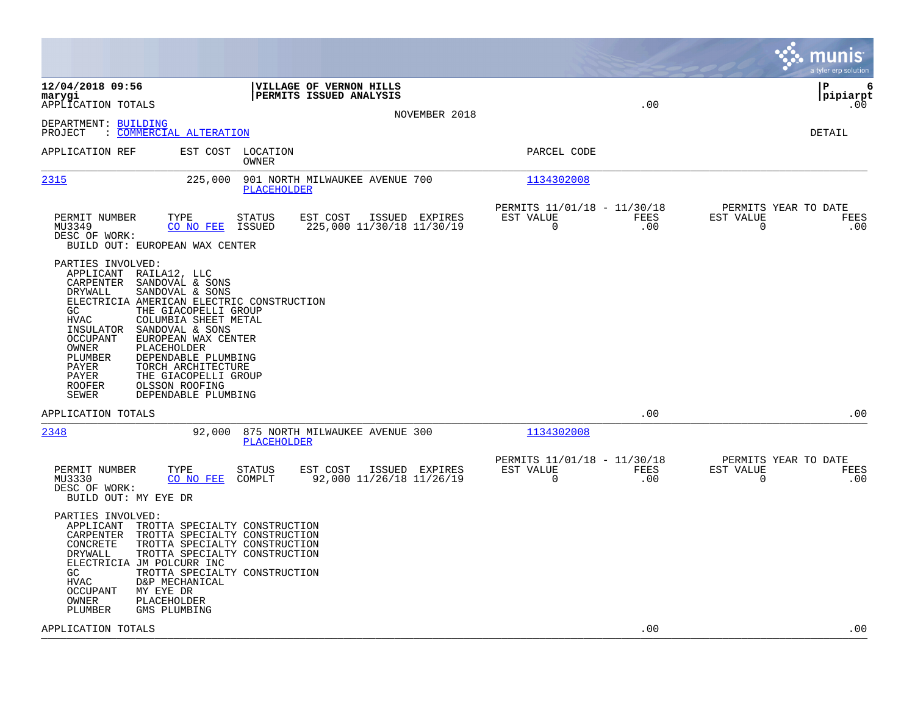12/04/2018 09:56
marygi
APPLICATION TOTALS

**VILLAGE OF VERNON HILLS**
**PERMITS ISSUED ANALYSIS**

NOVEMBER 2018

.00 .00

pipiarpt

DEPARTMENT: BUILDING
PROJECT : COMMERCIAL ALTERATION

DETAIL

| APPLICATION REF | EST COST | LOCATION / OWNER | PARCEL CODE |
|---|---|---|---|
| 2315 | 225,000 | 901 NORTH MILWAUKEE AVENUE 700 / PLACEHOLDER | 1134302008 |

| PERMIT NUMBER | TYPE | STATUS | EST COST | ISSUED | EXPIRES | PERMITS 11/01/18 - 11/30/18 EST VALUE | FEES | PERMITS YEAR TO DATE EST VALUE | FEES |
|---|---|---|---|---|---|---|---|---|---|
| MU3349 | CO NO FEE | ISSUED | 225,000 | 11/30/18 | 11/30/19 | 0 | .00 | 0 | .00 |

DESC OF WORK:
BUILD OUT: EUROPEAN WAX CENTER

PARTIES INVOLVED:

| | |
|---|---|
| APPLICANT | RAILA12, LLC |
| CARPENTER | SANDOVAL & SONS |
| DRYWALL | SANDOVAL & SONS |
| ELECTRICIA | AMERICAN ELECTRIC CONSTRUCTION |
| GC | THE GIACOPELLI GROUP |
| HVAC | COLUMBIA SHEET METAL |
| INSULATOR | SANDOVAL & SONS |
| OCCUPANT | EUROPEAN WAX CENTER |
| OWNER | PLACEHOLDER |
| PLUMBER | DEPENDABLE PLUMBING |
| PAYER | TORCH ARCHITECTURE |
| PAYER | THE GIACOPELLI GROUP |
| ROOFER | OLSSON ROOFING |
| SEWER | DEPENDABLE PLUMBING |

APPLICATION TOTALS .00 .00

| APPLICATION REF | EST COST | LOCATION / OWNER | PARCEL CODE |
|---|---|---|---|
| 2348 | 92,000 | 875 NORTH MILWAUKEE AVENUE 300 / PLACEHOLDER | 1134302008 |

| PERMIT NUMBER | TYPE | STATUS | EST COST | ISSUED | EXPIRES | PERMITS 11/01/18 - 11/30/18 EST VALUE | FEES | PERMITS YEAR TO DATE EST VALUE | FEES |
|---|---|---|---|---|---|---|---|---|---|
| MU3330 | CO NO FEE | COMPLT | 92,000 | 11/26/18 | 11/26/19 | 0 | .00 | 0 | .00 |

DESC OF WORK:
BUILD OUT: MY EYE DR

PARTIES INVOLVED:

| | |
|---|---|
| APPLICANT | TROTTA SPECIALTY CONSTRUCTION |
| CARPENTER | TROTTA SPECIALTY CONSTRUCTION |
| CONCRETE | TROTTA SPECIALTY CONSTRUCTION |
| DRYWALL | TROTTA SPECIALTY CONSTRUCTION |
| ELECTRICIA | JM POLCURR INC |
| GC | TROTTA SPECIALTY CONSTRUCTION |
| HVAC | D&P MECHANICAL |
| OCCUPANT | MY EYE DR |
| OWNER | PLACEHOLDER |
| PLUMBER | GMS PLUMBING |

APPLICATION TOTALS .00 .00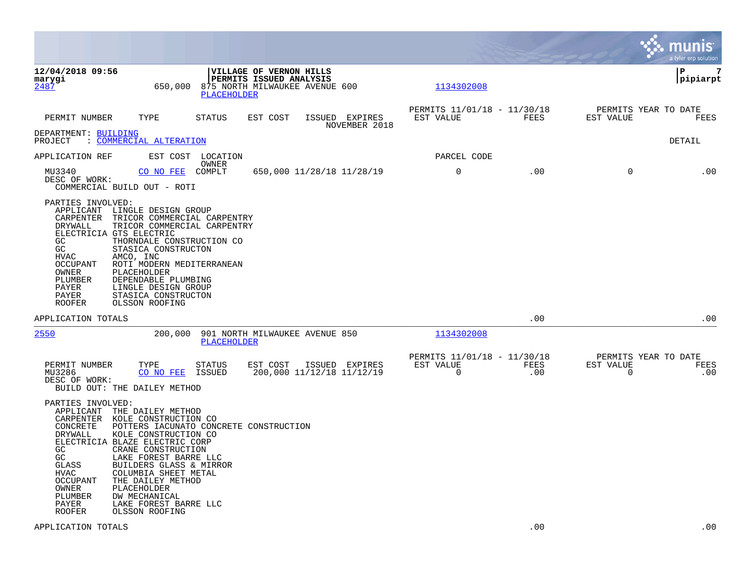**VILLAGE OF VERNON HILLS**
**PERMITS ISSUED ANALYSIS**

12/04/2018 09:56 | marygi | pipiarpt

**2487** | 650,000 | 875 NORTH MILWAUKEE AVENUE 600 | PLACEHOLDER | 1134302008

| PERMIT NUMBER | TYPE | STATUS | EST COST | ISSUED | EXPIRES | PERMITS 11/01/18 - 11/30/18 EST VALUE | FEES | PERMITS YEAR TO DATE EST VALUE | FEES |
|---|---|---|---|---|---|---|---|---|---|

NOVEMBER 2018

DEPARTMENT: BUILDING
PROJECT : COMMERCIAL ALTERATION

DETAIL

| APPLICATION REF | EST COST | LOCATION / OWNER | | | | PARCEL CODE | | | |
|---|---|---|---|---|---|---|---|---|---|
| MU3340 | CO NO FEE | COMPLT | 650,000 | 11/28/18 | 11/28/19 | 0 | .00 | 0 | .00 |

DESC OF WORK:
COMMERCIAL BUILD OUT - ROTI

PARTIES INVOLVED:

| Role | Party |
|---|---|
| APPLICANT | LINGLE DESIGN GROUP |
| CARPENTER | TRICOR COMMERCIAL CARPENTRY |
| DRYWALL | TRICOR COMMERCIAL CARPENTRY |
| ELECTRICIA | GTS ELECTRIC |
| GC | THORNDALE CONSTRUCTION CO |
| GC | STASICA CONSTRUCTON |
| HVAC | AMCO, INC |
| OCCUPANT | ROTI MODERN MEDITERRANEAN |
| OWNER | PLACEHOLDER |
| PLUMBER | DEPENDABLE PLUMBING |
| PAYER | LINGLE DESIGN GROUP |
| PAYER | STASICA CONSTRUCTON |
| ROOFER | OLSSON ROOFING |

APPLICATION TOTALS .00 .00

---

**2550** | 200,000 | 901 NORTH MILWAUKEE AVENUE 850 | PLACEHOLDER | 1134302008

| PERMIT NUMBER | TYPE | STATUS | EST COST | ISSUED | EXPIRES | PERMITS 11/01/18 - 11/30/18 EST VALUE | FEES | PERMITS YEAR TO DATE EST VALUE | FEES |
|---|---|---|---|---|---|---|---|---|---|
| MU3286 | CO NO FEE | ISSUED | 200,000 | 11/12/18 | 11/12/19 | 0 | .00 | 0 | .00 |

DESC OF WORK:
BUILD OUT: THE DAILEY METHOD

PARTIES INVOLVED:

| Role | Party |
|---|---|
| APPLICANT | THE DAILEY METHOD |
| CARPENTER | KOLE CONSTRUCTION CO |
| CONCRETE | POTTERS IACUNATO CONCRETE CONSTRUCTION |
| DRYWALL | KOLE CONSTRUCTION CO |
| ELECTRICIA | BLAZE ELECTRIC CORP |
| GC | CRANE CONSTRUCTION |
| GC | LAKE FOREST BARRE LLC |
| GLASS | BUILDERS GLASS & MIRROR |
| HVAC | COLUMBIA SHEET METAL |
| OCCUPANT | THE DAILEY METHOD |
| OWNER | PLACEHOLDER |
| PLUMBER | DW MECHANICAL |
| PAYER | LAKE FOREST BARRE LLC |
| ROOFER | OLSSON ROOFING |

APPLICATION TOTALS .00 .00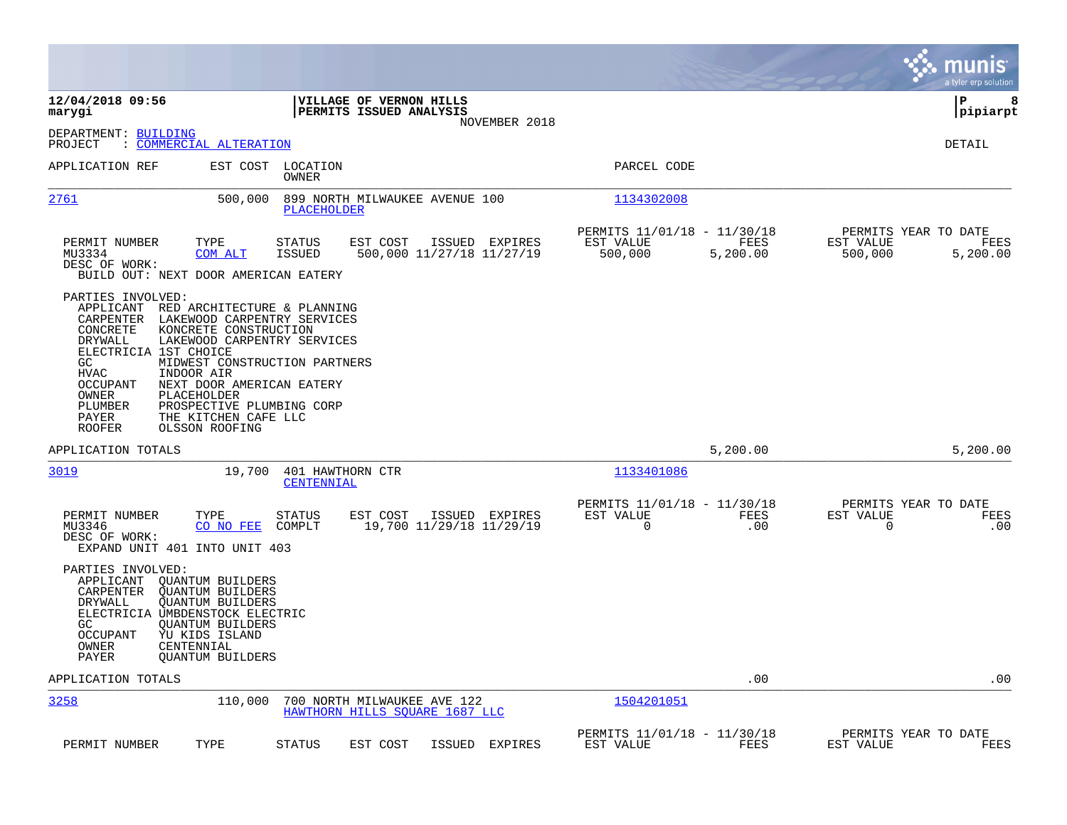**12/04/2018 09:56**
**marygi**

**VILLAGE OF VERNON HILLS**
**PERMITS ISSUED ANALYSIS**
NOVEMBER 2018

**P 8**
**pipiarpt**

DEPARTMENT: BUILDING
PROJECT : COMMERCIAL ALTERATION

DETAIL

| APPLICATION REF | EST COST | LOCATION / OWNER | PARCEL CODE |
|---|---|---|---|
| 2761 | 500,000 | 899 NORTH MILWAUKEE AVENUE 100 / PLACEHOLDER | 1134302008 |

| PERMIT NUMBER | TYPE | STATUS | EST COST | ISSUED | EXPIRES | PERMITS 11/01/18 - 11/30/18 EST VALUE | FEES | PERMITS YEAR TO DATE EST VALUE | FEES |
|---|---|---|---|---|---|---|---|---|---|
| MU3334 | COM ALT | ISSUED | 500,000 | 11/27/18 | 11/27/19 | 500,000 | 5,200.00 | 500,000 | 5,200.00 |

DESC OF WORK:
BUILD OUT: NEXT DOOR AMERICAN EATERY

PARTIES INVOLVED:
- APPLICANT RED ARCHITECTURE & PLANNING
- CARPENTER LAKEWOOD CARPENTRY SERVICES
- CONCRETE KONCRETE CONSTRUCTION
- DRYWALL LAKEWOOD CARPENTRY SERVICES
- ELECTRICIA 1ST CHOICE
- GC MIDWEST CONSTRUCTION PARTNERS
- HVAC INDOOR AIR
- OCCUPANT NEXT DOOR AMERICAN EATERY
- OWNER PLACEHOLDER
- PLUMBER PROSPECTIVE PLUMBING CORP
- PAYER THE KITCHEN CAFE LLC
- ROOFER OLSSON ROOFING

APPLICATION TOTALS 5,200.00 5,200.00

| APPLICATION REF | EST COST | LOCATION / OWNER | PARCEL CODE |
|---|---|---|---|
| 3019 | 19,700 | 401 HAWTHORN CTR / CENTENNIAL | 1133401086 |

| PERMIT NUMBER | TYPE | STATUS | EST COST | ISSUED | EXPIRES | PERMITS 11/01/18 - 11/30/18 EST VALUE | FEES | PERMITS YEAR TO DATE EST VALUE | FEES |
|---|---|---|---|---|---|---|---|---|---|
| MU3346 | CO NO FEE | COMPLT | 19,700 | 11/29/18 | 11/29/19 | 0 | .00 | 0 | .00 |

DESC OF WORK:
EXPAND UNIT 401 INTO UNIT 403

PARTIES INVOLVED:
- APPLICANT QUANTUM BUILDERS
- CARPENTER QUANTUM BUILDERS
- DRYWALL QUANTUM BUILDERS
- ELECTRICIA UMBDENSTOCK ELECTRIC
- GC QUANTUM BUILDERS
- OCCUPANT YU KIDS ISLAND
- OWNER CENTENNIAL
- PAYER QUANTUM BUILDERS

APPLICATION TOTALS .00 .00

| APPLICATION REF | EST COST | LOCATION / OWNER | PARCEL CODE |
|---|---|---|---|
| 3258 | 110,000 | 700 NORTH MILWAUKEE AVE 122 / HAWTHORN HILLS SQUARE 1687 LLC | 1504201051 |

| PERMIT NUMBER | TYPE | STATUS | EST COST | ISSUED | EXPIRES | PERMITS 11/01/18 - 11/30/18 EST VALUE | FEES | PERMITS YEAR TO DATE EST VALUE | FEES |
|---|---|---|---|---|---|---|---|---|---|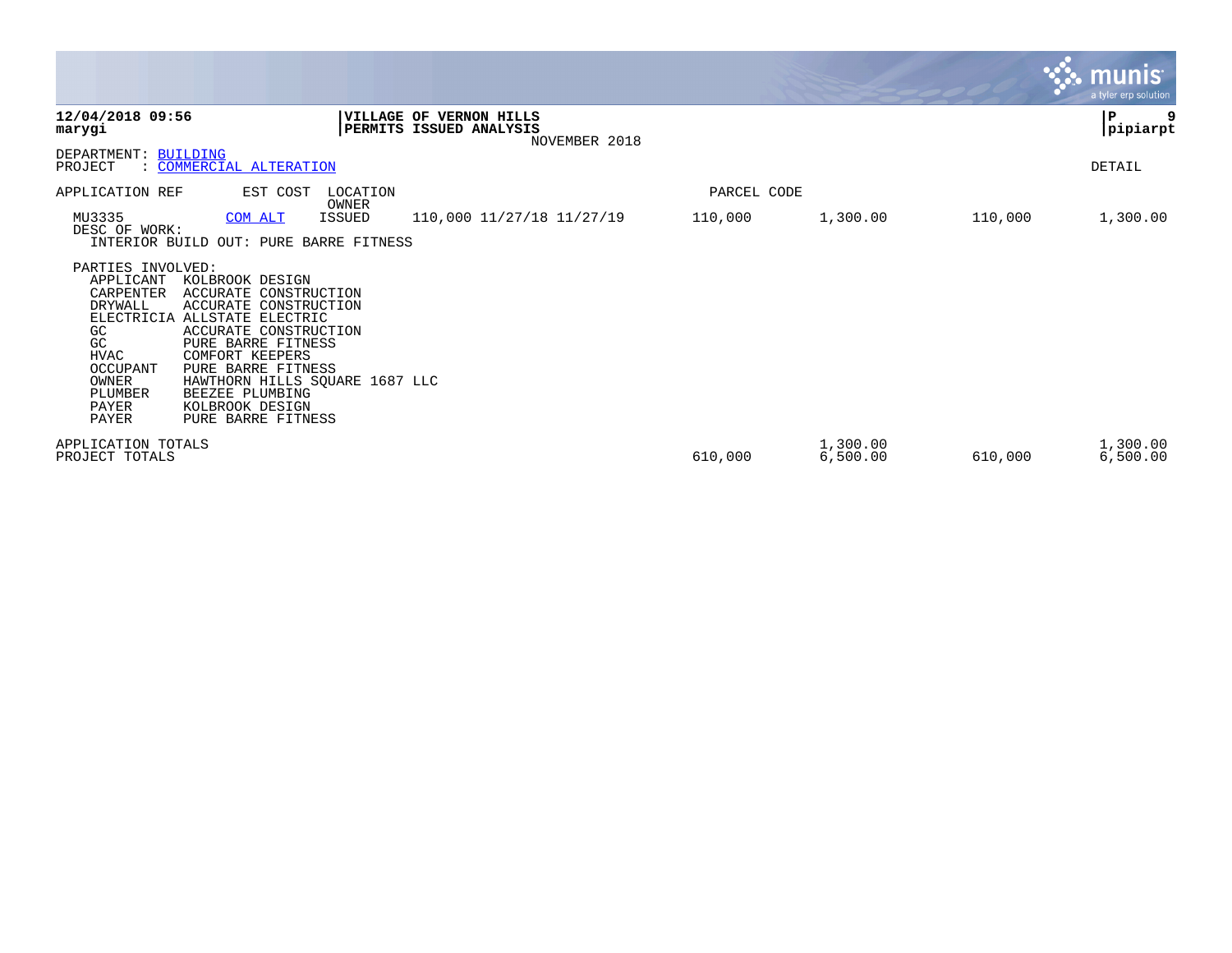**12/04/2018 09:56** | **VILLAGE OF VERNON HILLS** | **P 9**
**marygi** | **PERMITS ISSUED ANALYSIS** | **pipiarpt**

NOVEMBER 2018

DEPARTMENT: BUILDING
PROJECT : COMMERCIAL ALTERATION

DETAIL

| APPLICATION REF | EST COST | LOCATION / OWNER | | PARCEL CODE | | | |
|---|---|---|---|---|---|---|---|
| MU3335 | COM ALT | ISSUED | 110,000 11/27/18 11/27/19 | 110,000 | 1,300.00 | 110,000 | 1,300.00 |

DESC OF WORK:
INTERIOR BUILD OUT: PURE BARRE FITNESS

PARTIES INVOLVED:

| Role | Party |
|---|---|
| APPLICANT | KOLBROOK DESIGN |
| CARPENTER | ACCURATE CONSTRUCTION |
| DRYWALL | ACCURATE CONSTRUCTION |
| ELECTRICIA | ALLSTATE ELECTRIC |
| GC | ACCURATE CONSTRUCTION |
| GC | PURE BARRE FITNESS |
| HVAC | COMFORT KEEPERS |
| OCCUPANT | PURE BARRE FITNESS |
| OWNER | HAWTHORN HILLS SQUARE 1687 LLC |
| PLUMBER | BEEZEE PLUMBING |
| PAYER | KOLBROOK DESIGN |
| PAYER | PURE BARRE FITNESS |

| | | | | |
|---|---|---|---|---|
| APPLICATION TOTALS | | 1,300.00 | | 1,300.00 |
| PROJECT TOTALS | 610,000 | 6,500.00 | 610,000 | 6,500.00 |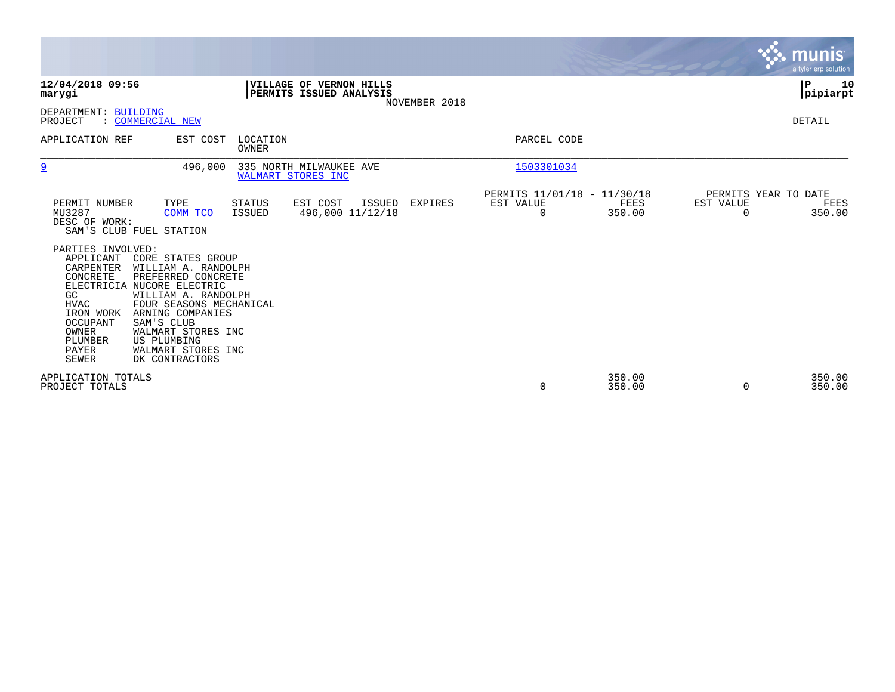**12/04/2018 09:56**
**marygi**

**VILLAGE OF VERNON HILLS**
**PERMITS ISSUED ANALYSIS**
NOVEMBER 2018

**P 10**
**pipiarpt**

DEPARTMENT: BUILDING
PROJECT : COMMERCIAL NEW

DETAIL

| APPLICATION REF | EST COST | LOCATION / OWNER | PARCEL CODE |
|---|---|---|---|
| 9 | 496,000 | 335 NORTH MILWAUKEE AVE / WALMART STORES INC | 1503301034 |

| PERMIT NUMBER | TYPE | STATUS | EST COST | ISSUED | EXPIRES | PERMITS 11/01/18 - 11/30/18 EST VALUE | FEES | PERMITS YEAR TO DATE EST VALUE | FEES |
|---|---|---|---|---|---|---|---|---|---|
| MU3287 | COMM TCO | ISSUED | 496,000 | 11/12/18 | | 0 | 350.00 | 0 | 350.00 |

DESC OF WORK:
SAM'S CLUB FUEL STATION

PARTIES INVOLVED:

| Role | Party |
|---|---|
| APPLICANT | CORE STATES GROUP |
| CARPENTER | WILLIAM A. RANDOLPH |
| CONCRETE | PREFERRED CONCRETE |
| ELECTRICIA | NUCORE ELECTRIC |
| GC | WILLIAM A. RANDOLPH |
| HVAC | FOUR SEASONS MECHANICAL |
| IRON WORK | ARNING COMPANIES |
| OCCUPANT | SAM'S CLUB |
| OWNER | WALMART STORES INC |
| PLUMBER | US PLUMBING |
| PAYER | WALMART STORES INC |
| SEWER | DK CONTRACTORS |

| | EST VALUE | FEES | YTD EST VALUE | YTD FEES |
|---|---|---|---|---|
| APPLICATION TOTALS | | 350.00 | | 350.00 |
| PROJECT TOTALS | 0 | 350.00 | 0 | 350.00 |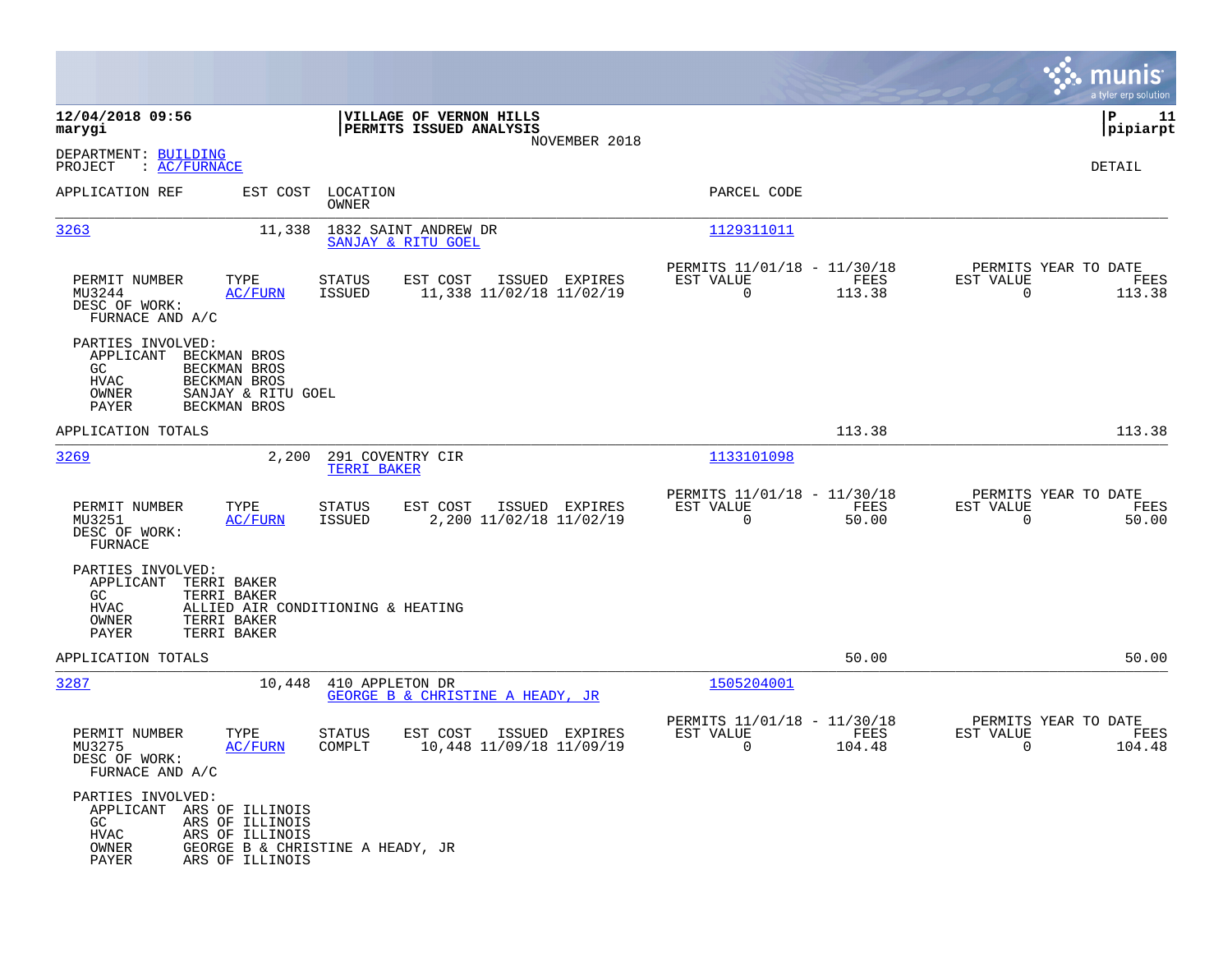**12/04/2018 09:56**
**marygi**

**VILLAGE OF VERNON HILLS**
**PERMITS ISSUED ANALYSIS**
NOVEMBER 2018

**P 11**
**pipiarpt**

DEPARTMENT: BUILDING
PROJECT : AC/FURNACE

DETAIL

| APPLICATION REF | EST COST | LOCATION / OWNER | PARCEL CODE |
|---|---|---|---|
| 3263 | 11,338 | 1832 SAINT ANDREW DR / SANJAY & RITU GOEL | 1129311011 |

| PERMIT NUMBER | TYPE | STATUS | EST COST | ISSUED | EXPIRES | PERMITS 11/01/18 - 11/30/18 EST VALUE | FEES | PERMITS YEAR TO DATE EST VALUE | FEES |
|---|---|---|---|---|---|---|---|---|---|
| MU3244 | AC/FURN | ISSUED | 11,338 | 11/02/18 | 11/02/19 | 0 | 113.38 | 0 | 113.38 |

DESC OF WORK:
FURNACE AND A/C

PARTIES INVOLVED:
- APPLICANT BECKMAN BROS
- GC BECKMAN BROS
- HVAC BECKMAN BROS
- OWNER SANJAY & RITU GOEL
- PAYER BECKMAN BROS

APPLICATION TOTALS 113.38 113.38

| APPLICATION REF | EST COST | LOCATION / OWNER | PARCEL CODE |
|---|---|---|---|
| 3269 | 2,200 | 291 COVENTRY CIR / TERRI BAKER | 1133101098 |

| PERMIT NUMBER | TYPE | STATUS | EST COST | ISSUED | EXPIRES | PERMITS 11/01/18 - 11/30/18 EST VALUE | FEES | PERMITS YEAR TO DATE EST VALUE | FEES |
|---|---|---|---|---|---|---|---|---|---|
| MU3251 | AC/FURN | ISSUED | 2,200 | 11/02/18 | 11/02/19 | 0 | 50.00 | 0 | 50.00 |

DESC OF WORK:
FURNACE

PARTIES INVOLVED:
- APPLICANT TERRI BAKER
- GC TERRI BAKER
- HVAC ALLIED AIR CONDITIONING & HEATING
- OWNER TERRI BAKER
- PAYER TERRI BAKER

APPLICATION TOTALS 50.00 50.00

| APPLICATION REF | EST COST | LOCATION / OWNER | PARCEL CODE |
|---|---|---|---|
| 3287 | 10,448 | 410 APPLETON DR / GEORGE B & CHRISTINE A HEADY, JR | 1505204001 |

| PERMIT NUMBER | TYPE | STATUS | EST COST | ISSUED | EXPIRES | PERMITS 11/01/18 - 11/30/18 EST VALUE | FEES | PERMITS YEAR TO DATE EST VALUE | FEES |
|---|---|---|---|---|---|---|---|---|---|
| MU3275 | AC/FURN | COMPLT | 10,448 | 11/09/18 | 11/09/19 | 0 | 104.48 | 0 | 104.48 |

DESC OF WORK:
FURNACE AND A/C

PARTIES INVOLVED:
- APPLICANT ARS OF ILLINOIS
- GC ARS OF ILLINOIS
- HVAC ARS OF ILLINOIS
- OWNER GEORGE B & CHRISTINE A HEADY, JR
- PAYER ARS OF ILLINOIS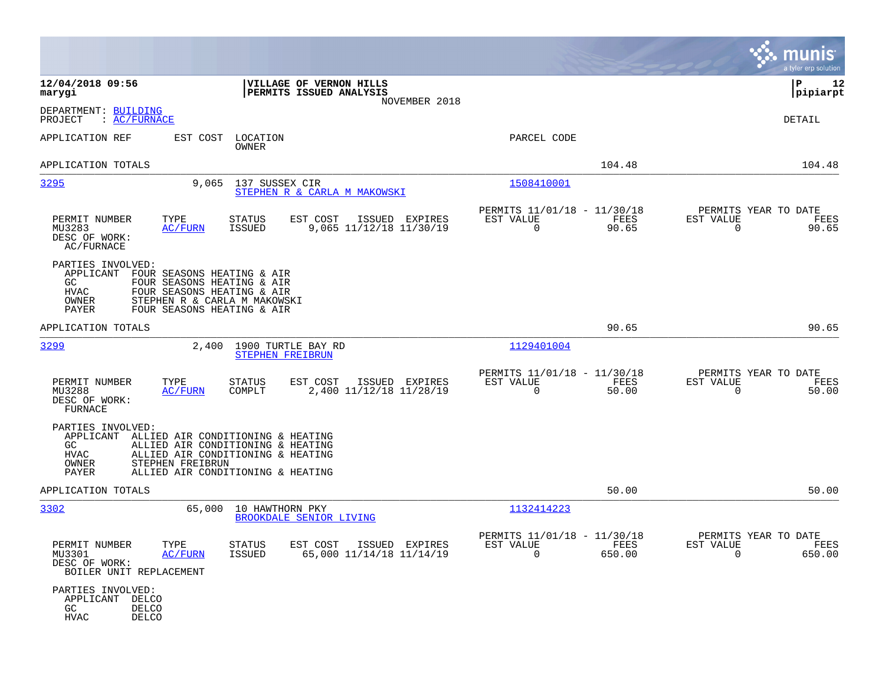**12/04/2018 09:56**
**marygi**

**VILLAGE OF VERNON HILLS**
**PERMITS ISSUED ANALYSIS**
NOVEMBER 2018

**P**
**pipiarpt**

DEPARTMENT: BUILDING
PROJECT : AC/FURNACE

DETAIL

| APPLICATION REF | EST COST | LOCATION / OWNER | PARCEL CODE | | |
|---|---|---|---|---|---|
| APPLICATION TOTALS | | | | 104.48 | 104.48 |

---

**3295** — 9,065 — 137 SUSSEX CIR — STEPHEN R & CARLA M MAKOWSKI — Parcel: 1508410001

| PERMIT NUMBER | TYPE | STATUS | EST COST | ISSUED | EXPIRES | PERMITS 11/01/18 - 11/30/18 EST VALUE | FEES | PERMITS YEAR TO DATE EST VALUE | FEES |
|---|---|---|---|---|---|---|---|---|---|
| MU3283 | AC/FURN | ISSUED | 9,065 | 11/12/18 | 11/30/19 | 0 | 90.65 | 0 | 90.65 |

DESC OF WORK:
AC/FURNACE

PARTIES INVOLVED:
- APPLICANT FOUR SEASONS HEATING & AIR
- GC FOUR SEASONS HEATING & AIR
- HVAC FOUR SEASONS HEATING & AIR
- OWNER STEPHEN R & CARLA M MAKOWSKI
- PAYER FOUR SEASONS HEATING & AIR

APPLICATION TOTALS: 90.65 — 90.65

---

**3299** — 2,400 — 1900 TURTLE BAY RD — STEPHEN FREIBRUN — Parcel: 1129401004

| PERMIT NUMBER | TYPE | STATUS | EST COST | ISSUED | EXPIRES | PERMITS 11/01/18 - 11/30/18 EST VALUE | FEES | PERMITS YEAR TO DATE EST VALUE | FEES |
|---|---|---|---|---|---|---|---|---|---|
| MU3288 | AC/FURN | COMPLT | 2,400 | 11/12/18 | 11/28/19 | 0 | 50.00 | 0 | 50.00 |

DESC OF WORK:
FURNACE

PARTIES INVOLVED:
- APPLICANT ALLIED AIR CONDITIONING & HEATING
- GC ALLIED AIR CONDITIONING & HEATING
- HVAC ALLIED AIR CONDITIONING & HEATING
- OWNER STEPHEN FREIBRUN
- PAYER ALLIED AIR CONDITIONING & HEATING

APPLICATION TOTALS: 50.00 — 50.00

---

**3302** — 65,000 — 10 HAWTHORN PKY — BROOKDALE SENIOR LIVING — Parcel: 1132414223

| PERMIT NUMBER | TYPE | STATUS | EST COST | ISSUED | EXPIRES | PERMITS 11/01/18 - 11/30/18 EST VALUE | FEES | PERMITS YEAR TO DATE EST VALUE | FEES |
|---|---|---|---|---|---|---|---|---|---|
| MU3301 | AC/FURN | ISSUED | 65,000 | 11/14/18 | 11/14/19 | 0 | 650.00 | 0 | 650.00 |

DESC OF WORK:
BOILER UNIT REPLACEMENT

PARTIES INVOLVED:
- APPLICANT DELCO
- GC DELCO
- HVAC DELCO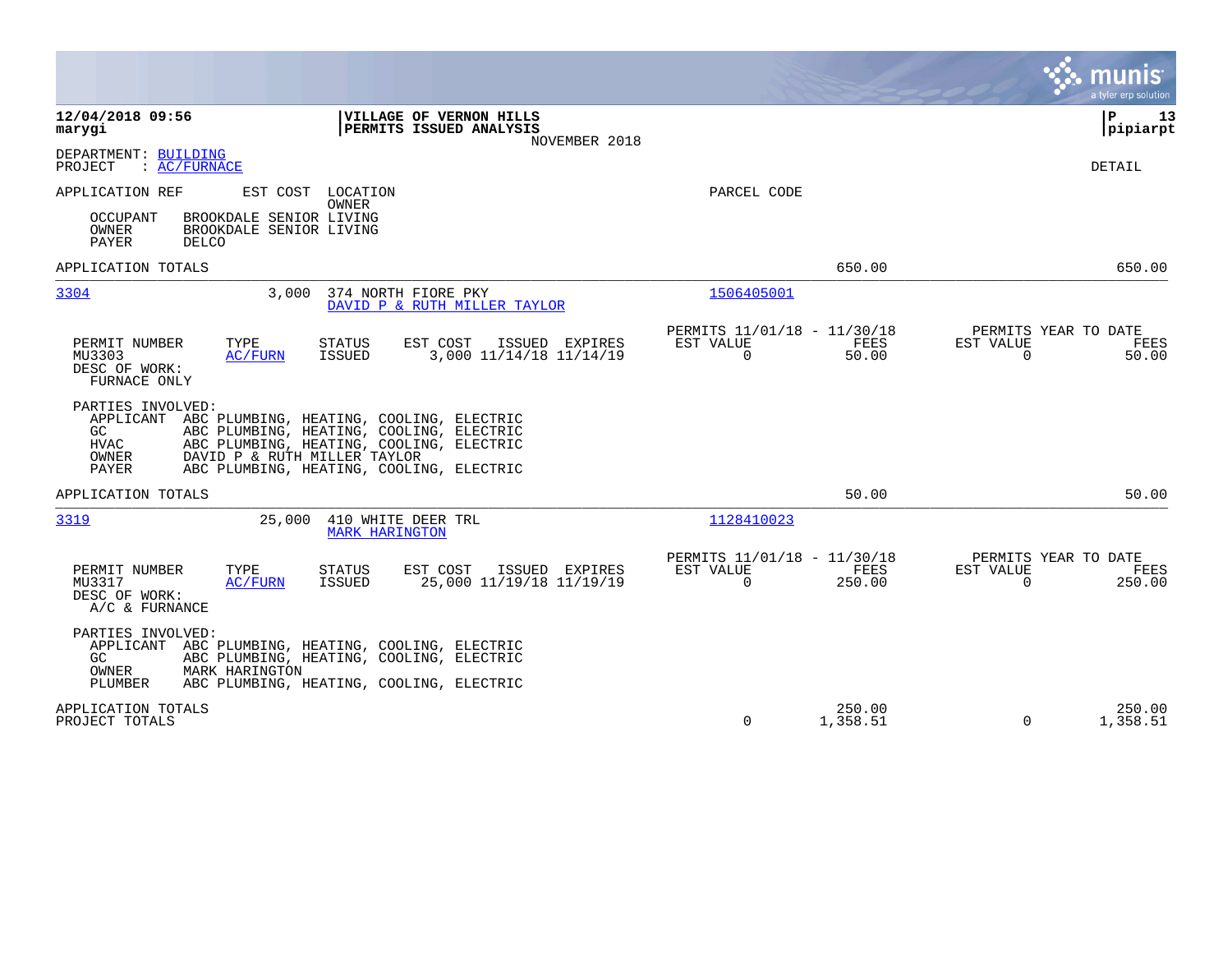**12/04/2018 09:56**
**marygi**

**VILLAGE OF VERNON HILLS**
**PERMITS ISSUED ANALYSIS**
NOVEMBER 2018

**P 13**
**pipiarpt**

DEPARTMENT: BUILDING
PROJECT : AC/FURNACE

DETAIL

APPLICATION REF | EST COST | LOCATION / OWNER | PARCEL CODE

OCCUPANT BROOKDALE SENIOR LIVING
OWNER BROOKDALE SENIOR LIVING
PAYER DELCO

APPLICATION TOTALS 650.00 650.00

---

**3304** | 3,000 | 374 NORTH FIORE PKY | 1506405001
DAVID P & RUTH MILLER TAYLOR

| PERMIT NUMBER | TYPE | STATUS | EST COST | ISSUED | EXPIRES | PERMITS 11/01/18 - 11/30/18 EST VALUE | FEES | PERMITS YEAR TO DATE EST VALUE | FEES |
|---|---|---|---|---|---|---|---|---|---|
| MU3303 | AC/FURN | ISSUED | 3,000 | 11/14/18 | 11/14/19 | 0 | 50.00 | 0 | 50.00 |

DESC OF WORK:
FURNACE ONLY

PARTIES INVOLVED:
APPLICANT ABC PLUMBING, HEATING, COOLING, ELECTRIC
GC ABC PLUMBING, HEATING, COOLING, ELECTRIC
HVAC ABC PLUMBING, HEATING, COOLING, ELECTRIC
OWNER DAVID P & RUTH MILLER TAYLOR
PAYER ABC PLUMBING, HEATING, COOLING, ELECTRIC

APPLICATION TOTALS 50.00 50.00

---

**3319** | 25,000 | 410 WHITE DEER TRL | 1128410023
MARK HARINGTON

| PERMIT NUMBER | TYPE | STATUS | EST COST | ISSUED | EXPIRES | PERMITS 11/01/18 - 11/30/18 EST VALUE | FEES | PERMITS YEAR TO DATE EST VALUE | FEES |
|---|---|---|---|---|---|---|---|---|---|
| MU3317 | AC/FURN | ISSUED | 25,000 | 11/19/18 | 11/19/19 | 0 | 250.00 | 0 | 250.00 |

DESC OF WORK:
A/C & FURNANCE

PARTIES INVOLVED:
APPLICANT ABC PLUMBING, HEATING, COOLING, ELECTRIC
GC ABC PLUMBING, HEATING, COOLING, ELECTRIC
OWNER MARK HARINGTON
PLUMBER ABC PLUMBING, HEATING, COOLING, ELECTRIC

| | EST VALUE | FEES | EST VALUE (YTD) | FEES (YTD) |
|---|---|---|---|---|
| APPLICATION TOTALS | | 250.00 | | 250.00 |
| PROJECT TOTALS | 0 | 1,358.51 | 0 | 1,358.51 |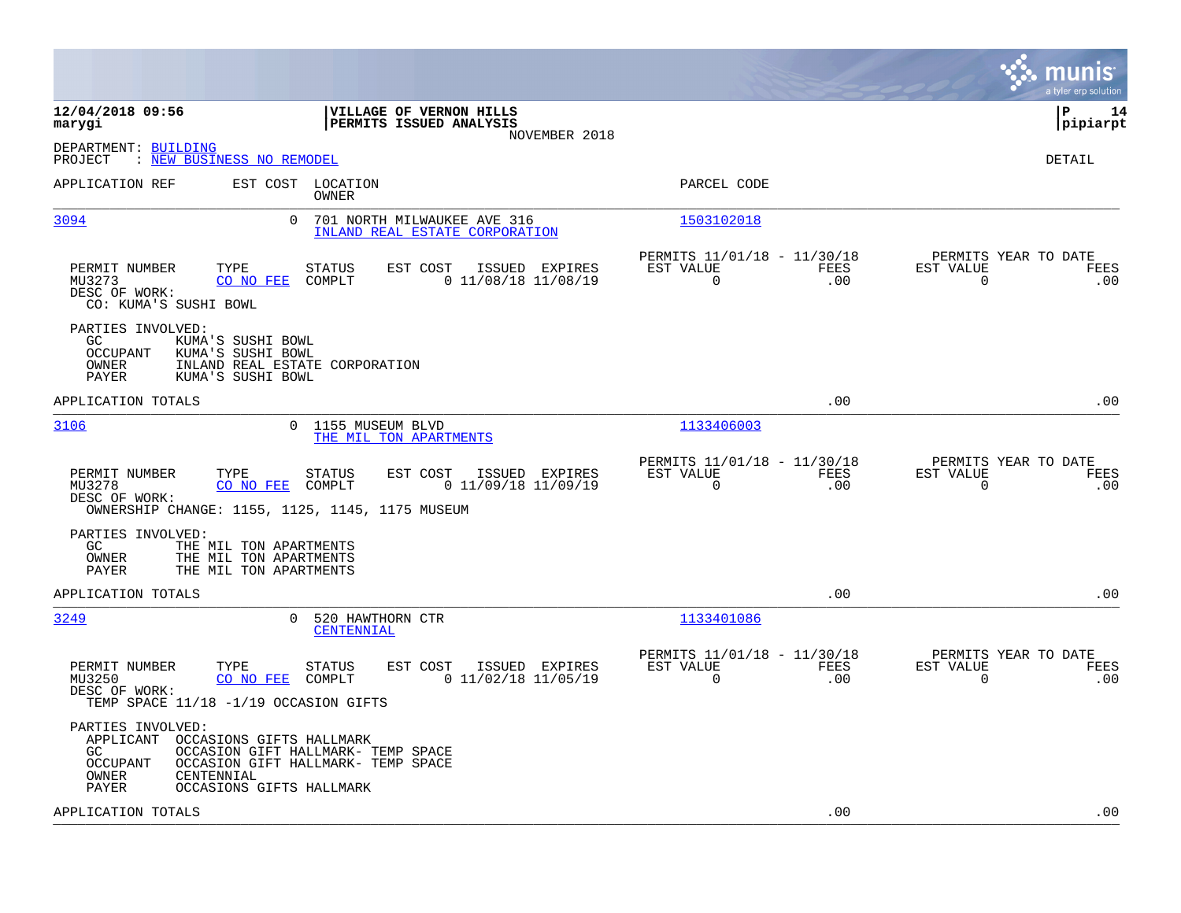**12/04/2018 09:56**
**marygi**

**VILLAGE OF VERNON HILLS**
**PERMITS ISSUED ANALYSIS**
NOVEMBER 2018

**P 14**
**pipiarpt**

DEPARTMENT: BUILDING
PROJECT : NEW BUSINESS NO REMODEL

DETAIL

| APPLICATION REF | EST COST | LOCATION / OWNER | PARCEL CODE |
|---|---|---|---|
| 3094 | 0 | 701 NORTH MILWAUKEE AVE 316 / INLAND REAL ESTATE CORPORATION | 1503102018 |

| PERMIT NUMBER | TYPE | STATUS | EST COST | ISSUED | EXPIRES | PERMITS 11/01/18 - 11/30/18 EST VALUE | FEES | PERMITS YEAR TO DATE EST VALUE | FEES |
|---|---|---|---|---|---|---|---|---|---|
| MU3273 | CO NO FEE | COMPLT | 0 | 11/08/18 | 11/08/19 | 0 | .00 | 0 | .00 |

DESC OF WORK:
CO: KUMA'S SUSHI BOWL

PARTIES INVOLVED:
- GC: KUMA'S SUSHI BOWL
- OCCUPANT: KUMA'S SUSHI BOWL
- OWNER: INLAND REAL ESTATE CORPORATION
- PAYER: KUMA'S SUSHI BOWL

APPLICATION TOTALS .00 .00

| APPLICATION REF | EST COST | LOCATION / OWNER | PARCEL CODE |
|---|---|---|---|
| 3106 | 0 | 1155 MUSEUM BLVD / THE MIL TON APARTMENTS | 1133406003 |

| PERMIT NUMBER | TYPE | STATUS | EST COST | ISSUED | EXPIRES | PERMITS 11/01/18 - 11/30/18 EST VALUE | FEES | PERMITS YEAR TO DATE EST VALUE | FEES |
|---|---|---|---|---|---|---|---|---|---|
| MU3278 | CO NO FEE | COMPLT | 0 | 11/09/18 | 11/09/19 | 0 | .00 | 0 | .00 |

DESC OF WORK:
OWNERSHIP CHANGE: 1155, 1125, 1145, 1175 MUSEUM

PARTIES INVOLVED:
- GC: THE MIL TON APARTMENTS
- OWNER: THE MIL TON APARTMENTS
- PAYER: THE MIL TON APARTMENTS

APPLICATION TOTALS .00 .00

| APPLICATION REF | EST COST | LOCATION / OWNER | PARCEL CODE |
|---|---|---|---|
| 3249 | 0 | 520 HAWTHORN CTR / CENTENNIAL | 1133401086 |

| PERMIT NUMBER | TYPE | STATUS | EST COST | ISSUED | EXPIRES | PERMITS 11/01/18 - 11/30/18 EST VALUE | FEES | PERMITS YEAR TO DATE EST VALUE | FEES |
|---|---|---|---|---|---|---|---|---|---|
| MU3250 | CO NO FEE | COMPLT | 0 | 11/02/18 | 11/05/19 | 0 | .00 | 0 | .00 |

DESC OF WORK:
TEMP SPACE 11/18 -1/19 OCCASION GIFTS

PARTIES INVOLVED:
- APPLICANT: OCCASIONS GIFTS HALLMARK
- GC: OCCASION GIFT HALLMARK- TEMP SPACE
- OCCUPANT: OCCASION GIFT HALLMARK- TEMP SPACE
- OWNER: CENTENNIAL
- PAYER: OCCASIONS GIFTS HALLMARK

APPLICATION TOTALS .00 .00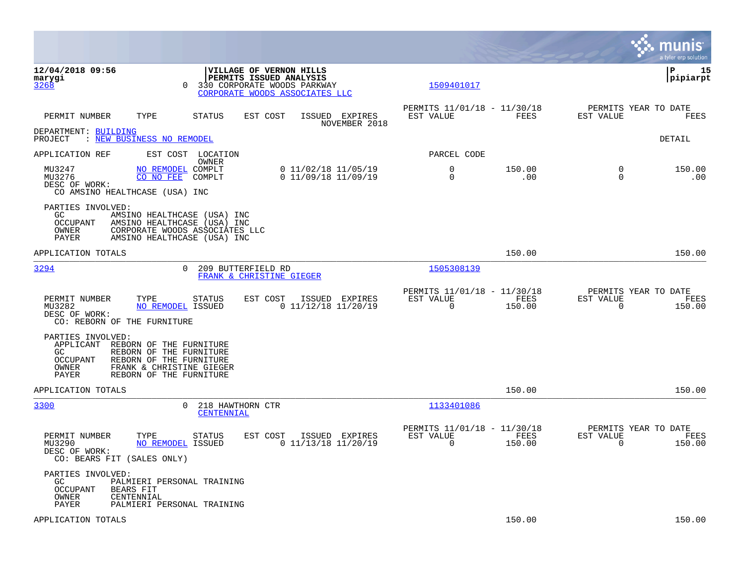**VILLAGE OF VERNON HILLS**
**PERMITS ISSUED ANALYSIS**

12/04/2018 09:56
marygi

pipiarpt

---

**3268** 0 330 CORPORATE WOODS PARKWAY — CORPORATE WOODS ASSOCIATES LLC — 1509401017

DEPARTMENT: BUILDING
PROJECT : NEW BUSINESS NO REMODEL — DETAIL

| PERMIT NUMBER | TYPE | STATUS | EST COST | ISSUED | EXPIRES | PERMITS 11/01/18 - 11/30/18 EST VALUE | FEES | PERMITS YEAR TO DATE EST VALUE | FEES |
|---|---|---|---|---|---|---|---|---|---|
| MU3247 | NO REMODEL | COMPLT | 0 | 11/02/18 | 11/05/19 | 0 | 150.00 | 0 | 150.00 |
| MU3276 | CO NO FEE | COMPLT | 0 | 11/09/18 | 11/09/19 | 0 | .00 | 0 | .00 |

DESC OF WORK:
CO AMSINO HEALTHCASE (USA) INC

PARTIES INVOLVED:
- GC: AMSINO HEALTHCASE (USA) INC
- OCCUPANT: AMSINO HEALTHCASE (USA) INC
- OWNER: CORPORATE WOODS ASSOCIATES LLC
- PAYER: AMSINO HEALTHCASE (USA) INC

APPLICATION TOTALS: 150.00 | 150.00

---

**3294** 0 209 BUTTERFIELD RD — FRANK & CHRISTINE GIEGER — 1505308139

| PERMIT NUMBER | TYPE | STATUS | EST COST | ISSUED | EXPIRES | PERMITS 11/01/18 - 11/30/18 EST VALUE | FEES | PERMITS YEAR TO DATE EST VALUE | FEES |
|---|---|---|---|---|---|---|---|---|---|
| MU3282 | NO REMODEL | ISSUED | 0 | 11/12/18 | 11/20/19 | 0 | 150.00 | 0 | 150.00 |

DESC OF WORK:
CO: REBORN OF THE FURNITURE

PARTIES INVOLVED:
- APPLICANT: REBORN OF THE FURNITURE
- GC: REBORN OF THE FURNITURE
- OCCUPANT: REBORN OF THE FURNITURE
- OWNER: FRANK & CHRISTINE GIEGER
- PAYER: REBORN OF THE FURNITURE

APPLICATION TOTALS: 150.00 | 150.00

---

**3300** 0 218 HAWTHORN CTR — CENTENNIAL — 1133401086

| PERMIT NUMBER | TYPE | STATUS | EST COST | ISSUED | EXPIRES | PERMITS 11/01/18 - 11/30/18 EST VALUE | FEES | PERMITS YEAR TO DATE EST VALUE | FEES |
|---|---|---|---|---|---|---|---|---|---|
| MU3290 | NO REMODEL | ISSUED | 0 | 11/13/18 | 11/20/19 | 0 | 150.00 | 0 | 150.00 |

DESC OF WORK:
CO: BEARS FIT (SALES ONLY)

PARTIES INVOLVED:
- GC: PALMIERI PERSONAL TRAINING
- OCCUPANT: BEARS FIT
- OWNER: CENTENNIAL
- PAYER: PALMIERI PERSONAL TRAINING

APPLICATION TOTALS: 150.00 | 150.00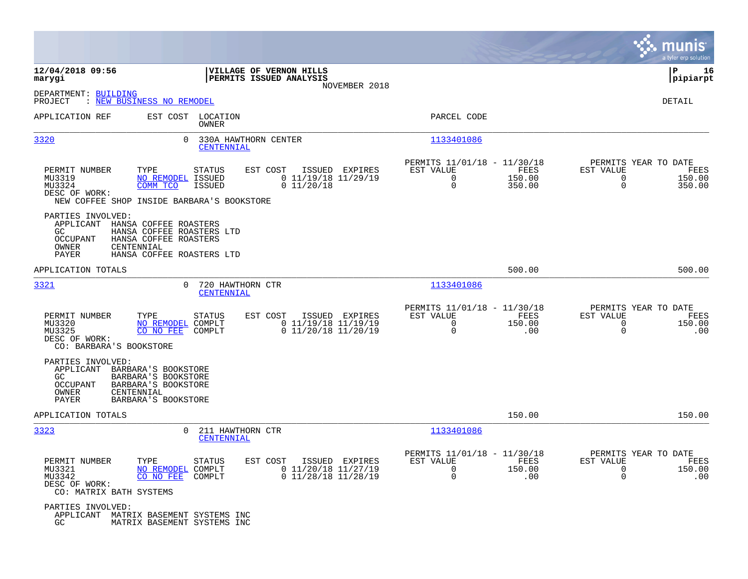**12/04/2018 09:56** 
**marygi**

**VILLAGE OF VERNON HILLS**
**PERMITS ISSUED ANALYSIS**
NOVEMBER 2018

**P 16**
**pipiarpt**

DEPARTMENT: BUILDING
PROJECT : NEW BUSINESS NO REMODEL

DETAIL

| APPLICATION REF | EST COST | LOCATION / OWNER | PARCEL CODE |
|---|---|---|---|
| 3320 | 0 | 330A HAWTHORN CENTER / CENTENNIAL | 1133401086 |

| PERMIT NUMBER | TYPE | STATUS | EST COST | ISSUED | EXPIRES | PERMITS 11/01/18 - 11/30/18 EST VALUE | FEES | PERMITS YEAR TO DATE EST VALUE | FEES |
|---|---|---|---|---|---|---|---|---|---|
| MU3319 | NO REMODEL | ISSUED | 0 | 11/19/18 | 11/29/19 | 0 | 150.00 | 0 | 150.00 |
| MU3324 | COMM TCO | ISSUED | 0 | 11/20/18 | | 0 | 350.00 | 0 | 350.00 |

DESC OF WORK:
NEW COFFEE SHOP INSIDE BARBARA'S BOOKSTORE

PARTIES INVOLVED:
- APPLICANT HANSA COFFEE ROASTERS
- GC HANSA COFFEE ROASTERS LTD
- OCCUPANT HANSA COFFEE ROASTERS
- OWNER CENTENNIAL
- PAYER HANSA COFFEE ROASTERS LTD

APPLICATION TOTALS 500.00 500.00

| APPLICATION REF | EST COST | LOCATION / OWNER | PARCEL CODE |
|---|---|---|---|
| 3321 | 0 | 720 HAWTHORN CTR / CENTENNIAL | 1133401086 |

| PERMIT NUMBER | TYPE | STATUS | EST COST | ISSUED | EXPIRES | PERMITS 11/01/18 - 11/30/18 EST VALUE | FEES | PERMITS YEAR TO DATE EST VALUE | FEES |
|---|---|---|---|---|---|---|---|---|---|
| MU3320 | NO REMODEL | COMPLT | 0 | 11/19/18 | 11/19/19 | 0 | 150.00 | 0 | 150.00 |
| MU3325 | CO NO FEE | COMPLT | 0 | 11/20/18 | 11/20/18 | 0 | .00 | 0 | .00 |

DESC OF WORK:
CO: BARBARA'S BOOKSTORE

PARTIES INVOLVED:
- APPLICANT BARBARA'S BOOKSTORE
- GC BARBARA'S BOOKSTORE
- OCCUPANT BARBARA'S BOOKSTORE
- OWNER CENTENNIAL
- PAYER BARBARA'S BOOKSTORE

APPLICATION TOTALS 150.00 150.00

| APPLICATION REF | EST COST | LOCATION / OWNER | PARCEL CODE |
|---|---|---|---|
| 3323 | 0 | 211 HAWTHORN CTR / CENTENNIAL | 1133401086 |

| PERMIT NUMBER | TYPE | STATUS | EST COST | ISSUED | EXPIRES | PERMITS 11/01/18 - 11/30/18 EST VALUE | FEES | PERMITS YEAR TO DATE EST VALUE | FEES |
|---|---|---|---|---|---|---|---|---|---|
| MU3321 | NO REMODEL | COMPLT | 0 | 11/20/18 | 11/27/19 | 0 | 150.00 | 0 | 150.00 |
| MU3342 | CO NO FEE | COMPLT | 0 | 11/28/18 | 11/28/19 | 0 | .00 | 0 | .00 |

DESC OF WORK:
CO: MATRIX BATH SYSTEMS

PARTIES INVOLVED:
- APPLICANT MATRIX BASEMENT SYSTEMS INC
- GC MATRIX BASEMENT SYSTEMS INC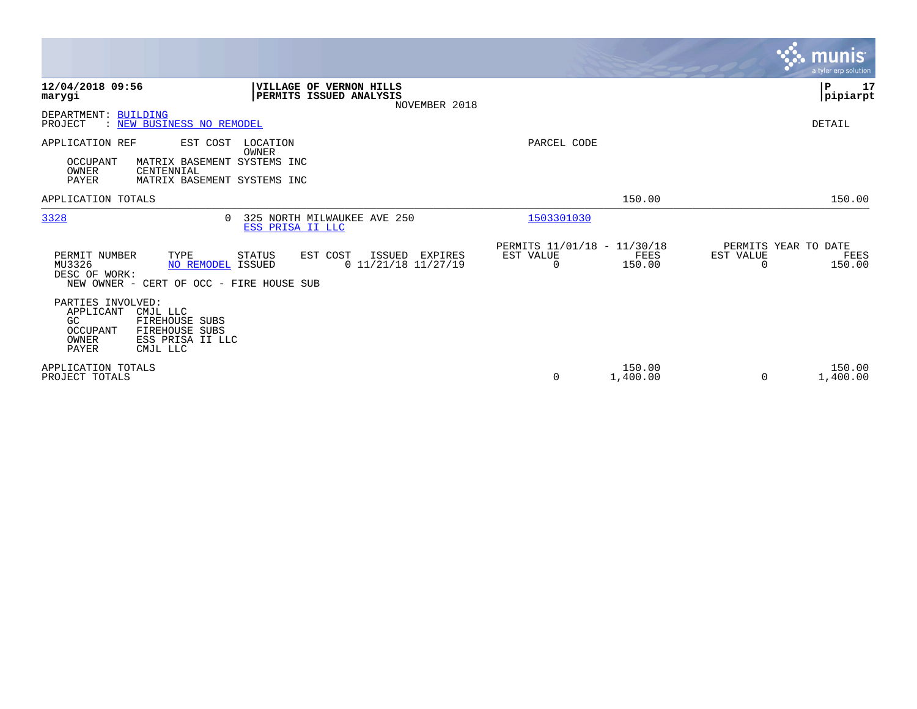**12/04/2018 09:56**
**marygi**

**VILLAGE OF VERNON HILLS**
**PERMITS ISSUED ANALYSIS**
NOVEMBER 2018

**P 17**
**pipiarpt**

DEPARTMENT: BUILDING
PROJECT : NEW BUSINESS NO REMODEL

DETAIL

APPLICATION REF    EST COST    LOCATION / OWNER    PARCEL CODE

OCCUPANT    MATRIX BASEMENT SYSTEMS INC
OWNER    CENTENNIAL
PAYER    MATRIX BASEMENT SYSTEMS INC

APPLICATION TOTALS    150.00    150.00

---

| APPLICATION REF | EST COST | LOCATION | OWNER | PARCEL CODE |
|---|---|---|---|---|
| 3328 | 0 | 325 NORTH MILWAUKEE AVE 250 | ESS PRISA II LLC | 1503301030 |

| PERMIT NUMBER | TYPE | STATUS | EST COST | ISSUED | EXPIRES | PERMITS 11/01/18 - 11/30/18 EST VALUE | FEES | PERMITS YEAR TO DATE EST VALUE | FEES |
|---|---|---|---|---|---|---|---|---|---|
| MU3326 | NO REMODEL | ISSUED | 0 | 11/21/18 | 11/27/19 | 0 | 150.00 | 0 | 150.00 |

DESC OF WORK:
NEW OWNER - CERT OF OCC - FIRE HOUSE SUB

PARTIES INVOLVED:
APPLICANT    CMJL LLC
GC    FIREHOUSE SUBS
OCCUPANT    FIREHOUSE SUBS
OWNER    ESS PRISA II LLC
PAYER    CMJL LLC

| | EST VALUE | FEES | EST VALUE | FEES |
|---|---|---|---|---|
| APPLICATION TOTALS | | 150.00 | | 150.00 |
| PROJECT TOTALS | 0 | 1,400.00 | 0 | 1,400.00 |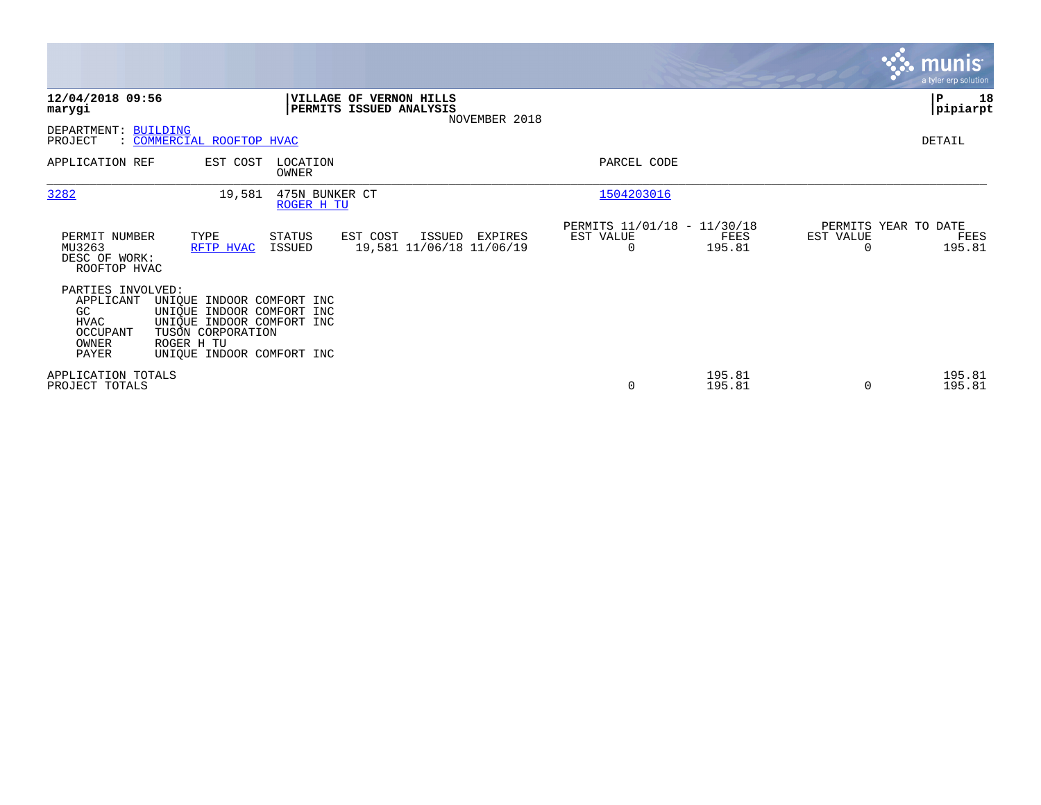**12/04/2018 09:56**
**marygi**

**VILLAGE OF VERNON HILLS**
**PERMITS ISSUED ANALYSIS**
NOVEMBER 2018

**P 18**
**pipiarpt**

DEPARTMENT: BUILDING
PROJECT : COMMERCIAL ROOFTOP HVAC

DETAIL

| APPLICATION REF | EST COST | LOCATION / OWNER | PARCEL CODE |
|---|---|---|---|
| 3282 | 19,581 | 475N BUNKER CT / ROGER H TU | 1504203016 |

| PERMIT NUMBER | TYPE | STATUS | EST COST | ISSUED | EXPIRES | PERMITS 11/01/18 - 11/30/18 EST VALUE | FEES | PERMITS YEAR TO DATE EST VALUE | FEES |
|---|---|---|---|---|---|---|---|---|---|
| MU3263 | RFTP HVAC | ISSUED | 19,581 | 11/06/18 | 11/06/19 | 0 | 195.81 | 0 | 195.81 |

DESC OF WORK:
ROOFTOP HVAC

PARTIES INVOLVED:

| Role | Name |
|---|---|
| APPLICANT | UNIQUE INDOOR COMFORT INC |
| GC | UNIQUE INDOOR COMFORT INC |
| HVAC | UNIQUE INDOOR COMFORT INC |
| OCCUPANT | TUSON CORPORATION |
| OWNER | ROGER H TU |
| PAYER | UNIQUE INDOOR COMFORT INC |

| | EST VALUE | FEES | YTD EST VALUE | YTD FEES |
|---|---|---|---|---|
| APPLICATION TOTALS | | 195.81 | | 195.81 |
| PROJECT TOTALS | 0 | 195.81 | 0 | 195.81 |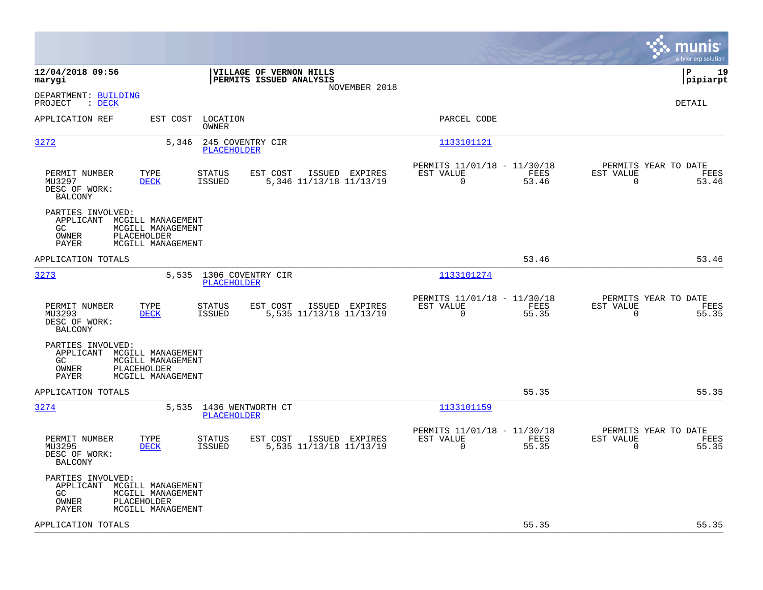12/04/2018 09:56
marygi

**VILLAGE OF VERNON HILLS**
**PERMITS ISSUED ANALYSIS**
NOVEMBER 2018

P 19
pipiarpt

DEPARTMENT: BUILDING
PROJECT : DECK

DETAIL

| APPLICATION REF | EST COST | LOCATION / OWNER | PARCEL CODE |
|---|---|---|---|
| 3272 | 5,346 | 245 COVENTRY CIR / PLACEHOLDER | 1133101121 |

| PERMIT NUMBER | TYPE | STATUS | EST COST | ISSUED | EXPIRES | PERMITS 11/01/18 - 11/30/18 EST VALUE | FEES | PERMITS YEAR TO DATE EST VALUE | FEES |
|---|---|---|---|---|---|---|---|---|---|
| MU3297 | DECK | ISSUED | 5,346 | 11/13/18 | 11/13/19 | 0 | 53.46 | 0 | 53.46 |

DESC OF WORK:
BALCONY

PARTIES INVOLVED:
- APPLICANT MCGILL MANAGEMENT
- GC MCGILL MANAGEMENT
- OWNER PLACEHOLDER
- PAYER MCGILL MANAGEMENT

APPLICATION TOTALS: 53.46 | 53.46

| APPLICATION REF | EST COST | LOCATION / OWNER | PARCEL CODE |
|---|---|---|---|
| 3273 | 5,535 | 1306 COVENTRY CIR / PLACEHOLDER | 1133101274 |

| PERMIT NUMBER | TYPE | STATUS | EST COST | ISSUED | EXPIRES | PERMITS 11/01/18 - 11/30/18 EST VALUE | FEES | PERMITS YEAR TO DATE EST VALUE | FEES |
|---|---|---|---|---|---|---|---|---|---|
| MU3293 | DECK | ISSUED | 5,535 | 11/13/18 | 11/13/19 | 0 | 55.35 | 0 | 55.35 |

DESC OF WORK:
BALCONY

PARTIES INVOLVED:
- APPLICANT MCGILL MANAGEMENT
- GC MCGILL MANAGEMENT
- OWNER PLACEHOLDER
- PAYER MCGILL MANAGEMENT

APPLICATION TOTALS: 55.35 | 55.35

| APPLICATION REF | EST COST | LOCATION / OWNER | PARCEL CODE |
|---|---|---|---|
| 3274 | 5,535 | 1436 WENTWORTH CT / PLACEHOLDER | 1133101159 |

| PERMIT NUMBER | TYPE | STATUS | EST COST | ISSUED | EXPIRES | PERMITS 11/01/18 - 11/30/18 EST VALUE | FEES | PERMITS YEAR TO DATE EST VALUE | FEES |
|---|---|---|---|---|---|---|---|---|---|
| MU3295 | DECK | ISSUED | 5,535 | 11/13/18 | 11/13/19 | 0 | 55.35 | 0 | 55.35 |

DESC OF WORK:
BALCONY

PARTIES INVOLVED:
- APPLICANT MCGILL MANAGEMENT
- GC MCGILL MANAGEMENT
- OWNER PLACEHOLDER
- PAYER MCGILL MANAGEMENT

APPLICATION TOTALS: 55.35 | 55.35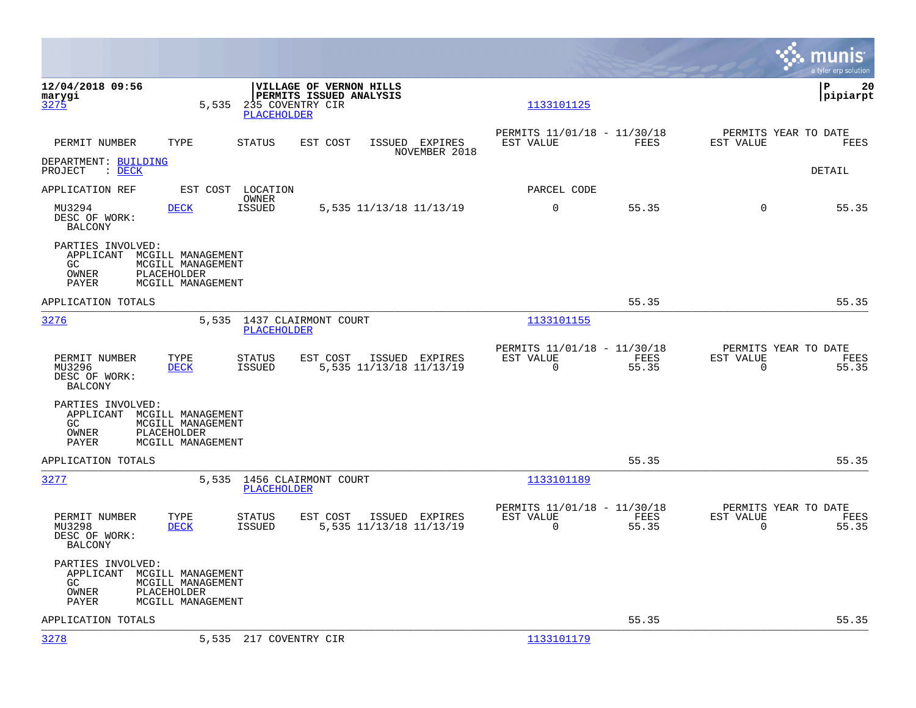12/04/2018 09:56
marygi

**VILLAGE OF VERNON HILLS**
**PERMITS ISSUED ANALYSIS**

P 20
pipiarpt

3275 5,535 235 COVENTRY CIR 1133101125
PLACEHOLDER

| PERMIT NUMBER | TYPE | STATUS | EST COST | ISSUED | EXPIRES | PERMITS 11/01/18 - 11/30/18 EST VALUE | FEES | PERMITS YEAR TO DATE EST VALUE | FEES |
|---|---|---|---|---|---|---|---|---|---|

NOVEMBER 2018

DEPARTMENT: BUILDING
PROJECT : DECK

DETAIL

| APPLICATION REF | EST COST | LOCATION / OWNER | | | | PARCEL CODE | | | |
|---|---|---|---|---|---|---|---|---|---|
| MU3294 | DECK | ISSUED | 5,535 | 11/13/18 | 11/13/19 | 0 | 55.35 | 0 | 55.35 |

DESC OF WORK:
BALCONY

PARTIES INVOLVED:
APPLICANT MCGILL MANAGEMENT
GC MCGILL MANAGEMENT
OWNER PLACEHOLDER
PAYER MCGILL MANAGEMENT

APPLICATION TOTALS 55.35 55.35

---

3276 5,535 1437 CLAIRMONT COURT 1133101155
PLACEHOLDER

| PERMIT NUMBER | TYPE | STATUS | EST COST | ISSUED | EXPIRES | PERMITS 11/01/18 - 11/30/18 EST VALUE | FEES | PERMITS YEAR TO DATE EST VALUE | FEES |
|---|---|---|---|---|---|---|---|---|---|
| MU3296 | DECK | ISSUED | 5,535 | 11/13/18 | 11/13/19 | 0 | 55.35 | 0 | 55.35 |

DESC OF WORK:
BALCONY

PARTIES INVOLVED:
APPLICANT MCGILL MANAGEMENT
GC MCGILL MANAGEMENT
OWNER PLACEHOLDER
PAYER MCGILL MANAGEMENT

APPLICATION TOTALS 55.35 55.35

---

3277 5,535 1456 CLAIRMONT COURT 1133101189
PLACEHOLDER

| PERMIT NUMBER | TYPE | STATUS | EST COST | ISSUED | EXPIRES | PERMITS 11/01/18 - 11/30/18 EST VALUE | FEES | PERMITS YEAR TO DATE EST VALUE | FEES |
|---|---|---|---|---|---|---|---|---|---|
| MU3298 | DECK | ISSUED | 5,535 | 11/13/18 | 11/13/19 | 0 | 55.35 | 0 | 55.35 |

DESC OF WORK:
BALCONY

PARTIES INVOLVED:
APPLICANT MCGILL MANAGEMENT
GC MCGILL MANAGEMENT
OWNER PLACEHOLDER
PAYER MCGILL MANAGEMENT

APPLICATION TOTALS 55.35 55.35

---

3278 5,535 217 COVENTRY CIR 1133101179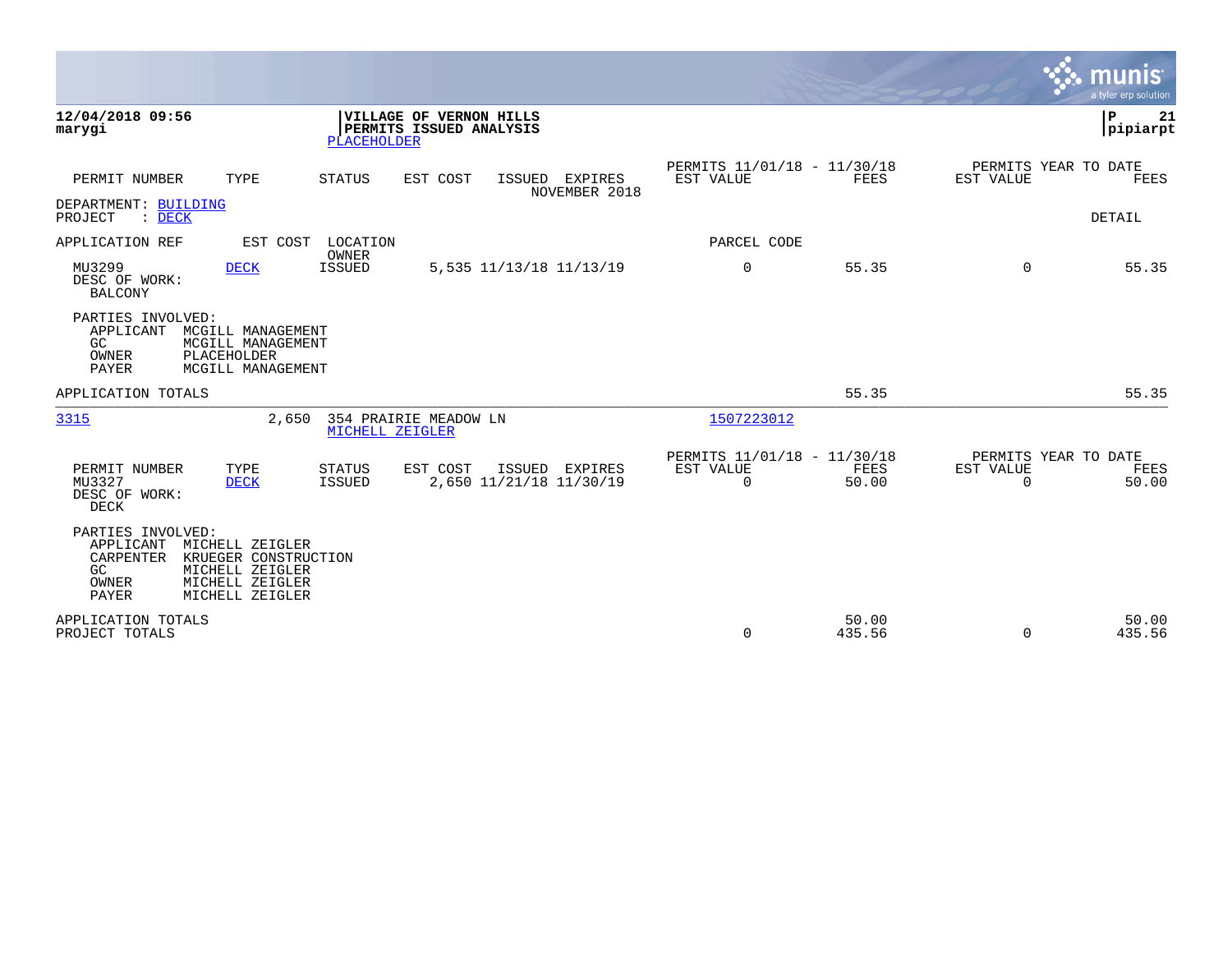**12/04/2018 09:56**
**marygi**

**VILLAGE OF VERNON HILLS**
**PERMITS ISSUED ANALYSIS**
PLACEHOLDER

**P 21**
**pipiarpt**

| PERMIT NUMBER | TYPE | STATUS | EST COST | ISSUED | EXPIRES | PERMITS 11/01/18 - 11/30/18 EST VALUE | FEES | PERMITS YEAR TO DATE EST VALUE | FEES |
|---|---|---|---|---|---|---|---|---|---|
| | | | | | NOVEMBER 2018 | | | | |

DEPARTMENT: BUILDING
PROJECT : DECK

DETAIL

| APPLICATION REF | EST COST | LOCATION / OWNER | | | | PARCEL CODE | | | |
|---|---|---|---|---|---|---|---|---|---|
| MU3299 | DECK | ISSUED | 5,535 | 11/13/18 | 11/13/19 | 0 | 55.35 | 0 | 55.35 |

DESC OF WORK:
BALCONY

PARTIES INVOLVED:
APPLICANT MCGILL MANAGEMENT
GC MCGILL MANAGEMENT
OWNER PLACEHOLDER
PAYER MCGILL MANAGEMENT

| APPLICATION TOTALS | | | | |
|---|---|---|---|---|
| | | 55.35 | | 55.35 |

| 3315 | 2,650 | 354 PRAIRIE MEADOW LN / MICHELL ZEIGLER | 1507223012 |
|---|---|---|---|

| PERMIT NUMBER | TYPE | STATUS | EST COST | ISSUED | EXPIRES | PERMITS 11/01/18 - 11/30/18 EST VALUE | FEES | PERMITS YEAR TO DATE EST VALUE | FEES |
|---|---|---|---|---|---|---|---|---|---|
| MU3327 | DECK | ISSUED | 2,650 | 11/21/18 | 11/30/19 | 0 | 50.00 | 0 | 50.00 |

DESC OF WORK:
DECK

PARTIES INVOLVED:
APPLICANT MICHELL ZEIGLER
CARPENTER KRUEGER CONSTRUCTION
GC MICHELL ZEIGLER
OWNER MICHELL ZEIGLER
PAYER MICHELL ZEIGLER

| | EST VALUE | FEES | EST VALUE | FEES |
|---|---|---|---|---|
| APPLICATION TOTALS | | 50.00 | | 50.00 |
| PROJECT TOTALS | 0 | 435.56 | 0 | 435.56 |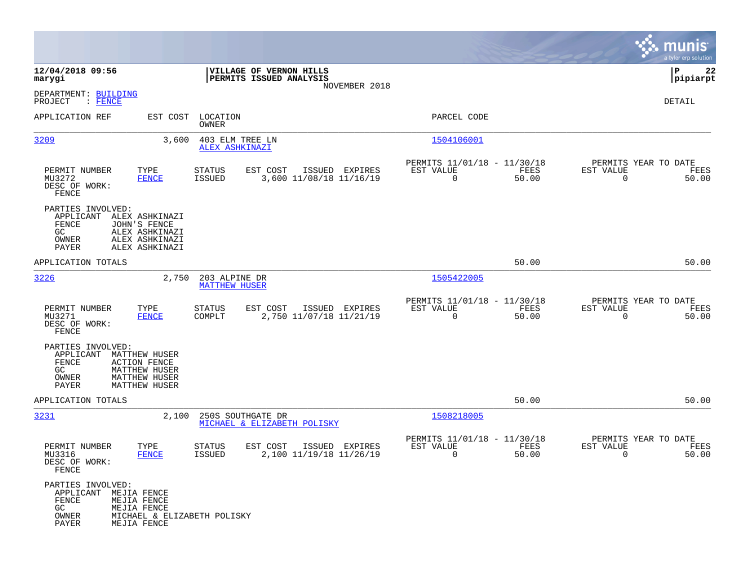**12/04/2018 09:56**
**marygi**

**VILLAGE OF VERNON HILLS**
**PERMITS ISSUED ANALYSIS**
NOVEMBER 2018

**P 22**
**pipiarpt**

DEPARTMENT: BUILDING
PROJECT : FENCE

DETAIL

| APPLICATION REF | EST COST | LOCATION / OWNER | PARCEL CODE |
|---|---|---|---|
| 3209 | 3,600 | 403 ELM TREE LN / ALEX ASHKINAZI | 1504106001 |

| PERMIT NUMBER | TYPE | STATUS | EST COST | ISSUED | EXPIRES | PERMITS 11/01/18 - 11/30/18 EST VALUE | FEES | PERMITS YEAR TO DATE EST VALUE | FEES |
|---|---|---|---|---|---|---|---|---|---|
| MU3272 | FENCE | ISSUED | 3,600 | 11/08/18 | 11/16/19 | 0 | 50.00 | 0 | 50.00 |

DESC OF WORK:
FENCE

PARTIES INVOLVED:
- APPLICANT ALEX ASHKINAZI
- FENCE JOHN'S FENCE
- GC ALEX ASHKINAZI
- OWNER ALEX ASHKINAZI
- PAYER ALEX ASHKINAZI

APPLICATION TOTALS 50.00 50.00

| APPLICATION REF | EST COST | LOCATION / OWNER | PARCEL CODE |
|---|---|---|---|
| 3226 | 2,750 | 203 ALPINE DR / MATTHEW HUSER | 1505422005 |

| PERMIT NUMBER | TYPE | STATUS | EST COST | ISSUED | EXPIRES | PERMITS 11/01/18 - 11/30/18 EST VALUE | FEES | PERMITS YEAR TO DATE EST VALUE | FEES |
|---|---|---|---|---|---|---|---|---|---|
| MU3271 | FENCE | COMPLT | 2,750 | 11/07/18 | 11/21/19 | 0 | 50.00 | 0 | 50.00 |

DESC OF WORK:
FENCE

PARTIES INVOLVED:
- APPLICANT MATTHEW HUSER
- FENCE ACTION FENCE
- GC MATTHEW HUSER
- OWNER MATTHEW HUSER
- PAYER MATTHEW HUSER

APPLICATION TOTALS 50.00 50.00

| APPLICATION REF | EST COST | LOCATION / OWNER | PARCEL CODE |
|---|---|---|---|
| 3231 | 2,100 | 250S SOUTHGATE DR / MICHAEL & ELIZABETH POLISKY | 1508218005 |

| PERMIT NUMBER | TYPE | STATUS | EST COST | ISSUED | EXPIRES | PERMITS 11/01/18 - 11/30/18 EST VALUE | FEES | PERMITS YEAR TO DATE EST VALUE | FEES |
|---|---|---|---|---|---|---|---|---|---|
| MU3316 | FENCE | ISSUED | 2,100 | 11/19/18 | 11/26/19 | 0 | 50.00 | 0 | 50.00 |

DESC OF WORK:
FENCE

PARTIES INVOLVED:
- APPLICANT MEJIA FENCE
- FENCE MEJIA FENCE
- GC MEJIA FENCE
- OWNER MICHAEL & ELIZABETH POLISKY
- PAYER MEJIA FENCE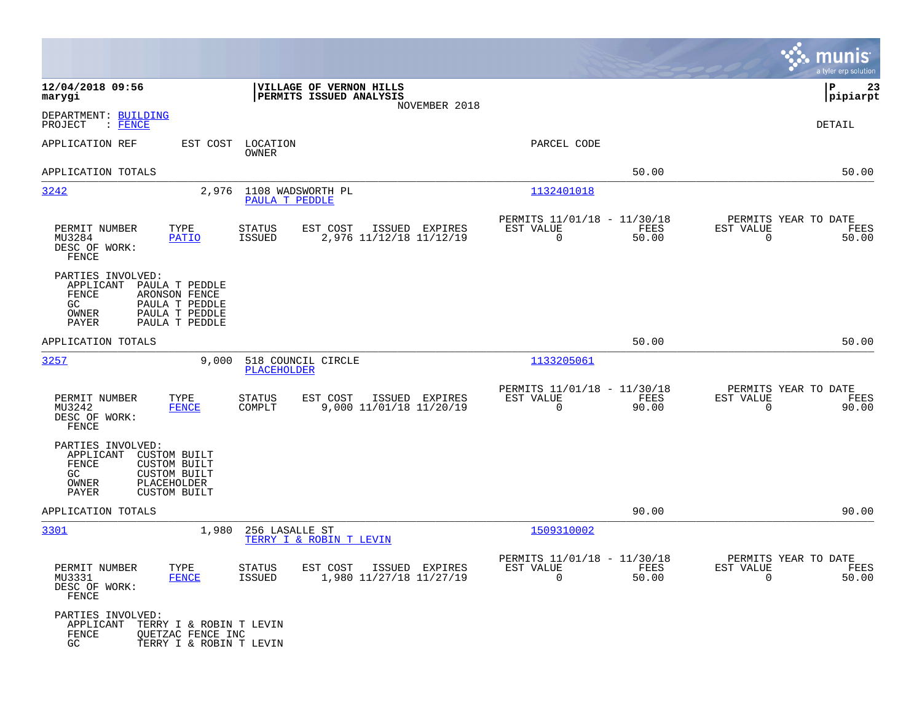**12/04/2018 09:56**
**marygi**

**VILLAGE OF VERNON HILLS**
**PERMITS ISSUED ANALYSIS**
NOVEMBER 2018

**P 23**
**pipiarpt**

DEPARTMENT: BUILDING
PROJECT : FENCE

DETAIL

| APPLICATION REF | EST COST | LOCATION / OWNER | PARCEL CODE | | |
|---|---|---|---|---|---|
| APPLICATION TOTALS | | | | 50.00 | 50.00 |

---

**3242** — EST COST: 2,976 — 1108 WADSWORTH PL — PAULA T PEDDLE — PARCEL CODE: 1132401018

| PERMIT NUMBER | TYPE | STATUS | EST COST | ISSUED | EXPIRES | PERMITS 11/01/18 - 11/30/18 EST VALUE | FEES | PERMITS YEAR TO DATE EST VALUE | FEES |
|---|---|---|---|---|---|---|---|---|---|
| MU3284 | PATIO | ISSUED | 2,976 | 11/12/18 | 11/12/19 | 0 | 50.00 | 0 | 50.00 |

DESC OF WORK:
FENCE

PARTIES INVOLVED:
- APPLICANT PAULA T PEDDLE
- FENCE ARONSON FENCE
- GC PAULA T PEDDLE
- OWNER PAULA T PEDDLE
- PAYER PAULA T PEDDLE

APPLICATION TOTALS: 50.00 | 50.00

---

**3257** — EST COST: 9,000 — 518 COUNCIL CIRCLE — PLACEHOLDER — PARCEL CODE: 1133205061

| PERMIT NUMBER | TYPE | STATUS | EST COST | ISSUED | EXPIRES | PERMITS 11/01/18 - 11/30/18 EST VALUE | FEES | PERMITS YEAR TO DATE EST VALUE | FEES |
|---|---|---|---|---|---|---|---|---|---|
| MU3242 | FENCE | COMPLT | 9,000 | 11/01/18 | 11/20/19 | 0 | 90.00 | 0 | 90.00 |

DESC OF WORK:
FENCE

PARTIES INVOLVED:
- APPLICANT CUSTOM BUILT
- FENCE CUSTOM BUILT
- GC CUSTOM BUILT
- OWNER PLACEHOLDER
- PAYER CUSTOM BUILT

APPLICATION TOTALS: 90.00 | 90.00

---

**3301** — EST COST: 1,980 — 256 LASALLE ST — TERRY I & ROBIN T LEVIN — PARCEL CODE: 1509310002

| PERMIT NUMBER | TYPE | STATUS | EST COST | ISSUED | EXPIRES | PERMITS 11/01/18 - 11/30/18 EST VALUE | FEES | PERMITS YEAR TO DATE EST VALUE | FEES |
|---|---|---|---|---|---|---|---|---|---|
| MU3331 | FENCE | ISSUED | 1,980 | 11/27/18 | 11/27/19 | 0 | 50.00 | 0 | 50.00 |

DESC OF WORK:
FENCE

PARTIES INVOLVED:
- APPLICANT TERRY I & ROBIN T LEVIN
- FENCE QUETZAC FENCE INC
- GC TERRY I & ROBIN T LEVIN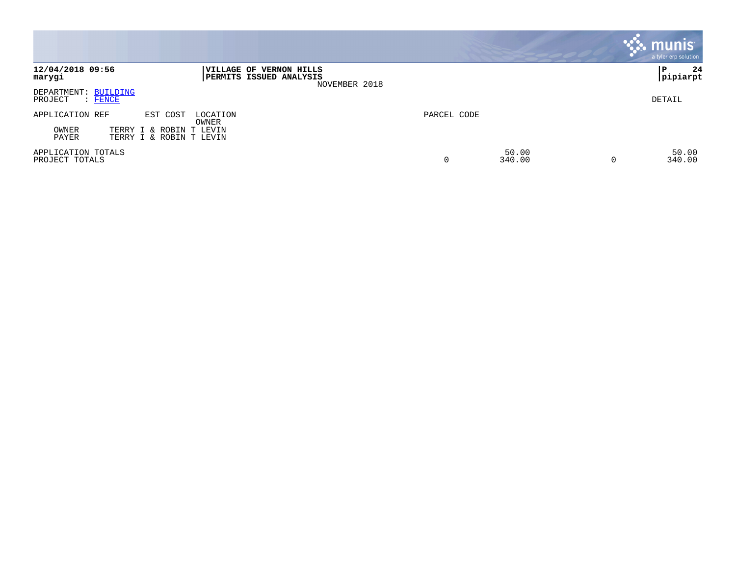**12/04/2018 09:56**
**marygi**

**VILLAGE OF VERNON HILLS**
**PERMITS ISSUED ANALYSIS**
NOVEMBER 2018

**P 24**
**pipiarpt**

DEPARTMENT: BUILDING
PROJECT : FENCE

DETAIL

| APPLICATION REF | EST COST | LOCATION / OWNER | PARCEL CODE | | | | |
|---|---|---|---|---|---|---|---|
| OWNER | TERRY I & ROBIN T LEVIN | | | | | | |
| PAYER | TERRY I & ROBIN T LEVIN | | | | | | |
| APPLICATION TOTALS | | | | | 50.00 | | 50.00 |
| PROJECT TOTALS | | | | 0 | 340.00 | 0 | 340.00 |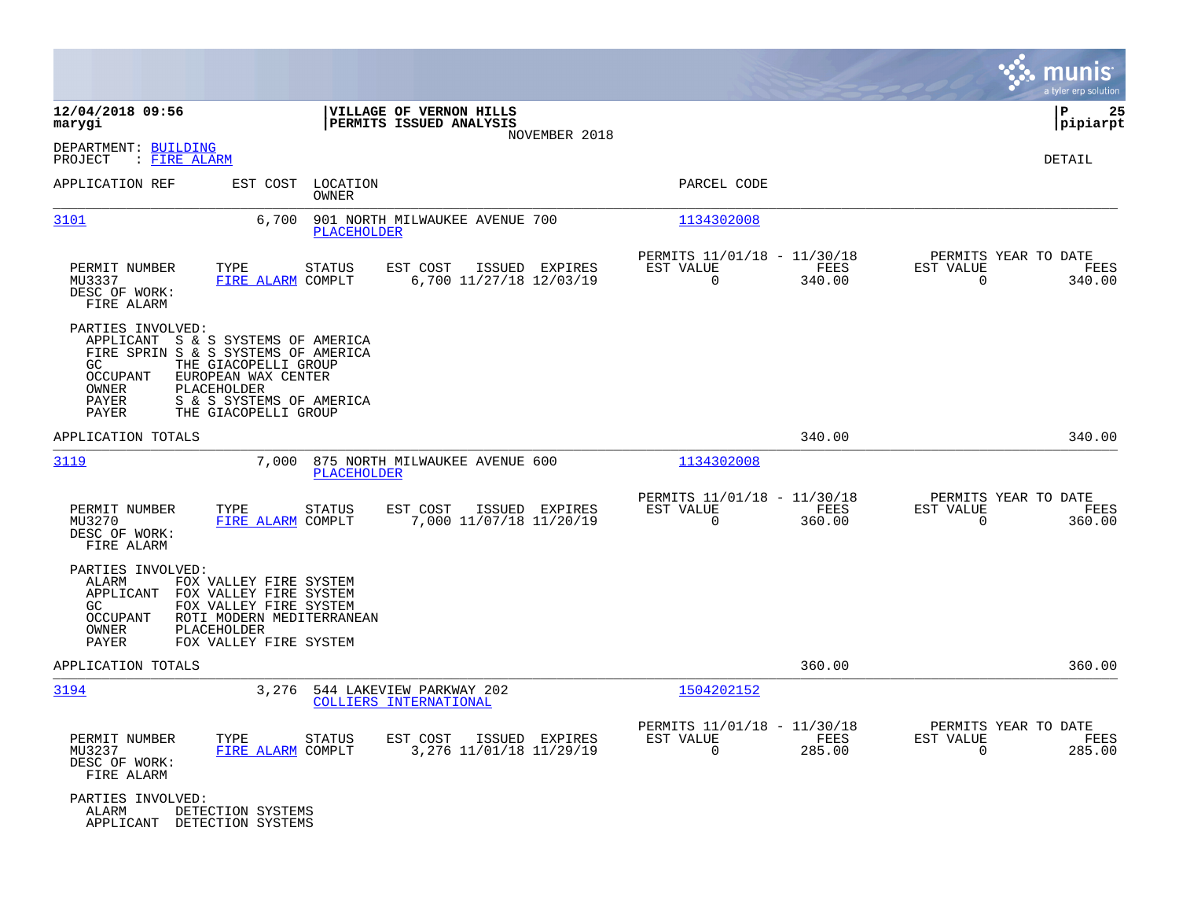**12/04/2018 09:56** | **VILLAGE OF VERNON HILLS** | **P 25**
**marygi** | **PERMITS ISSUED ANALYSIS** | **pipiarpt**

NOVEMBER 2018

DEPARTMENT: BUILDING
PROJECT : FIRE ALARM

DETAIL

| APPLICATION REF | EST COST | LOCATION / OWNER | PARCEL CODE |
|---|---|---|---|
| 3101 | 6,700 | 901 NORTH MILWAUKEE AVENUE 700 / PLACEHOLDER | 1134302008 |

| PERMIT NUMBER | TYPE | STATUS | EST COST | ISSUED | EXPIRES | PERMITS 11/01/18 - 11/30/18 EST VALUE | FEES | PERMITS YEAR TO DATE EST VALUE | FEES |
|---|---|---|---|---|---|---|---|---|---|
| MU3337 | FIRE ALARM | COMPLT | 6,700 | 11/27/18 | 12/03/19 | 0 | 340.00 | 0 | 340.00 |

DESC OF WORK:
FIRE ALARM

PARTIES INVOLVED:
- APPLICANT S & S SYSTEMS OF AMERICA
- FIRE SPRIN S & S SYSTEMS OF AMERICA
- GC THE GIACOPELLI GROUP
- OCCUPANT EUROPEAN WAX CENTER
- OWNER PLACEHOLDER
- PAYER S & S SYSTEMS OF AMERICA
- PAYER THE GIACOPELLI GROUP

APPLICATION TOTALS — 340.00 — 340.00

| APPLICATION REF | EST COST | LOCATION / OWNER | PARCEL CODE |
|---|---|---|---|
| 3119 | 7,000 | 875 NORTH MILWAUKEE AVENUE 600 / PLACEHOLDER | 1134302008 |

| PERMIT NUMBER | TYPE | STATUS | EST COST | ISSUED | EXPIRES | PERMITS 11/01/18 - 11/30/18 EST VALUE | FEES | PERMITS YEAR TO DATE EST VALUE | FEES |
|---|---|---|---|---|---|---|---|---|---|
| MU3270 | FIRE ALARM | COMPLT | 7,000 | 11/07/18 | 11/20/19 | 0 | 360.00 | 0 | 360.00 |

DESC OF WORK:
FIRE ALARM

PARTIES INVOLVED:
- ALARM FOX VALLEY FIRE SYSTEM
- APPLICANT FOX VALLEY FIRE SYSTEM
- GC FOX VALLEY FIRE SYSTEM
- OCCUPANT ROTI MODERN MEDITERRANEAN
- OWNER PLACEHOLDER
- PAYER FOX VALLEY FIRE SYSTEM

APPLICATION TOTALS — 360.00 — 360.00

| APPLICATION REF | EST COST | LOCATION / OWNER | PARCEL CODE |
|---|---|---|---|
| 3194 | 3,276 | 544 LAKEVIEW PARKWAY 202 / COLLIERS INTERNATIONAL | 1504202152 |

| PERMIT NUMBER | TYPE | STATUS | EST COST | ISSUED | EXPIRES | PERMITS 11/01/18 - 11/30/18 EST VALUE | FEES | PERMITS YEAR TO DATE EST VALUE | FEES |
|---|---|---|---|---|---|---|---|---|---|
| MU3237 | FIRE ALARM | COMPLT | 3,276 | 11/01/18 | 11/29/19 | 0 | 285.00 | 0 | 285.00 |

DESC OF WORK:
FIRE ALARM

PARTIES INVOLVED:
- ALARM DETECTION SYSTEMS
- APPLICANT DETECTION SYSTEMS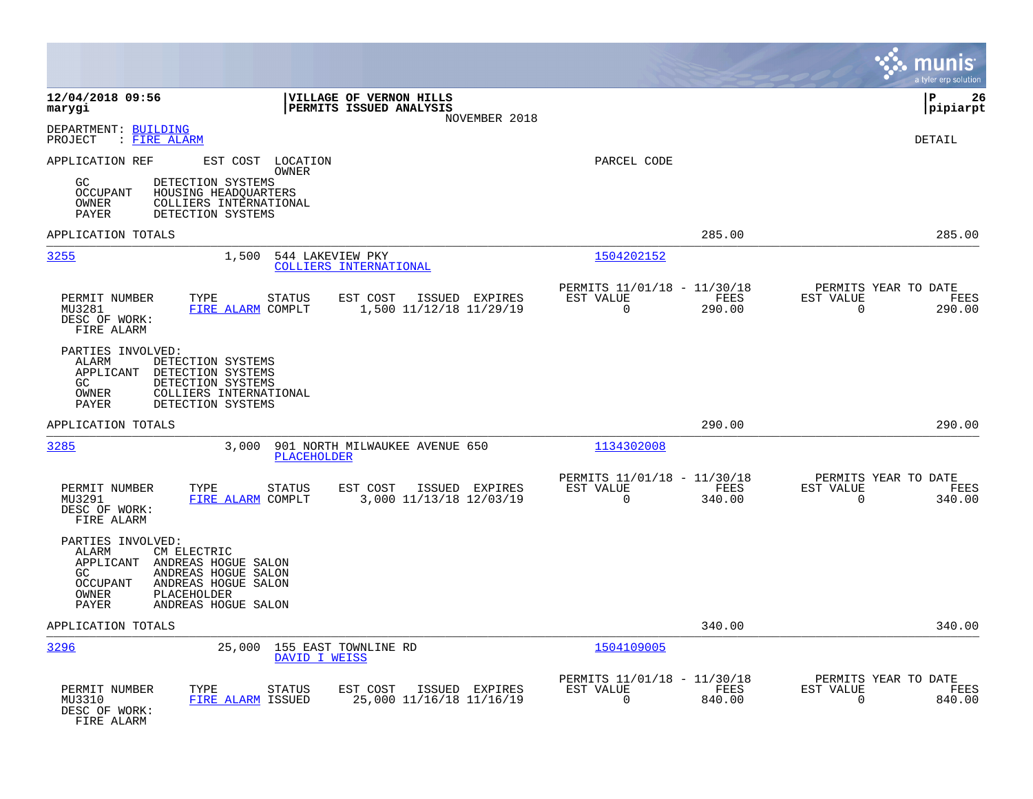**12/04/2018 09:56**
**marygi**

**VILLAGE OF VERNON HILLS**
**PERMITS ISSUED ANALYSIS**
NOVEMBER 2018

**P 26**
**pipiarpt**

DEPARTMENT: BUILDING
PROJECT : FIRE ALARM

DETAIL

APPLICATION REF EST COST LOCATION
OWNER
PARCEL CODE

GC DETECTION SYSTEMS
OCCUPANT HOUSING HEADQUARTERS
OWNER COLLIERS INTERNATIONAL
PAYER DETECTION SYSTEMS

APPLICATION TOTALS 285.00 285.00

---

**3255** 1,500 544 LAKEVIEW PKY
COLLIERS INTERNATIONAL
1504202152

| PERMIT NUMBER | TYPE | STATUS | EST COST | ISSUED | EXPIRES | PERMITS 11/01/18 - 11/30/18 EST VALUE | FEES | PERMITS YEAR TO DATE EST VALUE | FEES |
|---|---|---|---|---|---|---|---|---|---|
| MU3281 | FIRE ALARM | COMPLT | 1,500 | 11/12/18 | 11/29/19 | 0 | 290.00 | 0 | 290.00 |

DESC OF WORK:
FIRE ALARM

PARTIES INVOLVED:
ALARM DETECTION SYSTEMS
APPLICANT DETECTION SYSTEMS
GC DETECTION SYSTEMS
OWNER COLLIERS INTERNATIONAL
PAYER DETECTION SYSTEMS

APPLICATION TOTALS 290.00 290.00

---

**3285** 3,000 901 NORTH MILWAUKEE AVENUE 650
PLACEHOLDER
1134302008

| PERMIT NUMBER | TYPE | STATUS | EST COST | ISSUED | EXPIRES | PERMITS 11/01/18 - 11/30/18 EST VALUE | FEES | PERMITS YEAR TO DATE EST VALUE | FEES |
|---|---|---|---|---|---|---|---|---|---|
| MU3291 | FIRE ALARM | COMPLT | 3,000 | 11/13/18 | 12/03/19 | 0 | 340.00 | 0 | 340.00 |

DESC OF WORK:
FIRE ALARM

PARTIES INVOLVED:
ALARM CM ELECTRIC
APPLICANT ANDREAS HOGUE SALON
GC ANDREAS HOGUE SALON
OCCUPANT ANDREAS HOGUE SALON
OWNER PLACEHOLDER
PAYER ANDREAS HOGUE SALON

APPLICATION TOTALS 340.00 340.00

---

**3296** 25,000 155 EAST TOWNLINE RD
DAVID I WEISS
1504109005

| PERMIT NUMBER | TYPE | STATUS | EST COST | ISSUED | EXPIRES | PERMITS 11/01/18 - 11/30/18 EST VALUE | FEES | PERMITS YEAR TO DATE EST VALUE | FEES |
|---|---|---|---|---|---|---|---|---|---|
| MU3310 | FIRE ALARM | ISSUED | 25,000 | 11/16/18 | 11/16/19 | 0 | 840.00 | 0 | 840.00 |

DESC OF WORK:
FIRE ALARM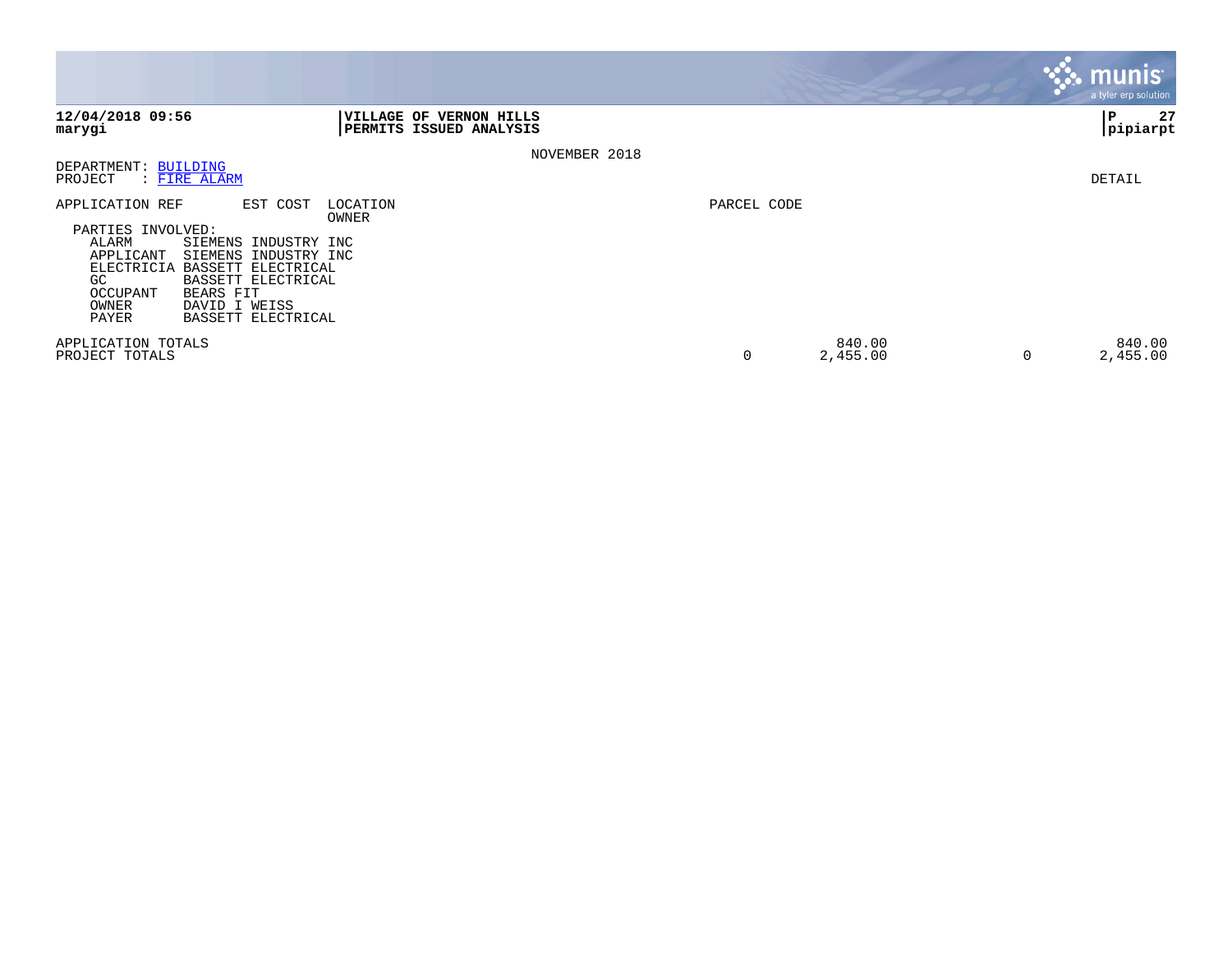**VILLAGE OF VERNON HILLS**
**PERMITS ISSUED ANALYSIS**

NOVEMBER 2018

DEPARTMENT: BUILDING
PROJECT : FIRE ALARM

DETAIL

| APPLICATION REF | EST COST | LOCATION / OWNER | PARCEL CODE | | | | |
|---|---|---|---|---|---|---|---|

PARTIES INVOLVED:

| | |
|---|---|
| ALARM | SIEMENS INDUSTRY INC |
| APPLICANT | SIEMENS INDUSTRY INC |
| ELECTRICIA | BASSETT ELECTRICAL |
| GC | BASSETT ELECTRICAL |
| OCCUPANT | BEARS FIT |
| OWNER | DAVID I WEISS |
| PAYER | BASSETT ELECTRICAL |

| | | | | |
|---|---|---|---|---|
| APPLICATION TOTALS | | 840.00 | | 840.00 |
| PROJECT TOTALS | 0 | 2,455.00 | 0 | 2,455.00 |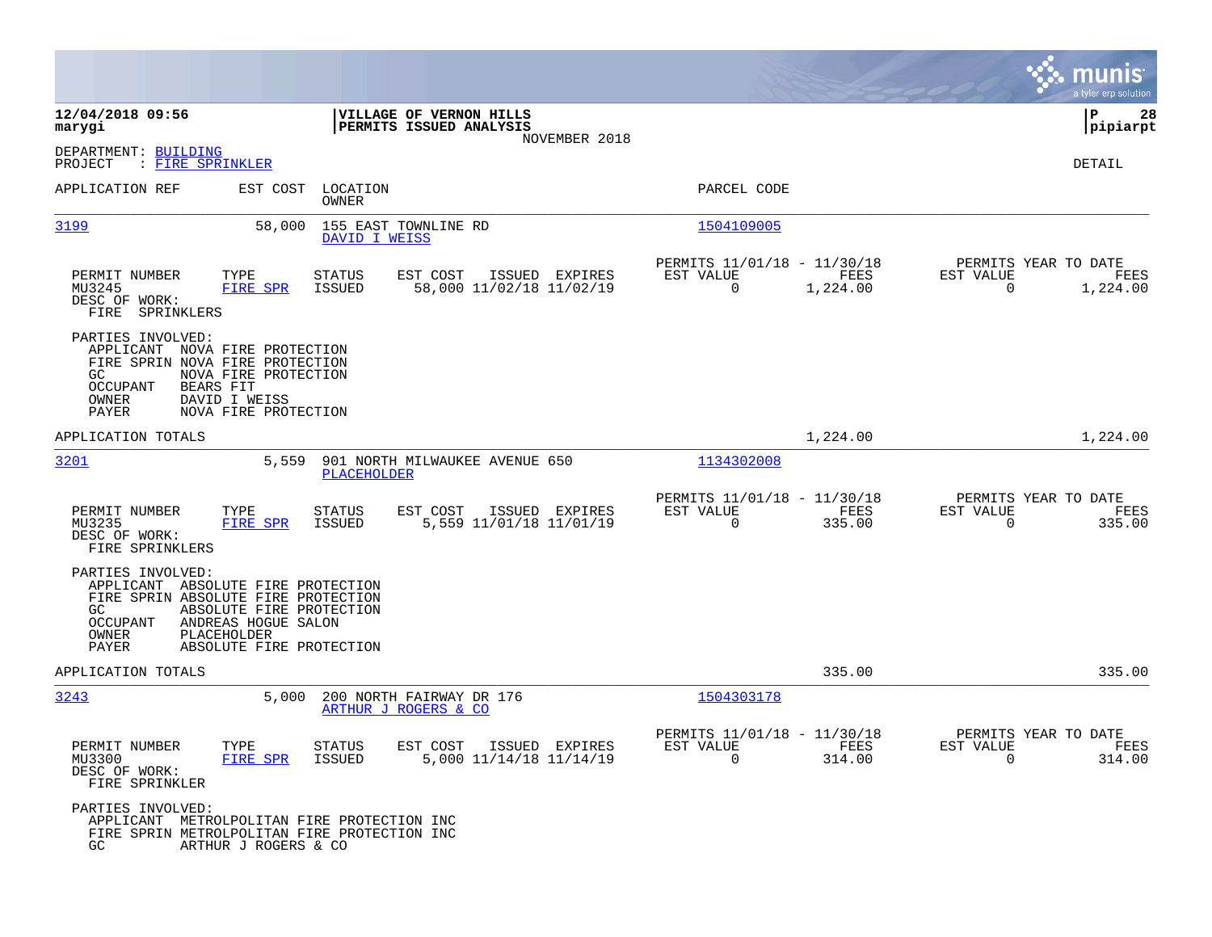**12/04/2018 09:56**
**marygi**

**VILLAGE OF VERNON HILLS**
**PERMITS ISSUED ANALYSIS**
NOVEMBER 2018

**P 28**
**pipiarpt**

DEPARTMENT: BUILDING
PROJECT : FIRE SPRINKLER

DETAIL

| APPLICATION REF | EST COST | LOCATION / OWNER | PARCEL CODE |
|---|---|---|---|
| 3199 | 58,000 | 155 EAST TOWNLINE RD / DAVID I WEISS | 1504109005 |

| PERMIT NUMBER | TYPE | STATUS | EST COST | ISSUED | EXPIRES | PERMITS 11/01/18 - 11/30/18 EST VALUE | FEES | PERMITS YEAR TO DATE EST VALUE | FEES |
|---|---|---|---|---|---|---|---|---|---|
| MU3245 | FIRE SPR | ISSUED | 58,000 | 11/02/18 | 11/02/19 | 0 | 1,224.00 | 0 | 1,224.00 |

DESC OF WORK:
FIRE SPRINKLERS

PARTIES INVOLVED:
- APPLICANT NOVA FIRE PROTECTION
- FIRE SPRIN NOVA FIRE PROTECTION
- GC NOVA FIRE PROTECTION
- OCCUPANT BEARS FIT
- OWNER DAVID I WEISS
- PAYER NOVA FIRE PROTECTION

APPLICATION TOTALS: 1,224.00 | 1,224.00

| APPLICATION REF | EST COST | LOCATION / OWNER | PARCEL CODE |
|---|---|---|---|
| 3201 | 5,559 | 901 NORTH MILWAUKEE AVENUE 650 / PLACEHOLDER | 1134302008 |

| PERMIT NUMBER | TYPE | STATUS | EST COST | ISSUED | EXPIRES | PERMITS 11/01/18 - 11/30/18 EST VALUE | FEES | PERMITS YEAR TO DATE EST VALUE | FEES |
|---|---|---|---|---|---|---|---|---|---|
| MU3235 | FIRE SPR | ISSUED | 5,559 | 11/01/18 | 11/01/19 | 0 | 335.00 | 0 | 335.00 |

DESC OF WORK:
FIRE SPRINKLERS

PARTIES INVOLVED:
- APPLICANT ABSOLUTE FIRE PROTECTION
- FIRE SPRIN ABSOLUTE FIRE PROTECTION
- GC ABSOLUTE FIRE PROTECTION
- OCCUPANT ANDREAS HOGUE SALON
- OWNER PLACEHOLDER
- PAYER ABSOLUTE FIRE PROTECTION

APPLICATION TOTALS: 335.00 | 335.00

| APPLICATION REF | EST COST | LOCATION / OWNER | PARCEL CODE |
|---|---|---|---|
| 3243 | 5,000 | 200 NORTH FAIRWAY DR 176 / ARTHUR J ROGERS & CO | 1504303178 |

| PERMIT NUMBER | TYPE | STATUS | EST COST | ISSUED | EXPIRES | PERMITS 11/01/18 - 11/30/18 EST VALUE | FEES | PERMITS YEAR TO DATE EST VALUE | FEES |
|---|---|---|---|---|---|---|---|---|---|
| MU3300 | FIRE SPR | ISSUED | 5,000 | 11/14/18 | 11/14/19 | 0 | 314.00 | 0 | 314.00 |

DESC OF WORK:
FIRE SPRINKLER

PARTIES INVOLVED:
- APPLICANT METROLPOLITAN FIRE PROTECTION INC
- FIRE SPRIN METROLPOLITAN FIRE PROTECTION INC
- GC ARTHUR J ROGERS & CO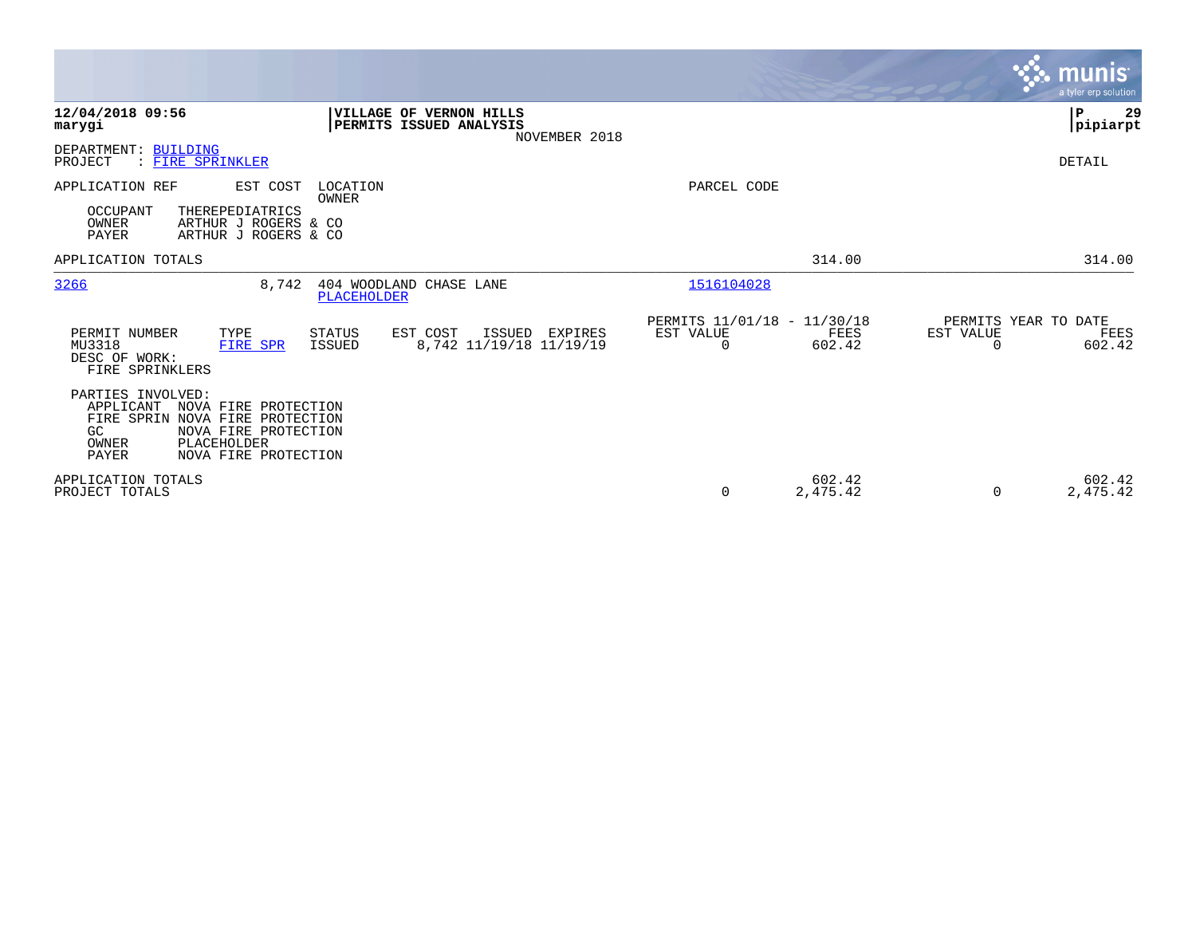**12/04/2018 09:56**
**marygi**

**VILLAGE OF VERNON HILLS**
**PERMITS ISSUED ANALYSIS**
NOVEMBER 2018

**P 29**
**pipiarpt**

DEPARTMENT: BUILDING
PROJECT : FIRE SPRINKLER

DETAIL

| APPLICATION REF | EST COST | LOCATION / OWNER | PARCEL CODE | | |
|---|---|---|---|---|---|
| OCCUPANT THEREPEDIATRICS | | | | | |
| OWNER ARTHUR J ROGERS & CO | | | | | |
| PAYER ARTHUR J ROGERS & CO | | | | | |
| APPLICATION TOTALS | | | | 314.00 | 314.00 |
| 3266 | 8,742 | 404 WOODLAND CHASE LANE / PLACEHOLDER | 1516104028 | | |

| PERMIT NUMBER | TYPE | STATUS | EST COST | ISSUED | EXPIRES | PERMITS 11/01/18 - 11/30/18 EST VALUE | FEES | PERMITS YEAR TO DATE EST VALUE | FEES |
|---|---|---|---|---|---|---|---|---|---|
| MU3318 | FIRE SPR | ISSUED | 8,742 | 11/19/18 | 11/19/19 | 0 | 602.42 | 0 | 602.42 |

DESC OF WORK:
FIRE SPRINKLERS

PARTIES INVOLVED:
- APPLICANT NOVA FIRE PROTECTION
- FIRE SPRIN NOVA FIRE PROTECTION
- GC NOVA FIRE PROTECTION
- OWNER PLACEHOLDER
- PAYER NOVA FIRE PROTECTION

| | EST VALUE | FEES | EST VALUE | FEES |
|---|---|---|---|---|
| APPLICATION TOTALS | | 602.42 | | 602.42 |
| PROJECT TOTALS | 0 | 2,475.42 | 0 | 2,475.42 |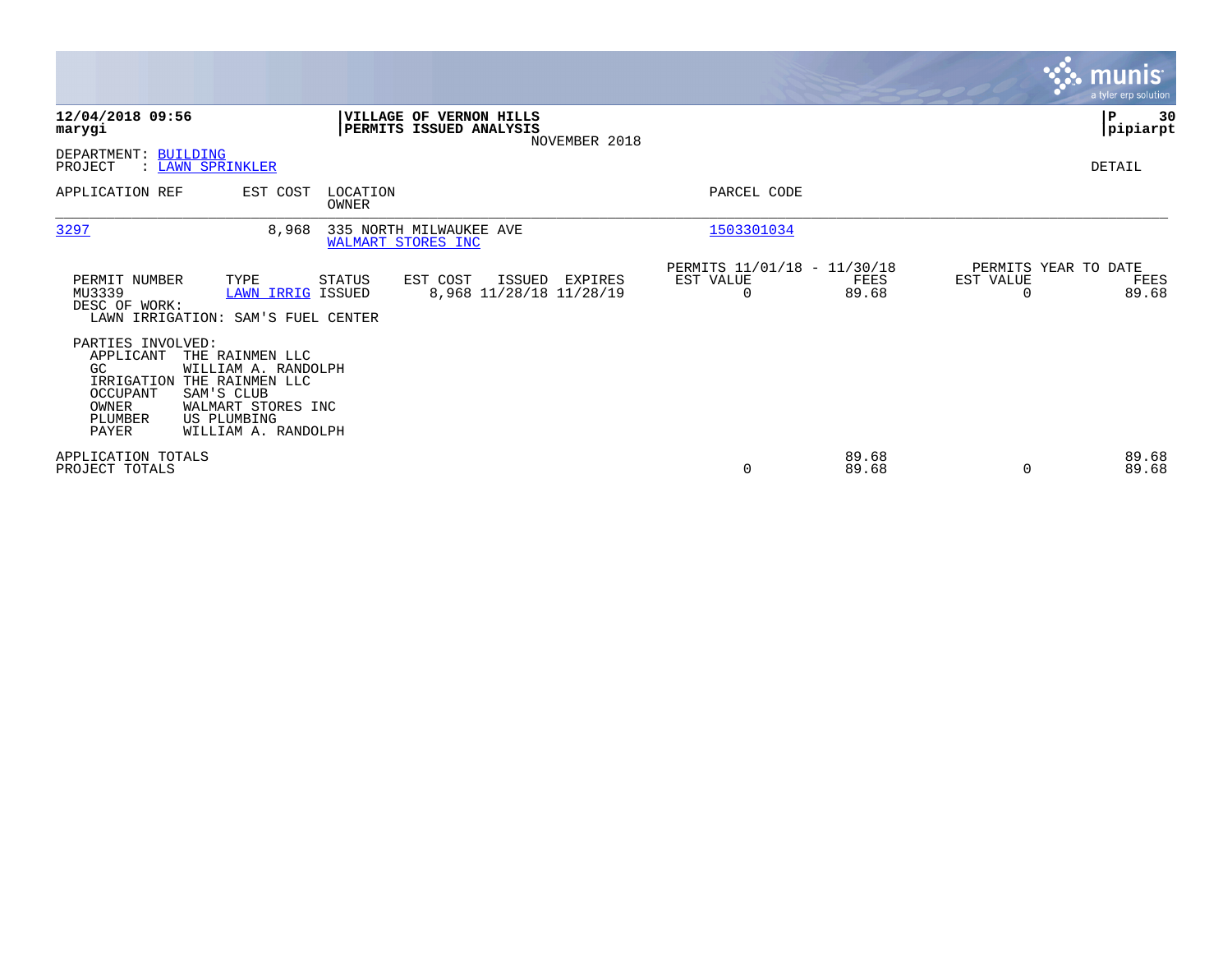**12/04/2018 09:56**
**marygi**

**VILLAGE OF VERNON HILLS**
**PERMITS ISSUED ANALYSIS**
NOVEMBER 2018

**P 30**
**pipiarpt**

DEPARTMENT: BUILDING
PROJECT : LAWN SPRINKLER

DETAIL

| APPLICATION REF | EST COST | LOCATION / OWNER | PARCEL CODE |
|---|---|---|---|
| 3297 | 8,968 | 335 NORTH MILWAUKEE AVE / WALMART STORES INC | 1503301034 |

| PERMIT NUMBER | TYPE | STATUS | EST COST | ISSUED | EXPIRES | PERMITS 11/01/18 - 11/30/18 EST VALUE | FEES | PERMITS YEAR TO DATE EST VALUE | FEES |
|---|---|---|---|---|---|---|---|---|---|
| MU3339 | LAWN IRRIG | ISSUED | 8,968 | 11/28/18 | 11/28/19 | 0 | 89.68 | 0 | 89.68 |

DESC OF WORK:
LAWN IRRIGATION: SAM'S FUEL CENTER

PARTIES INVOLVED:

| Role | Name |
|---|---|
| APPLICANT | THE RAINMEN LLC |
| GC | WILLIAM A. RANDOLPH |
| IRRIGATION | THE RAINMEN LLC |
| OCCUPANT | SAM'S CLUB |
| OWNER | WALMART STORES INC |
| PLUMBER | US PLUMBING |
| PAYER | WILLIAM A. RANDOLPH |

| | EST VALUE | FEES | YTD EST VALUE | YTD FEES |
|---|---|---|---|---|
| APPLICATION TOTALS | | 89.68 | | 89.68 |
| PROJECT TOTALS | 0 | 89.68 | 0 | 89.68 |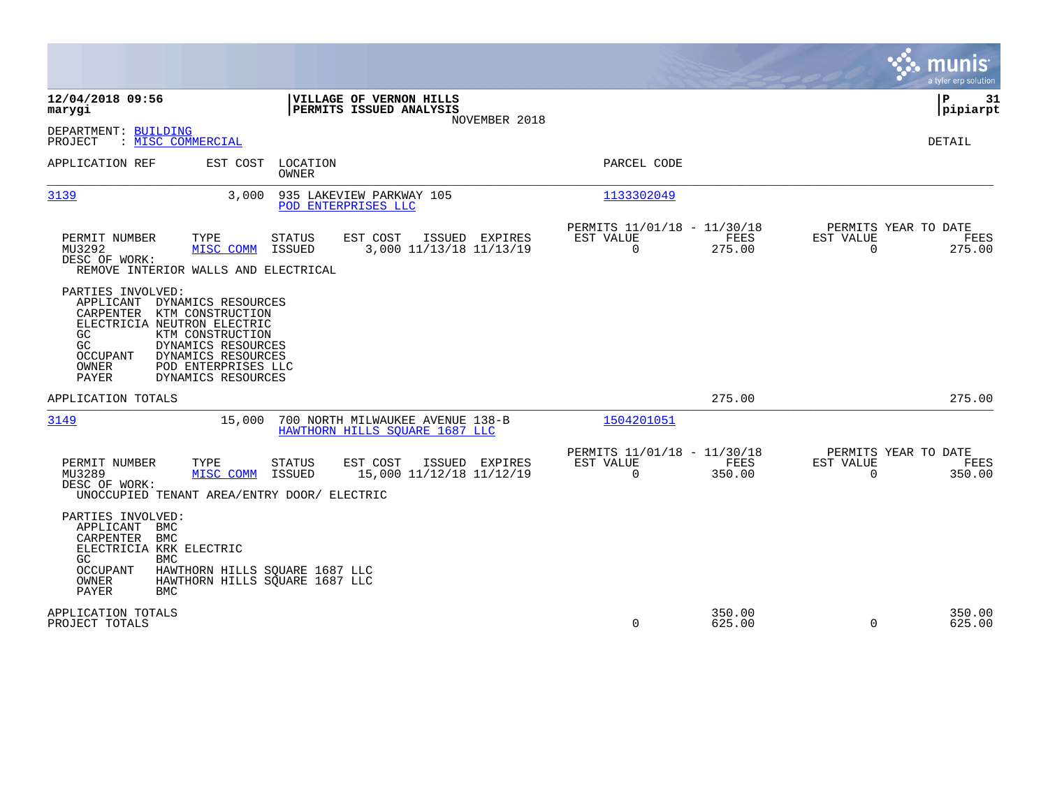**12/04/2018 09:56**
**marygi**

**VILLAGE OF VERNON HILLS**
**PERMITS ISSUED ANALYSIS**
NOVEMBER 2018

**pipiarpt**

DEPARTMENT: BUILDING
PROJECT : MISC COMMERCIAL

DETAIL

| APPLICATION REF | EST COST | LOCATION / OWNER | PARCEL CODE |
|---|---|---|---|
| 3139 | 3,000 | 935 LAKEVIEW PARKWAY 105 / POD ENTERPRISES LLC | 1133302049 |

| PERMIT NUMBER | TYPE | STATUS | EST COST | ISSUED | EXPIRES | PERMITS 11/01/18 - 11/30/18 EST VALUE | FEES | PERMITS YEAR TO DATE EST VALUE | FEES |
|---|---|---|---|---|---|---|---|---|---|
| MU3292 | MISC COMM | ISSUED | 3,000 | 11/13/18 | 11/13/19 | 0 | 275.00 | 0 | 275.00 |

DESC OF WORK:
REMOVE INTERIOR WALLS AND ELECTRICAL

PARTIES INVOLVED:

| Role | Party |
|---|---|
| APPLICANT | DYNAMICS RESOURCES |
| CARPENTER | KTM CONSTRUCTION |
| ELECTRICIA | NEUTRON ELECTRIC |
| GC | KTM CONSTRUCTION |
| GC | DYNAMICS RESOURCES |
| OCCUPANT | DYNAMICS RESOURCES |
| OWNER | POD ENTERPRISES LLC |
| PAYER | DYNAMICS RESOURCES |

APPLICATION TOTALS — 275.00 — 275.00

| APPLICATION REF | EST COST | LOCATION / OWNER | PARCEL CODE |
|---|---|---|---|
| 3149 | 15,000 | 700 NORTH MILWAUKEE AVENUE 138-B / HAWTHORN HILLS SQUARE 1687 LLC | 1504201051 |

| PERMIT NUMBER | TYPE | STATUS | EST COST | ISSUED | EXPIRES | PERMITS 11/01/18 - 11/30/18 EST VALUE | FEES | PERMITS YEAR TO DATE EST VALUE | FEES |
|---|---|---|---|---|---|---|---|---|---|
| MU3289 | MISC COMM | ISSUED | 15,000 | 11/12/18 | 11/12/19 | 0 | 350.00 | 0 | 350.00 |

DESC OF WORK:
UNOCCUPIED TENANT AREA/ENTRY DOOR/ ELECTRIC

PARTIES INVOLVED:

| Role | Party |
|---|---|
| APPLICANT | BMC |
| CARPENTER | BMC |
| ELECTRICIA | KRK ELECTRIC |
| GC | BMC |
| OCCUPANT | HAWTHORN HILLS SQUARE 1687 LLC |
| OWNER | HAWTHORN HILLS SQUARE 1687 LLC |
| PAYER | BMC |

| | PERIOD EST VALUE | PERIOD FEES | YTD EST VALUE | YTD FEES |
|---|---|---|---|---|
| APPLICATION TOTALS | | 350.00 | | 350.00 |
| PROJECT TOTALS | 0 | 625.00 | 0 | 625.00 |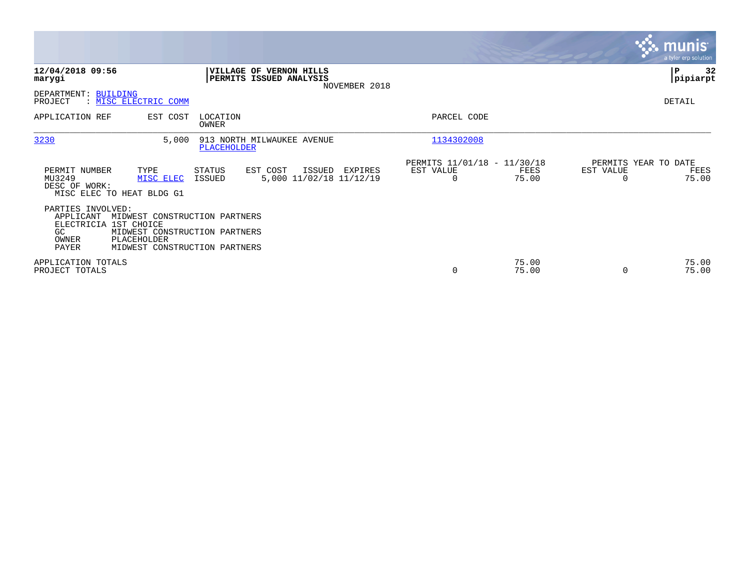**12/04/2018 09:56**
**marygi**

**VILLAGE OF VERNON HILLS**
**PERMITS ISSUED ANALYSIS**
NOVEMBER 2018

**P 32**
**pipiarpt**

DEPARTMENT: BUILDING
PROJECT : MISC ELECTRIC COMM

DETAIL

| APPLICATION REF | EST COST | LOCATION / OWNER | PARCEL CODE |
|---|---|---|---|
| 3230 | 5,000 | 913 NORTH MILWAUKEE AVENUE / PLACEHOLDER | 1134302008 |

| PERMIT NUMBER | TYPE | STATUS | EST COST | ISSUED | EXPIRES | PERMITS 11/01/18 - 11/30/18 EST VALUE | FEES | PERMITS YEAR TO DATE EST VALUE | FEES |
|---|---|---|---|---|---|---|---|---|---|
| MU3249 | MISC ELEC | ISSUED | 5,000 | 11/02/18 | 11/12/19 | 0 | 75.00 | 0 | 75.00 |

DESC OF WORK:
MISC ELEC TO HEAT BLDG G1

PARTIES INVOLVED:

| | |
|---|---|
| APPLICANT | MIDWEST CONSTRUCTION PARTNERS |
| ELECTRICIA | 1ST CHOICE |
| GC | MIDWEST CONSTRUCTION PARTNERS |
| OWNER | PLACEHOLDER |
| PAYER | MIDWEST CONSTRUCTION PARTNERS |

| | EST VALUE | FEES | EST VALUE | FEES |
|---|---|---|---|---|
| APPLICATION TOTALS | | 75.00 | | 75.00 |
| PROJECT TOTALS | 0 | 75.00 | 0 | 75.00 |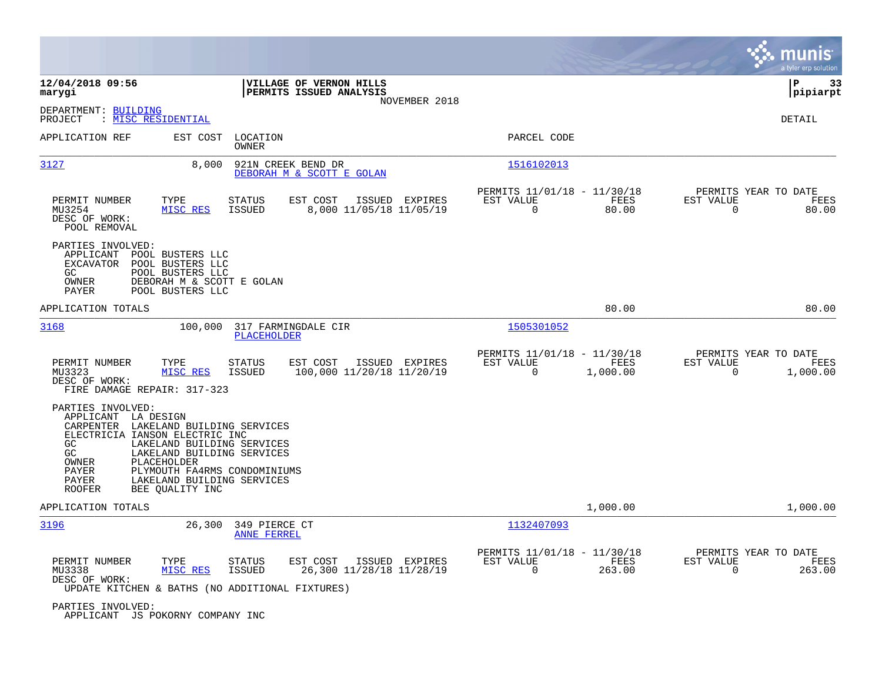**12/04/2018 09:56** | **VILLAGE OF VERNON HILLS** | **P 33**
**marygi** | **PERMITS ISSUED ANALYSIS** | **pipiarpt**
NOVEMBER 2018

DEPARTMENT: BUILDING
PROJECT : MISC RESIDENTIAL

DETAIL

| APPLICATION REF | EST COST | LOCATION / OWNER | PARCEL CODE |
|---|---|---|---|
| 3127 | 8,000 | 921N CREEK BEND DR / DEBORAH M & SCOTT E GOLAN | 1516102013 |

| PERMIT NUMBER | TYPE | STATUS | EST COST | ISSUED | EXPIRES | PERMITS 11/01/18 - 11/30/18 EST VALUE | FEES | PERMITS YEAR TO DATE EST VALUE | FEES |
|---|---|---|---|---|---|---|---|---|---|
| MU3254 | MISC RES | ISSUED | 8,000 | 11/05/18 | 11/05/19 | 0 | 80.00 | 0 | 80.00 |

DESC OF WORK:
POOL REMOVAL

PARTIES INVOLVED:
- APPLICANT POOL BUSTERS LLC
- EXCAVATOR POOL BUSTERS LLC
- GC POOL BUSTERS LLC
- OWNER DEBORAH M & SCOTT E GOLAN
- PAYER POOL BUSTERS LLC

APPLICATION TOTALS: 80.00 | 80.00

| APPLICATION REF | EST COST | LOCATION / OWNER | PARCEL CODE |
|---|---|---|---|
| 3168 | 100,000 | 317 FARMINGDALE CIR / PLACEHOLDER | 1505301052 |

| PERMIT NUMBER | TYPE | STATUS | EST COST | ISSUED | EXPIRES | PERMITS 11/01/18 - 11/30/18 EST VALUE | FEES | PERMITS YEAR TO DATE EST VALUE | FEES |
|---|---|---|---|---|---|---|---|---|---|
| MU3323 | MISC RES | ISSUED | 100,000 | 11/20/18 | 11/20/19 | 0 | 1,000.00 | 0 | 1,000.00 |

DESC OF WORK:
FIRE DAMAGE REPAIR: 317-323

PARTIES INVOLVED:
- APPLICANT LA DESIGN
- CARPENTER LAKELAND BUILDING SERVICES
- ELECTRICIA IANSON ELECTRIC INC
- GC LAKELAND BUILDING SERVICES
- GC LAKELAND BUILDING SERVICES
- OWNER PLACEHOLDER
- PAYER PLYMOUTH FA4RMS CONDOMINIUMS
- PAYER LAKELAND BUILDING SERVICES
- ROOFER BEE QUALITY INC

APPLICATION TOTALS: 1,000.00 | 1,000.00

| APPLICATION REF | EST COST | LOCATION / OWNER | PARCEL CODE |
|---|---|---|---|
| 3196 | 26,300 | 349 PIERCE CT / ANNE FERREL | 1132407093 |

| PERMIT NUMBER | TYPE | STATUS | EST COST | ISSUED | EXPIRES | PERMITS 11/01/18 - 11/30/18 EST VALUE | FEES | PERMITS YEAR TO DATE EST VALUE | FEES |
|---|---|---|---|---|---|---|---|---|---|
| MU3338 | MISC RES | ISSUED | 26,300 | 11/28/18 | 11/28/19 | 0 | 263.00 | 0 | 263.00 |

DESC OF WORK:
UPDATE KITCHEN & BATHS (NO ADDITIONAL FIXTURES)

PARTIES INVOLVED:
- APPLICANT JS POKORNY COMPANY INC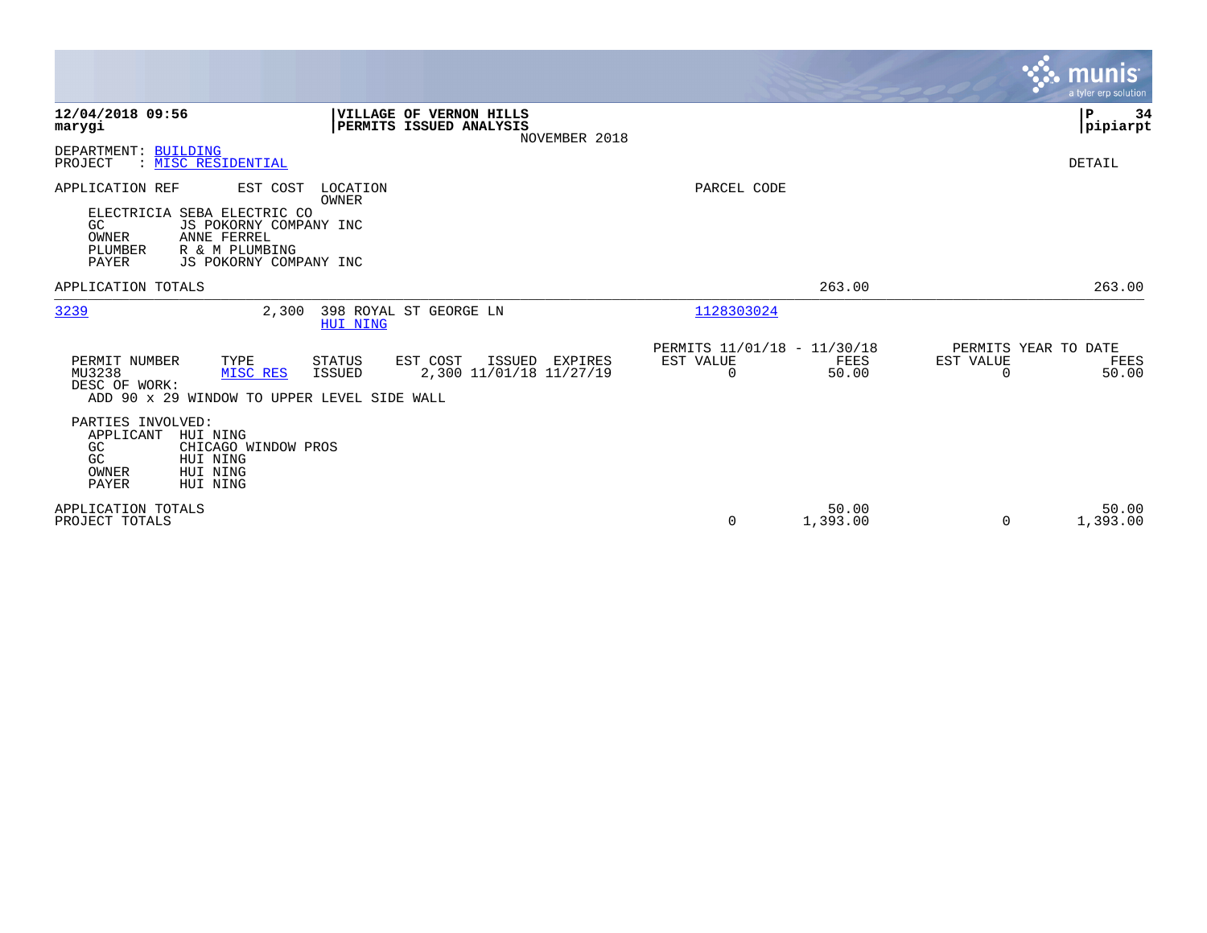**12/04/2018 09:56**
**marygi**

**VILLAGE OF VERNON HILLS**
**PERMITS ISSUED ANALYSIS**
NOVEMBER 2018

**P 34**
**pipiarpt**

DEPARTMENT: BUILDING
PROJECT : MISC RESIDENTIAL

DETAIL

APPLICATION REF | EST COST | LOCATION / OWNER | PARCEL CODE

ELECTRICIA SEBA ELECTRIC CO
GC JS POKORNY COMPANY INC
OWNER ANNE FERREL
PLUMBER R & M PLUMBING
PAYER JS POKORNY COMPANY INC

APPLICATION TOTALS 263.00 263.00

---

3239 | 2,300 | 398 ROYAL ST GEORGE LN / HUI NING | 1128303024

| PERMIT NUMBER | TYPE | STATUS | EST COST | ISSUED | EXPIRES | PERMITS 11/01/18 - 11/30/18 EST VALUE | FEES | PERMITS YEAR TO DATE EST VALUE | FEES |
|---|---|---|---|---|---|---|---|---|---|
| MU3238 | MISC RES | ISSUED | 2,300 | 11/01/18 | 11/27/19 | 0 | 50.00 | 0 | 50.00 |

DESC OF WORK:
ADD 90 x 29 WINDOW TO UPPER LEVEL SIDE WALL

PARTIES INVOLVED:
APPLICANT HUI NING
GC CHICAGO WINDOW PROS
GC HUI NING
OWNER HUI NING
PAYER HUI NING

| | EST VALUE | FEES | EST VALUE | FEES |
|---|---|---|---|---|
| APPLICATION TOTALS | | 50.00 | | 50.00 |
| PROJECT TOTALS | 0 | 1,393.00 | 0 | 1,393.00 |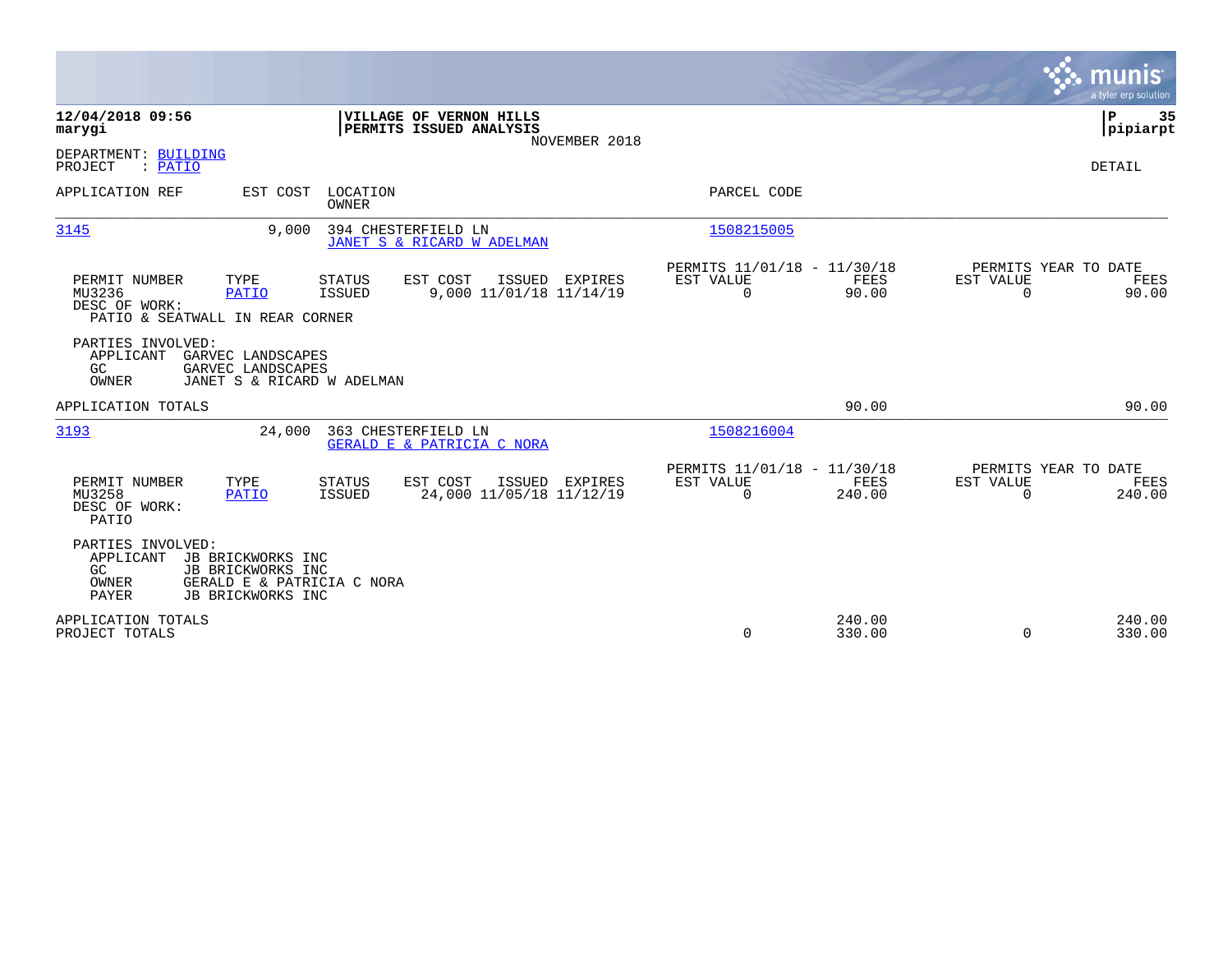**12/04/2018 09:56**
**marygi**

**VILLAGE OF VERNON HILLS**
**PERMITS ISSUED ANALYSIS**
NOVEMBER 2018

**P 35**
**pipiarpt**

DEPARTMENT: BUILDING
PROJECT : PATIO

DETAIL

| APPLICATION REF | EST COST | LOCATION / OWNER | PARCEL CODE |
|---|---|---|---|
| 3145 | 9,000 | 394 CHESTERFIELD LN / JANET S & RICARD W ADELMAN | 1508215005 |

| PERMIT NUMBER | TYPE | STATUS | EST COST | ISSUED | EXPIRES | PERMITS 11/01/18 - 11/30/18 EST VALUE | FEES | PERMITS YEAR TO DATE EST VALUE | FEES |
|---|---|---|---|---|---|---|---|---|---|
| MU3236 | PATIO | ISSUED | 9,000 | 11/01/18 | 11/14/19 | 0 | 90.00 | 0 | 90.00 |

DESC OF WORK:
PATIO & SEATWALL IN REAR CORNER

PARTIES INVOLVED:
- APPLICANT GARVEC LANDSCAPES
- GC GARVEC LANDSCAPES
- OWNER JANET S & RICARD W ADELMAN

APPLICATION TOTALS — 90.00 — 90.00

| APPLICATION REF | EST COST | LOCATION / OWNER | PARCEL CODE |
|---|---|---|---|
| 3193 | 24,000 | 363 CHESTERFIELD LN / GERALD E & PATRICIA C NORA | 1508216004 |

| PERMIT NUMBER | TYPE | STATUS | EST COST | ISSUED | EXPIRES | PERMITS 11/01/18 - 11/30/18 EST VALUE | FEES | PERMITS YEAR TO DATE EST VALUE | FEES |
|---|---|---|---|---|---|---|---|---|---|
| MU3258 | PATIO | ISSUED | 24,000 | 11/05/18 | 11/12/19 | 0 | 240.00 | 0 | 240.00 |

DESC OF WORK:
PATIO

PARTIES INVOLVED:
- APPLICANT JB BRICKWORKS INC
- GC JB BRICKWORKS INC
- OWNER GERALD E & PATRICIA C NORA
- PAYER JB BRICKWORKS INC

| | EST VALUE | FEES | EST VALUE | FEES |
|---|---|---|---|---|
| APPLICATION TOTALS | | 240.00 | | 240.00 |
| PROJECT TOTALS | 0 | 330.00 | 0 | 330.00 |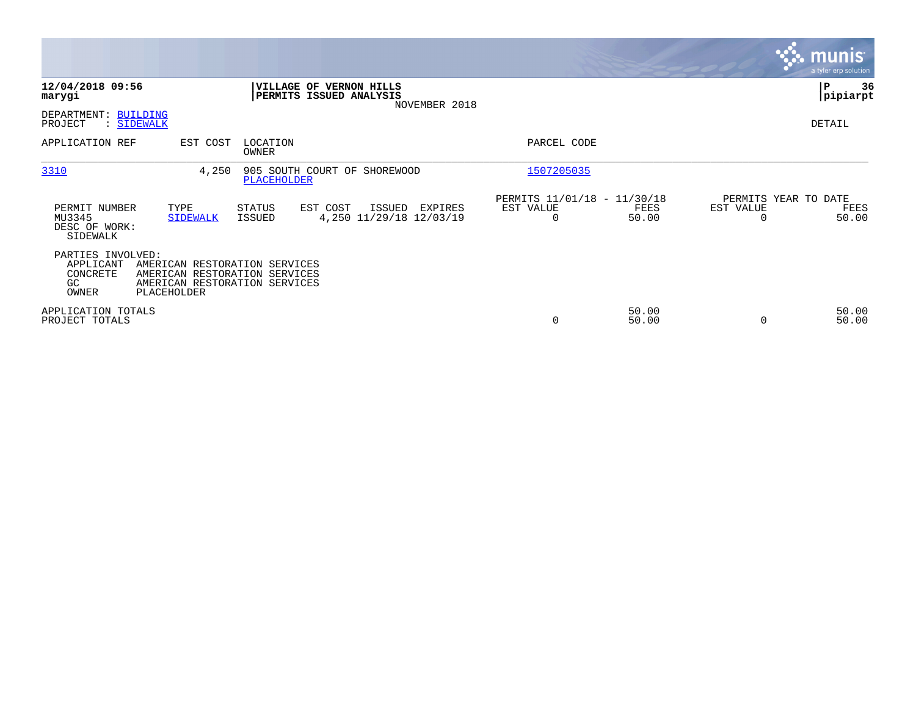**12/04/2018 09:56**
**marygi**

**VILLAGE OF VERNON HILLS**
**PERMITS ISSUED ANALYSIS**
NOVEMBER 2018

**P 36**
**pipiarpt**

DEPARTMENT: BUILDING
PROJECT : SIDEWALK

DETAIL

| APPLICATION REF | EST COST | LOCATION / OWNER | PARCEL CODE |
|---|---|---|---|
| 3310 | 4,250 | 905 SOUTH COURT OF SHOREWOOD / PLACEHOLDER | 1507205035 |

| PERMIT NUMBER | TYPE | STATUS | EST COST | ISSUED | EXPIRES | PERMITS 11/01/18 - 11/30/18 EST VALUE | FEES | PERMITS YEAR TO DATE EST VALUE | FEES |
|---|---|---|---|---|---|---|---|---|---|
| MU3345 | SIDEWALK | ISSUED | 4,250 | 11/29/18 | 12/03/19 | 0 | 50.00 | 0 | 50.00 |

DESC OF WORK:
SIDEWALK

PARTIES INVOLVED:

| Role | Name |
|---|---|
| APPLICANT | AMERICAN RESTORATION SERVICES |
| CONCRETE | AMERICAN RESTORATION SERVICES |
| GC | AMERICAN RESTORATION SERVICES |
| OWNER | PLACEHOLDER |

| | EST VALUE | FEES | EST VALUE | FEES |
|---|---|---|---|---|
| APPLICATION TOTALS | | 50.00 | | 50.00 |
| PROJECT TOTALS | 0 | 50.00 | 0 | 50.00 |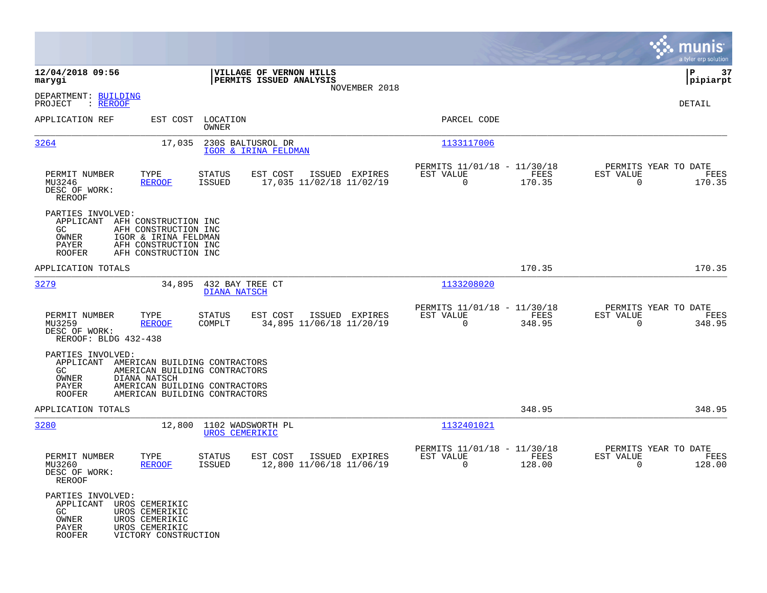**12/04/2018 09:56**
**marygi**

**VILLAGE OF VERNON HILLS**
**PERMITS ISSUED ANALYSIS**
NOVEMBER 2018

**P 37**
**pipiarpt**

DEPARTMENT: BUILDING
PROJECT : REROOF

DETAIL

| APPLICATION REF | EST COST | LOCATION / OWNER | PARCEL CODE |
|---|---|---|---|
| 3264 | 17,035 | 230S BALTUSROL DR / IGOR & IRINA FELDMAN | 1133117006 |

| PERMIT NUMBER | TYPE | STATUS | EST COST | ISSUED | EXPIRES | PERMITS 11/01/18 - 11/30/18 EST VALUE | FEES | PERMITS YEAR TO DATE EST VALUE | FEES |
|---|---|---|---|---|---|---|---|---|---|
| MU3246 | REROOF | ISSUED | 17,035 | 11/02/18 | 11/02/19 | 0 | 170.35 | 0 | 170.35 |

DESC OF WORK:
REROOF

PARTIES INVOLVED:
- APPLICANT AFH CONSTRUCTION INC
- GC AFH CONSTRUCTION INC
- OWNER IGOR & IRINA FELDMAN
- PAYER AFH CONSTRUCTION INC
- ROOFER AFH CONSTRUCTION INC

APPLICATION TOTALS: 170.35 | 170.35

| APPLICATION REF | EST COST | LOCATION / OWNER | PARCEL CODE |
|---|---|---|---|
| 3279 | 34,895 | 432 BAY TREE CT / DIANA NATSCH | 1133208020 |

| PERMIT NUMBER | TYPE | STATUS | EST COST | ISSUED | EXPIRES | PERMITS 11/01/18 - 11/30/18 EST VALUE | FEES | PERMITS YEAR TO DATE EST VALUE | FEES |
|---|---|---|---|---|---|---|---|---|---|
| MU3259 | REROOF | COMPLT | 34,895 | 11/06/18 | 11/20/19 | 0 | 348.95 | 0 | 348.95 |

DESC OF WORK:
REROOF: BLDG 432-438

PARTIES INVOLVED:
- APPLICANT AMERICAN BUILDING CONTRACTORS
- GC AMERICAN BUILDING CONTRACTORS
- OWNER DIANA NATSCH
- PAYER AMERICAN BUILDING CONTRACTORS
- ROOFER AMERICAN BUILDING CONTRACTORS

APPLICATION TOTALS: 348.95 | 348.95

| APPLICATION REF | EST COST | LOCATION / OWNER | PARCEL CODE |
|---|---|---|---|
| 3280 | 12,800 | 1102 WADSWORTH PL / UROS CEMERIKIC | 1132401021 |

| PERMIT NUMBER | TYPE | STATUS | EST COST | ISSUED | EXPIRES | PERMITS 11/01/18 - 11/30/18 EST VALUE | FEES | PERMITS YEAR TO DATE EST VALUE | FEES |
|---|---|---|---|---|---|---|---|---|---|
| MU3260 | REROOF | ISSUED | 12,800 | 11/06/18 | 11/06/19 | 0 | 128.00 | 0 | 128.00 |

DESC OF WORK:
REROOF

PARTIES INVOLVED:
- APPLICANT UROS CEMERIKIC
- GC UROS CEMERIKIC
- OWNER UROS CEMERIKIC
- PAYER UROS CEMERIKIC
- ROOFER VICTORY CONSTRUCTION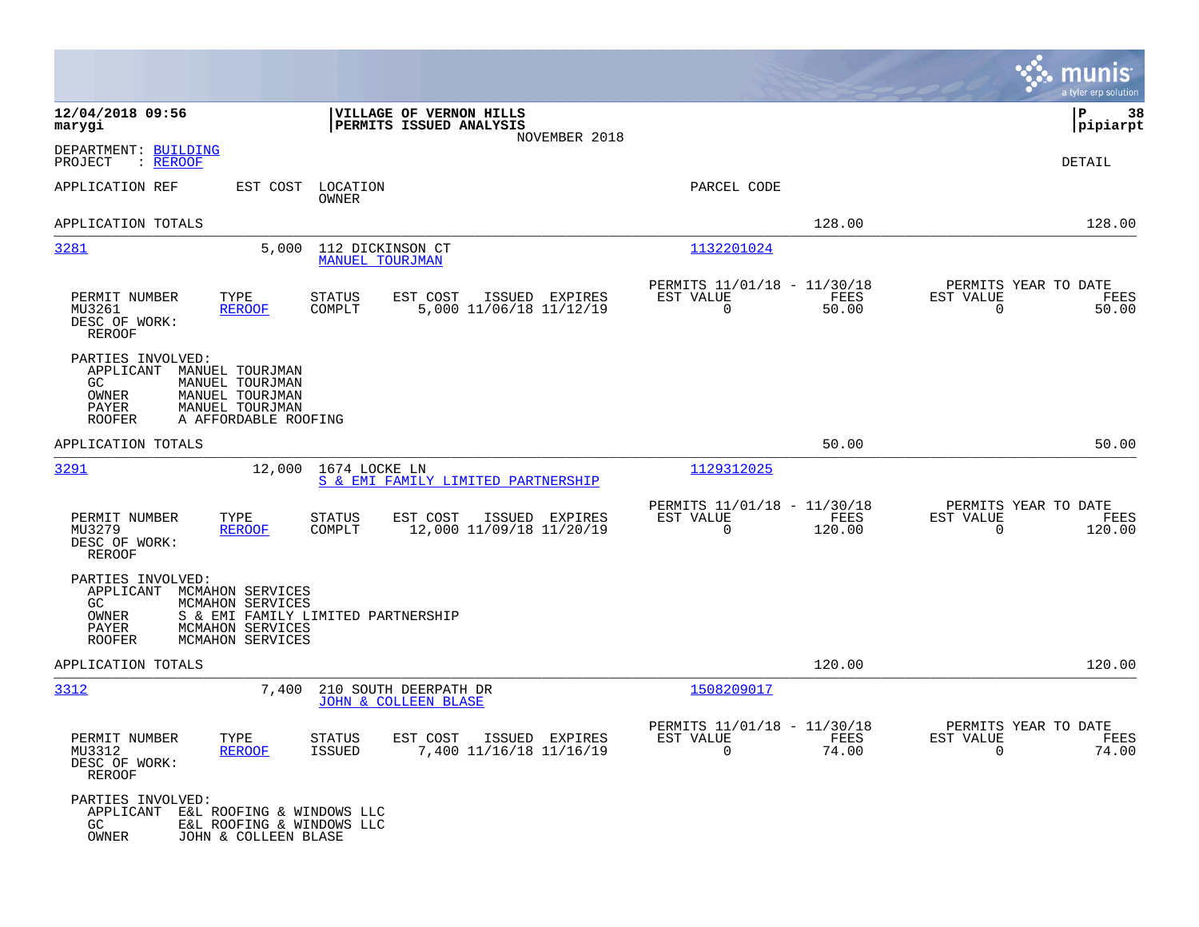**12/04/2018 09:56**
**marygi**

**VILLAGE OF VERNON HILLS**
**PERMITS ISSUED ANALYSIS**
NOVEMBER 2018

**P 38**
**pipiarpt**

DEPARTMENT: BUILDING
PROJECT : REROOF

DETAIL

| APPLICATION REF | EST COST | LOCATION / OWNER | PARCEL CODE | | |
|---|---|---|---|---|---|
| APPLICATION TOTALS | | | | 128.00 | 128.00 |

---

**3281** — 5,000 — 112 DICKINSON CT — MANUEL TOURJMAN — 1132201024

| PERMIT NUMBER | TYPE | STATUS | EST COST | ISSUED | EXPIRES | PERMITS 11/01/18 - 11/30/18 EST VALUE | FEES | PERMITS YEAR TO DATE EST VALUE | FEES |
|---|---|---|---|---|---|---|---|---|---|
| MU3261 | REROOF | COMPLT | 5,000 | 11/06/18 | 11/12/19 | 0 | 50.00 | 0 | 50.00 |

DESC OF WORK: REROOF

PARTIES INVOLVED:
- APPLICANT MANUEL TOURJMAN
- GC MANUEL TOURJMAN
- OWNER MANUEL TOURJMAN
- PAYER MANUEL TOURJMAN
- ROOFER A AFFORDABLE ROOFING

APPLICATION TOTALS — 50.00 — 50.00

---

**3291** — 12,000 — 1674 LOCKE LN — S & EMI FAMILY LIMITED PARTNERSHIP — 1129312025

| PERMIT NUMBER | TYPE | STATUS | EST COST | ISSUED | EXPIRES | PERMITS 11/01/18 - 11/30/18 EST VALUE | FEES | PERMITS YEAR TO DATE EST VALUE | FEES |
|---|---|---|---|---|---|---|---|---|---|
| MU3279 | REROOF | COMPLT | 12,000 | 11/09/18 | 11/20/19 | 0 | 120.00 | 0 | 120.00 |

DESC OF WORK: REROOF

PARTIES INVOLVED:
- APPLICANT MCMAHON SERVICES
- GC MCMAHON SERVICES
- OWNER S & EMI FAMILY LIMITED PARTNERSHIP
- PAYER MCMAHON SERVICES
- ROOFER MCMAHON SERVICES

APPLICATION TOTALS — 120.00 — 120.00

---

**3312** — 7,400 — 210 SOUTH DEERPATH DR — JOHN & COLLEEN BLASE — 1508209017

| PERMIT NUMBER | TYPE | STATUS | EST COST | ISSUED | EXPIRES | PERMITS 11/01/18 - 11/30/18 EST VALUE | FEES | PERMITS YEAR TO DATE EST VALUE | FEES |
|---|---|---|---|---|---|---|---|---|---|
| MU3312 | REROOF | ISSUED | 7,400 | 11/16/18 | 11/16/19 | 0 | 74.00 | 0 | 74.00 |

DESC OF WORK: REROOF

PARTIES INVOLVED:
- APPLICANT E&L ROOFING & WINDOWS LLC
- GC E&L ROOFING & WINDOWS LLC
- OWNER JOHN & COLLEEN BLASE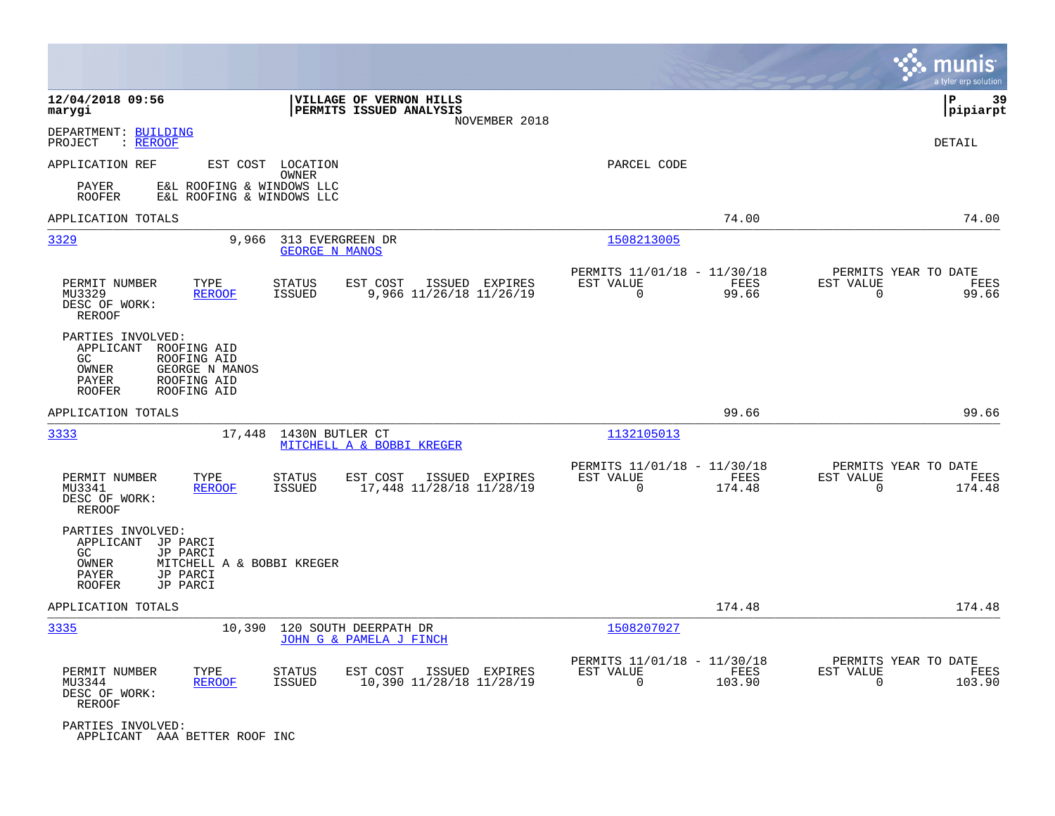**12/04/2018 09:56**
**marygi**

**VILLAGE OF VERNON HILLS**
**PERMITS ISSUED ANALYSIS**
NOVEMBER 2018

**P 39**
**pipiarpt**

DEPARTMENT: BUILDING
PROJECT : REROOF

DETAIL

APPLICATION REF    EST COST    LOCATION    OWNER    PARCEL CODE

PAYER    E&L ROOFING & WINDOWS LLC
ROOFER    E&L ROOFING & WINDOWS LLC

APPLICATION TOTALS    74.00    74.00

---

**3329**    9,966    313 EVERGREEN DR    GEORGE N MANOS    1508213005

| PERMIT NUMBER | TYPE | STATUS | EST COST | ISSUED | EXPIRES | PERMITS 11/01/18 - 11/30/18 EST VALUE | FEES | PERMITS YEAR TO DATE EST VALUE | FEES |
|---|---|---|---|---|---|---|---|---|---|
| MU3329 | REROOF | ISSUED | 9,966 | 11/26/18 | 11/26/19 | 0 | 99.66 | 0 | 99.66 |

DESC OF WORK:
REROOF

PARTIES INVOLVED:
- APPLICANT    ROOFING AID
- GC    ROOFING AID
- OWNER    GEORGE N MANOS
- PAYER    ROOFING AID
- ROOFER    ROOFING AID

APPLICATION TOTALS    99.66    99.66

---

**3333**    17,448    1430N BUTLER CT    MITCHELL A & BOBBI KREGER    1132105013

| PERMIT NUMBER | TYPE | STATUS | EST COST | ISSUED | EXPIRES | PERMITS 11/01/18 - 11/30/18 EST VALUE | FEES | PERMITS YEAR TO DATE EST VALUE | FEES |
|---|---|---|---|---|---|---|---|---|---|
| MU3341 | REROOF | ISSUED | 17,448 | 11/28/18 | 11/28/19 | 0 | 174.48 | 0 | 174.48 |

DESC OF WORK:
REROOF

PARTIES INVOLVED:
- APPLICANT    JP PARCI
- GC    JP PARCI
- OWNER    MITCHELL A & BOBBI KREGER
- PAYER    JP PARCI
- ROOFER    JP PARCI

APPLICATION TOTALS    174.48    174.48

---

**3335**    10,390    120 SOUTH DEERPATH DR    JOHN G & PAMELA J FINCH    1508207027

| PERMIT NUMBER | TYPE | STATUS | EST COST | ISSUED | EXPIRES | PERMITS 11/01/18 - 11/30/18 EST VALUE | FEES | PERMITS YEAR TO DATE EST VALUE | FEES |
|---|---|---|---|---|---|---|---|---|---|
| MU3344 | REROOF | ISSUED | 10,390 | 11/28/18 | 11/28/19 | 0 | 103.90 | 0 | 103.90 |

DESC OF WORK:
REROOF

PARTIES INVOLVED:
- APPLICANT    AAA BETTER ROOF INC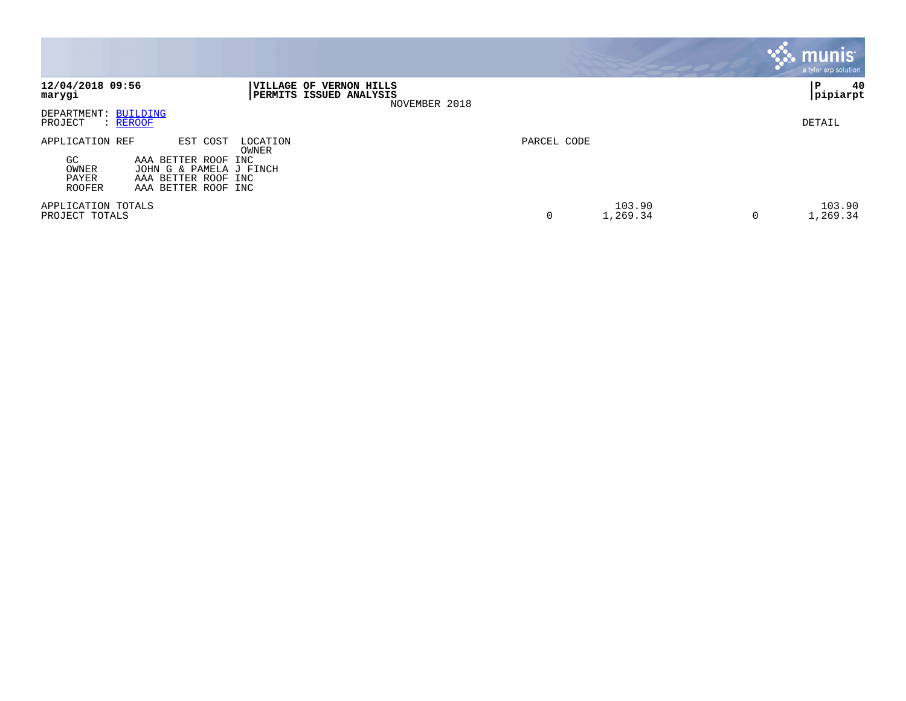**12/04/2018 09:56**
**marygi**

**VILLAGE OF VERNON HILLS**
**PERMITS ISSUED ANALYSIS**
NOVEMBER 2018

**P 40**
**pipiarpt**

DEPARTMENT: BUILDING
PROJECT : REROOF

DETAIL

| APPLICATION REF | EST COST | LOCATION / OWNER | PARCEL CODE | | | | |
|---|---|---|---|---|---|---|---|
| GC | AAA BETTER ROOF INC | | | | | | |
| OWNER | JOHN G & PAMELA J FINCH | | | | | | |
| PAYER | AAA BETTER ROOF INC | | | | | | |
| ROOFER | AAA BETTER ROOF INC | | | | | | |
| APPLICATION TOTALS | | | | 103.90 | | 103.90 | |
| PROJECT TOTALS | | | 0 | 1,269.34 | 0 | 1,269.34 | |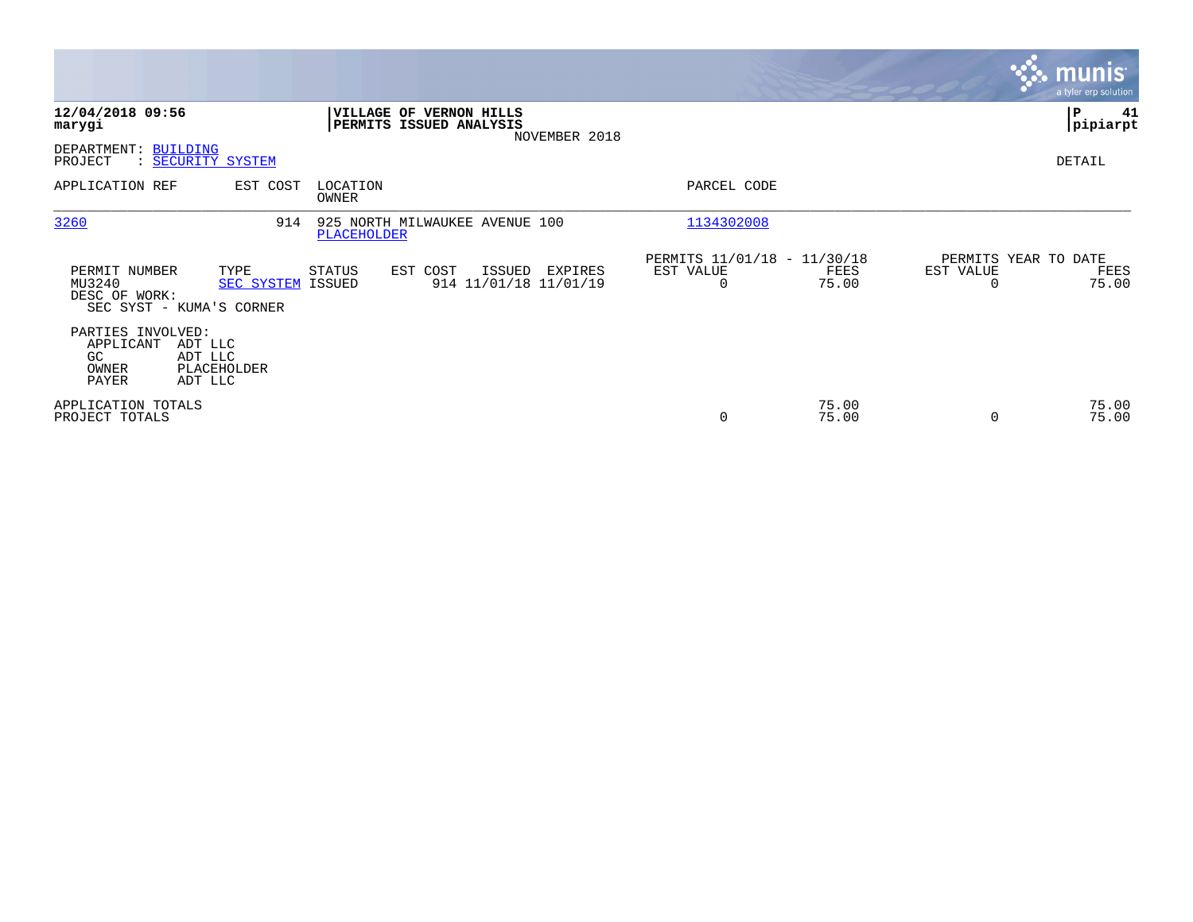**12/04/2018 09:56**
**marygi**

**VILLAGE OF VERNON HILLS**
**PERMITS ISSUED ANALYSIS**
NOVEMBER 2018

**P 41**
**pipiarpt**

DEPARTMENT: BUILDING
PROJECT : SECURITY SYSTEM

DETAIL

| APPLICATION REF | EST COST | LOCATION / OWNER | PARCEL CODE |
|---|---|---|---|
| 3260 | 914 | 925 NORTH MILWAUKEE AVENUE 100 / PLACEHOLDER | 1134302008 |

| PERMIT NUMBER | TYPE | STATUS | EST COST | ISSUED | EXPIRES | PERMITS 11/01/18 - 11/30/18 EST VALUE | FEES | PERMITS YEAR TO DATE EST VALUE | FEES |
|---|---|---|---|---|---|---|---|---|---|
| MU3240 | SEC SYSTEM | ISSUED | 914 | 11/01/18 | 11/01/19 | 0 | 75.00 | 0 | 75.00 |

DESC OF WORK:
SEC SYST - KUMA'S CORNER

PARTIES INVOLVED:
APPLICANT ADT LLC
GC ADT LLC
OWNER PLACEHOLDER
PAYER ADT LLC

| | EST VALUE | FEES | EST VALUE | FEES |
|---|---|---|---|---|
| APPLICATION TOTALS | | 75.00 | | 75.00 |
| PROJECT TOTALS | 0 | 75.00 | 0 | 75.00 |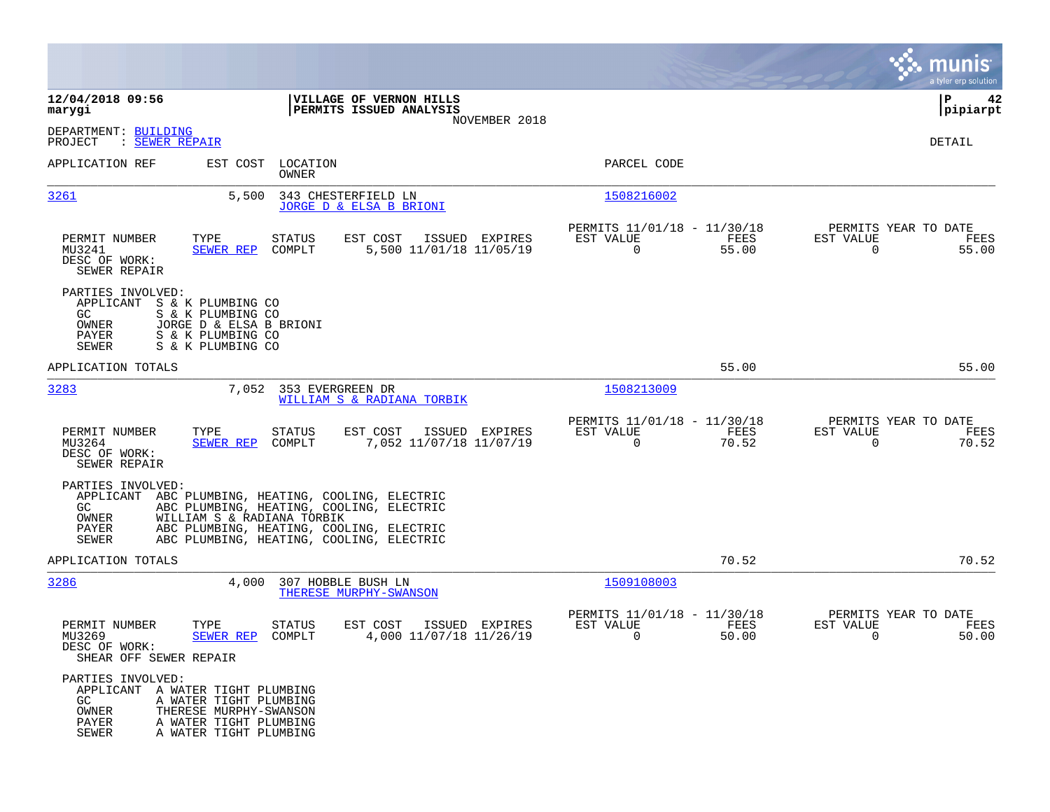**12/04/2018 09:56**
**marygi**

**VILLAGE OF VERNON HILLS**
**PERMITS ISSUED ANALYSIS**
NOVEMBER 2018

**P 42**
**pipiarpt**

DEPARTMENT: BUILDING
PROJECT : SEWER REPAIR

DETAIL

| APPLICATION REF | EST COST | LOCATION / OWNER | PARCEL CODE |
|---|---|---|---|
| 3261 | 5,500 | 343 CHESTERFIELD LN / JORGE D & ELSA B BRIONI | 1508216002 |

| PERMIT NUMBER | TYPE | STATUS | EST COST | ISSUED | EXPIRES | PERMITS 11/01/18 - 11/30/18 EST VALUE | FEES | PERMITS YEAR TO DATE EST VALUE | FEES |
|---|---|---|---|---|---|---|---|---|---|
| MU3241 | SEWER REP | COMPLT | 5,500 | 11/01/18 | 11/05/19 | 0 | 55.00 | 0 | 55.00 |

DESC OF WORK:
SEWER REPAIR

PARTIES INVOLVED:
- APPLICANT S & K PLUMBING CO
- GC S & K PLUMBING CO
- OWNER JORGE D & ELSA B BRIONI
- PAYER S & K PLUMBING CO
- SEWER S & K PLUMBING CO

APPLICATION TOTALS: 55.00 | 55.00

| APPLICATION REF | EST COST | LOCATION / OWNER | PARCEL CODE |
|---|---|---|---|
| 3283 | 7,052 | 353 EVERGREEN DR / WILLIAM S & RADIANA TORBIK | 1508213009 |

| PERMIT NUMBER | TYPE | STATUS | EST COST | ISSUED | EXPIRES | PERMITS 11/01/18 - 11/30/18 EST VALUE | FEES | PERMITS YEAR TO DATE EST VALUE | FEES |
|---|---|---|---|---|---|---|---|---|---|
| MU3264 | SEWER REP | COMPLT | 7,052 | 11/07/18 | 11/07/19 | 0 | 70.52 | 0 | 70.52 |

DESC OF WORK:
SEWER REPAIR

PARTIES INVOLVED:
- APPLICANT ABC PLUMBING, HEATING, COOLING, ELECTRIC
- GC ABC PLUMBING, HEATING, COOLING, ELECTRIC
- OWNER WILLIAM S & RADIANA TORBIK
- PAYER ABC PLUMBING, HEATING, COOLING, ELECTRIC
- SEWER ABC PLUMBING, HEATING, COOLING, ELECTRIC

APPLICATION TOTALS: 70.52 | 70.52

| APPLICATION REF | EST COST | LOCATION / OWNER | PARCEL CODE |
|---|---|---|---|
| 3286 | 4,000 | 307 HOBBLE BUSH LN / THERESE MURPHY-SWANSON | 1509108003 |

| PERMIT NUMBER | TYPE | STATUS | EST COST | ISSUED | EXPIRES | PERMITS 11/01/18 - 11/30/18 EST VALUE | FEES | PERMITS YEAR TO DATE EST VALUE | FEES |
|---|---|---|---|---|---|---|---|---|---|
| MU3269 | SEWER REP | COMPLT | 4,000 | 11/07/18 | 11/26/19 | 0 | 50.00 | 0 | 50.00 |

DESC OF WORK:
SHEAR OFF SEWER REPAIR

PARTIES INVOLVED:
- APPLICANT A WATER TIGHT PLUMBING
- GC A WATER TIGHT PLUMBING
- OWNER THERESE MURPHY-SWANSON
- PAYER A WATER TIGHT PLUMBING
- SEWER A WATER TIGHT PLUMBING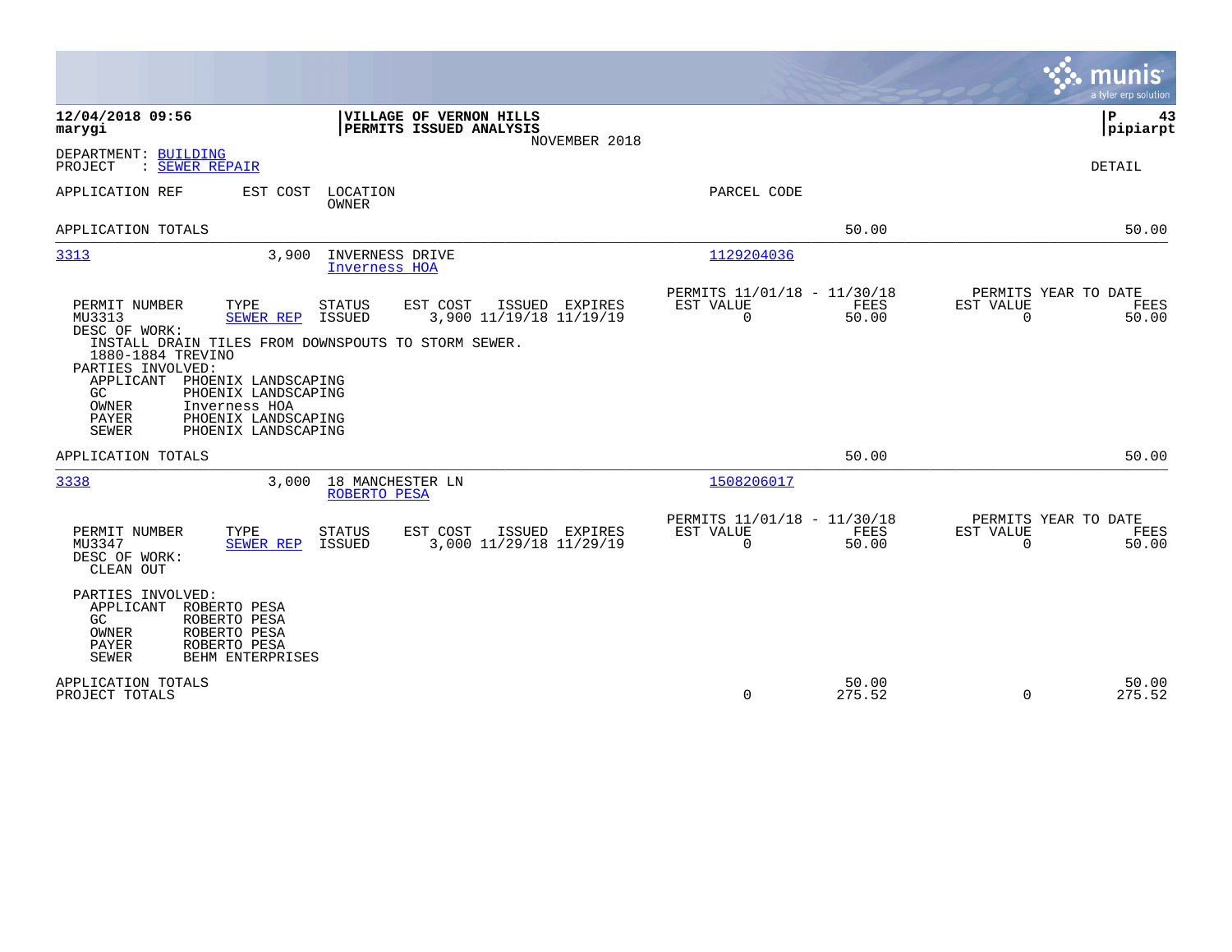**12/04/2018 09:56**
**marygi**

**VILLAGE OF VERNON HILLS**
**PERMITS ISSUED ANALYSIS**
NOVEMBER 2018

**P 43**
**pipiarpt**

DEPARTMENT: BUILDING
PROJECT : SEWER REPAIR

DETAIL

| APPLICATION REF | EST COST | LOCATION / OWNER | PARCEL CODE | | |
|---|---|---|---|---|---|
| APPLICATION TOTALS | | | | 50.00 | 50.00 |

| APPLICATION REF | EST COST | LOCATION / OWNER | PARCEL CODE |
|---|---|---|---|
| 3313 | 3,900 | INVERNESS DRIVE / Inverness HOA | 1129204036 |

| PERMIT NUMBER | TYPE | STATUS | EST COST | ISSUED | EXPIRES | PERMITS 11/01/18 - 11/30/18 EST VALUE | FEES | PERMITS YEAR TO DATE EST VALUE | FEES |
|---|---|---|---|---|---|---|---|---|---|
| MU3313 | SEWER REP | ISSUED | 3,900 | 11/19/18 | 11/19/19 | 0 | 50.00 | 0 | 50.00 |

DESC OF WORK:
INSTALL DRAIN TILES FROM DOWNSPOUTS TO STORM SEWER.
1880-1884 TREVINO

PARTIES INVOLVED:

| Role | Name |
|---|---|
| APPLICANT | PHOENIX LANDSCAPING |
| GC | PHOENIX LANDSCAPING |
| OWNER | Inverness HOA |
| PAYER | PHOENIX LANDSCAPING |
| SEWER | PHOENIX LANDSCAPING |

APPLICATION TOTALS — 50.00 — 50.00

| APPLICATION REF | EST COST | LOCATION / OWNER | PARCEL CODE |
|---|---|---|---|
| 3338 | 3,000 | 18 MANCHESTER LN / ROBERTO PESA | 1508206017 |

| PERMIT NUMBER | TYPE | STATUS | EST COST | ISSUED | EXPIRES | PERMITS 11/01/18 - 11/30/18 EST VALUE | FEES | PERMITS YEAR TO DATE EST VALUE | FEES |
|---|---|---|---|---|---|---|---|---|---|
| MU3347 | SEWER REP | ISSUED | 3,000 | 11/29/18 | 11/29/19 | 0 | 50.00 | 0 | 50.00 |

DESC OF WORK:
CLEAN OUT

PARTIES INVOLVED:

| Role | Name |
|---|---|
| APPLICANT | ROBERTO PESA |
| GC | ROBERTO PESA |
| OWNER | ROBERTO PESA |
| PAYER | ROBERTO PESA |
| SEWER | BEHM ENTERPRISES |

| | EST VALUE | FEES | YTD EST VALUE | YTD FEES |
|---|---|---|---|---|
| APPLICATION TOTALS | | 50.00 | | 50.00 |
| PROJECT TOTALS | 0 | 275.52 | 0 | 275.52 |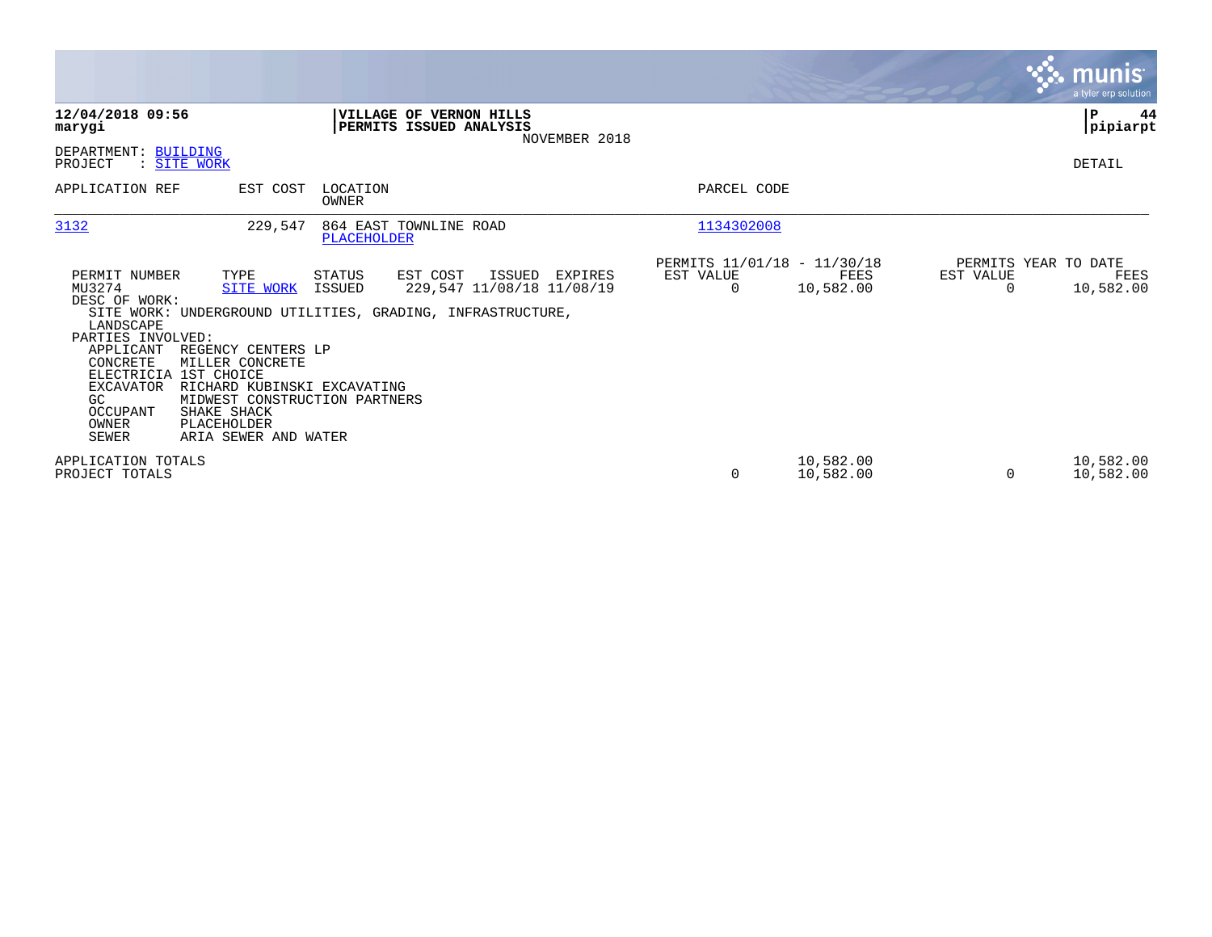**12/04/2018 09:56**
**marygi**

**VILLAGE OF VERNON HILLS**
**PERMITS ISSUED ANALYSIS**
NOVEMBER 2018

**P 44**
**pipiarpt**

DEPARTMENT: BUILDING
PROJECT : SITE WORK

DETAIL

| APPLICATION REF | EST COST | LOCATION / OWNER | PARCEL CODE |
|---|---|---|---|
| 3132 | 229,547 | 864 EAST TOWNLINE ROAD / PLACEHOLDER | 1134302008 |

| PERMIT NUMBER | TYPE | STATUS | EST COST | ISSUED | EXPIRES | PERMITS 11/01/18 - 11/30/18 EST VALUE | FEES | PERMITS YEAR TO DATE EST VALUE | FEES |
|---|---|---|---|---|---|---|---|---|---|
| MU3274 | SITE WORK | ISSUED | 229,547 | 11/08/18 | 11/08/19 | 0 | 10,582.00 | 0 | 10,582.00 |

DESC OF WORK:
SITE WORK: UNDERGROUND UTILITIES, GRADING, INFRASTRUCTURE, LANDSCAPE

PARTIES INVOLVED:

| ROLE | NAME |
|---|---|
| APPLICANT | REGENCY CENTERS LP |
| CONCRETE | MILLER CONCRETE |
| ELECTRICIA | 1ST CHOICE |
| EXCAVATOR | RICHARD KUBINSKI EXCAVATING |
| GC | MIDWEST CONSTRUCTION PARTNERS |
| OCCUPANT | SHAKE SHACK |
| OWNER | PLACEHOLDER |
| SEWER | ARIA SEWER AND WATER |

| | PERMITS EST VALUE | FEES | YEAR TO DATE EST VALUE | FEES |
|---|---|---|---|---|
| APPLICATION TOTALS | | 10,582.00 | | 10,582.00 |
| PROJECT TOTALS | 0 | 10,582.00 | 0 | 10,582.00 |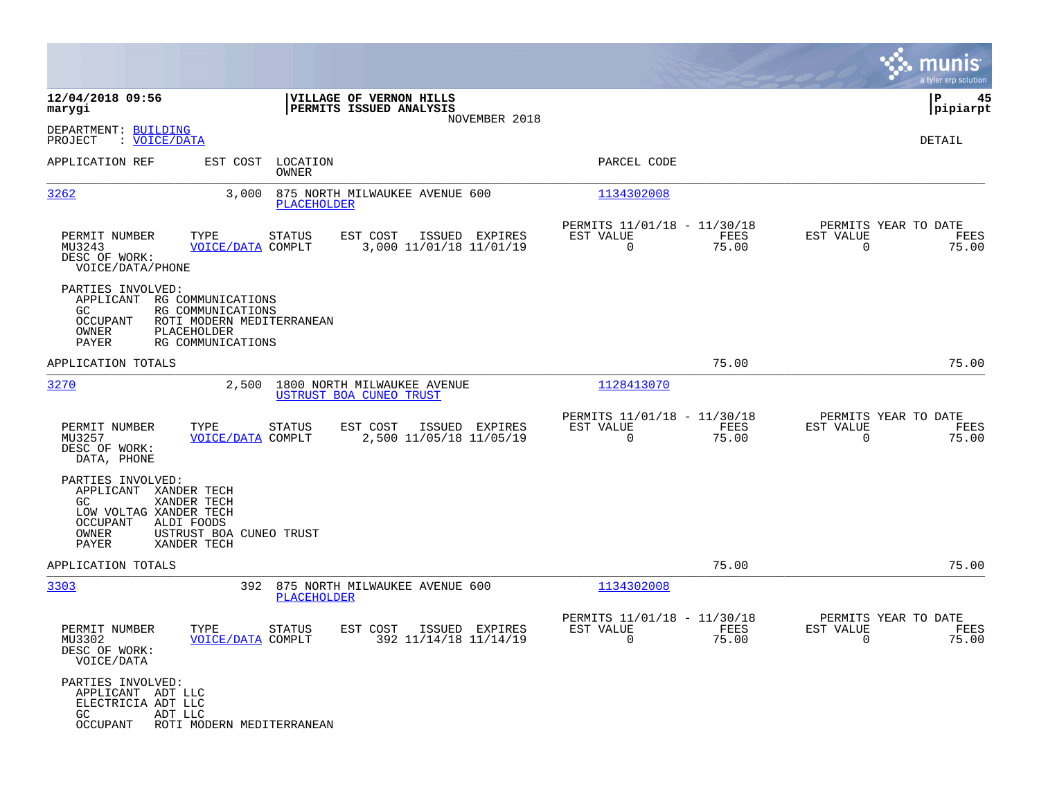**12/04/2018 09:56**
**marygi**

**VILLAGE OF VERNON HILLS**
**PERMITS ISSUED ANALYSIS**
NOVEMBER 2018

**P 45**
**pipiarpt**

DEPARTMENT: BUILDING
PROJECT : VOICE/DATA

DETAIL

| APPLICATION REF | EST COST | LOCATION / OWNER | PARCEL CODE |
|---|---|---|---|
| 3262 | 3,000 | 875 NORTH MILWAUKEE AVENUE 600 / PLACEHOLDER | 1134302008 |

| PERMIT NUMBER | TYPE | STATUS | EST COST | ISSUED | EXPIRES | PERMITS 11/01/18 - 11/30/18 EST VALUE | FEES | PERMITS YEAR TO DATE EST VALUE | FEES |
|---|---|---|---|---|---|---|---|---|---|
| MU3243 | VOICE/DATA | COMPLT | 3,000 | 11/01/18 | 11/01/19 | 0 | 75.00 | 0 | 75.00 |

DESC OF WORK:
VOICE/DATA/PHONE

PARTIES INVOLVED:
- APPLICANT RG COMMUNICATIONS
- GC RG COMMUNICATIONS
- OCCUPANT ROTI MODERN MEDITERRANEAN
- OWNER PLACEHOLDER
- PAYER RG COMMUNICATIONS

APPLICATION TOTALS 75.00 75.00

| APPLICATION REF | EST COST | LOCATION / OWNER | PARCEL CODE |
|---|---|---|---|
| 3270 | 2,500 | 1800 NORTH MILWAUKEE AVENUE / USTRUST BOA CUNEO TRUST | 1128413070 |

| PERMIT NUMBER | TYPE | STATUS | EST COST | ISSUED | EXPIRES | PERMITS 11/01/18 - 11/30/18 EST VALUE | FEES | PERMITS YEAR TO DATE EST VALUE | FEES |
|---|---|---|---|---|---|---|---|---|---|
| MU3257 | VOICE/DATA | COMPLT | 2,500 | 11/05/18 | 11/05/19 | 0 | 75.00 | 0 | 75.00 |

DESC OF WORK:
DATA, PHONE

PARTIES INVOLVED:
- APPLICANT XANDER TECH
- GC XANDER TECH
- LOW VOLTAG XANDER TECH
- OCCUPANT ALDI FOODS
- OWNER USTRUST BOA CUNEO TRUST
- PAYER XANDER TECH

APPLICATION TOTALS 75.00 75.00

| APPLICATION REF | EST COST | LOCATION / OWNER | PARCEL CODE |
|---|---|---|---|
| 3303 | 392 | 875 NORTH MILWAUKEE AVENUE 600 / PLACEHOLDER | 1134302008 |

| PERMIT NUMBER | TYPE | STATUS | EST COST | ISSUED | EXPIRES | PERMITS 11/01/18 - 11/30/18 EST VALUE | FEES | PERMITS YEAR TO DATE EST VALUE | FEES |
|---|---|---|---|---|---|---|---|---|---|
| MU3302 | VOICE/DATA | COMPLT | 392 | 11/14/18 | 11/14/19 | 0 | 75.00 | 0 | 75.00 |

DESC OF WORK:
VOICE/DATA

PARTIES INVOLVED:
- APPLICANT ADT LLC
- ELECTRICIA ADT LLC
- GC ADT LLC
- OCCUPANT ROTI MODERN MEDITERRANEAN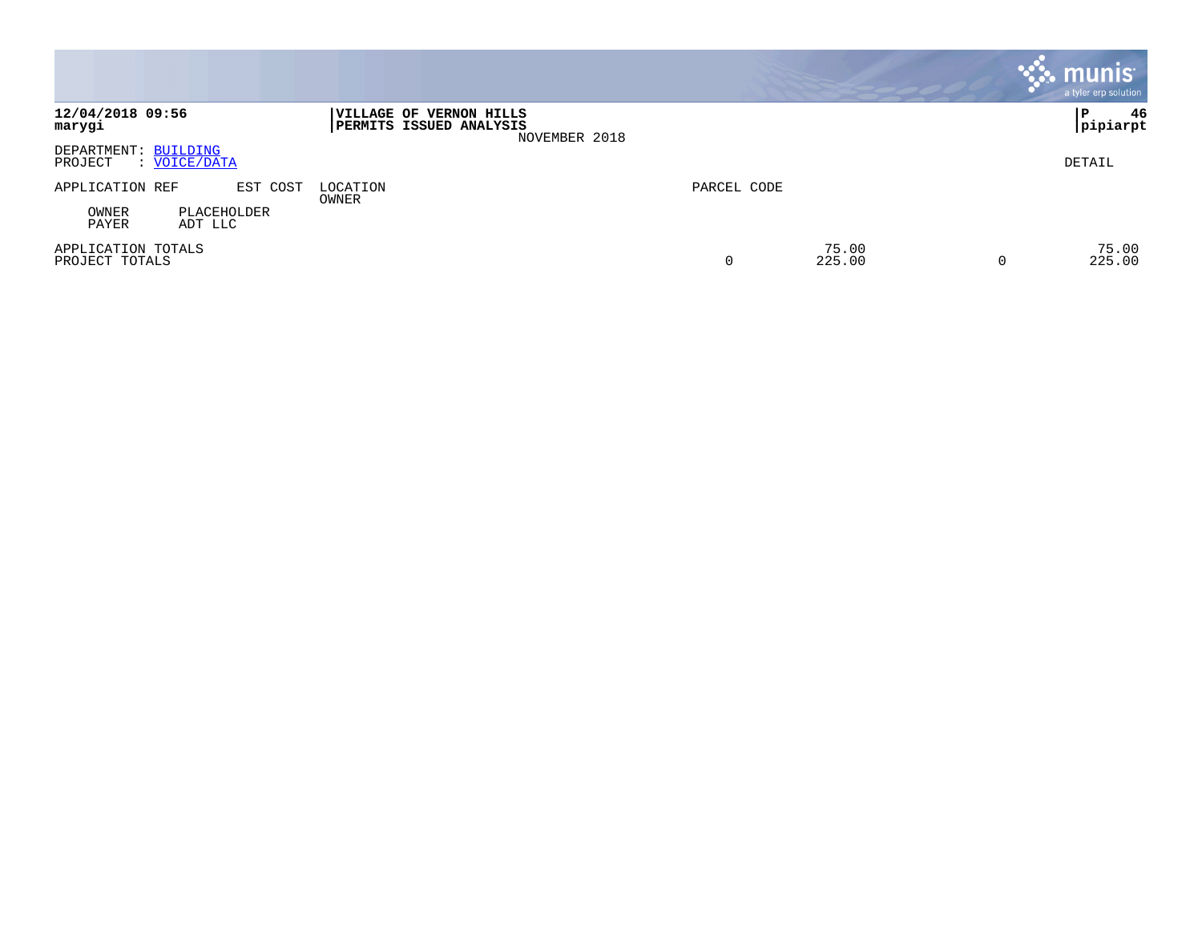**12/04/2018 09:56**
**marygi**

**VILLAGE OF VERNON HILLS**
**PERMITS ISSUED ANALYSIS**
NOVEMBER 2018

**P 46**
**pipiarpt**

DEPARTMENT: BUILDING
PROJECT : VOICE/DATA

DETAIL

| APPLICATION REF | EST COST | LOCATION / OWNER | PARCEL CODE | | | | |
|---|---|---|---|---|---|---|---|
| OWNER | PLACEHOLDER | | | | | | |
| PAYER | ADT LLC | | | | | | |
| APPLICATION TOTALS | | | | 75.00 | | 75.00 |
| PROJECT TOTALS | | | 0 | 225.00 | 0 | 225.00 |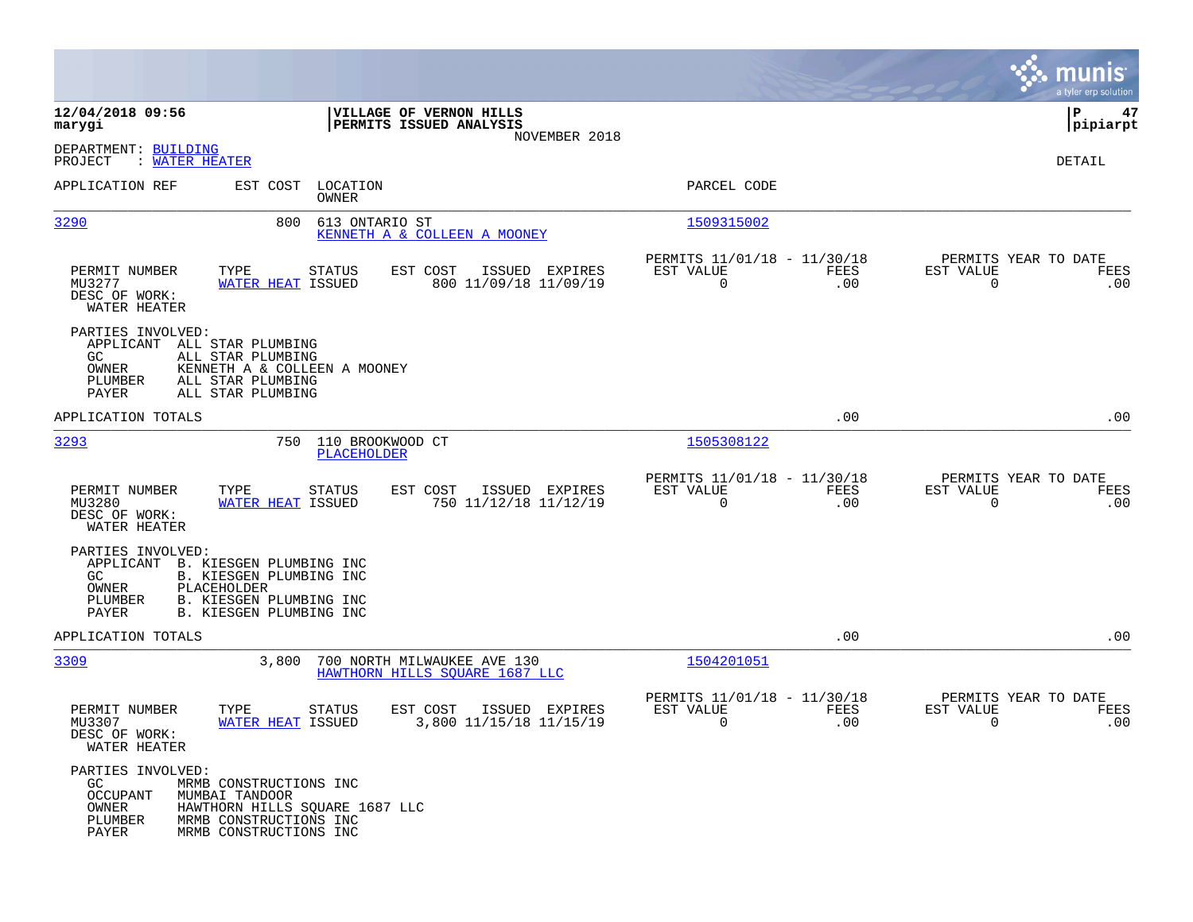**12/04/2018 09:56** | **VILLAGE OF VERNON HILLS** | **P 47**
**marygi** | **PERMITS ISSUED ANALYSIS** | **pipiarpt**

NOVEMBER 2018

DEPARTMENT: BUILDING
PROJECT : WATER HEATER

DETAIL

| APPLICATION REF | EST COST | LOCATION / OWNER | PARCEL CODE |
|---|---|---|---|
| 3290 | 800 | 613 ONTARIO ST / KENNETH A & COLLEEN A MOONEY | 1509315002 |

| PERMIT NUMBER | TYPE | STATUS | EST COST | ISSUED | EXPIRES | PERMITS 11/01/18 - 11/30/18 EST VALUE | FEES | PERMITS YEAR TO DATE EST VALUE | FEES |
|---|---|---|---|---|---|---|---|---|---|
| MU3277 | WATER HEAT | ISSUED | 800 | 11/09/18 | 11/09/19 | 0 | .00 | 0 | .00 |

DESC OF WORK:
WATER HEATER

PARTIES INVOLVED:
- APPLICANT ALL STAR PLUMBING
- GC ALL STAR PLUMBING
- OWNER KENNETH A & COLLEEN A MOONEY
- PLUMBER ALL STAR PLUMBING
- PAYER ALL STAR PLUMBING

APPLICATION TOTALS .00 .00

| APPLICATION REF | EST COST | LOCATION / OWNER | PARCEL CODE |
|---|---|---|---|
| 3293 | 750 | 110 BROOKWOOD CT / PLACEHOLDER | 1505308122 |

| PERMIT NUMBER | TYPE | STATUS | EST COST | ISSUED | EXPIRES | PERMITS 11/01/18 - 11/30/18 EST VALUE | FEES | PERMITS YEAR TO DATE EST VALUE | FEES |
|---|---|---|---|---|---|---|---|---|---|
| MU3280 | WATER HEAT | ISSUED | 750 | 11/12/18 | 11/12/19 | 0 | .00 | 0 | .00 |

DESC OF WORK:
WATER HEATER

PARTIES INVOLVED:
- APPLICANT B. KIESGEN PLUMBING INC
- GC B. KIESGEN PLUMBING INC
- OWNER PLACEHOLDER
- PLUMBER B. KIESGEN PLUMBING INC
- PAYER B. KIESGEN PLUMBING INC

APPLICATION TOTALS .00 .00

| APPLICATION REF | EST COST | LOCATION / OWNER | PARCEL CODE |
|---|---|---|---|
| 3309 | 3,800 | 700 NORTH MILWAUKEE AVE 130 / HAWTHORN HILLS SQUARE 1687 LLC | 1504201051 |

| PERMIT NUMBER | TYPE | STATUS | EST COST | ISSUED | EXPIRES | PERMITS 11/01/18 - 11/30/18 EST VALUE | FEES | PERMITS YEAR TO DATE EST VALUE | FEES |
|---|---|---|---|---|---|---|---|---|---|
| MU3307 | WATER HEAT | ISSUED | 3,800 | 11/15/18 | 11/15/19 | 0 | .00 | 0 | .00 |

DESC OF WORK:
WATER HEATER

PARTIES INVOLVED:
- GC MRMB CONSTRUCTIONS INC
- OCCUPANT MUMBAI TANDOOR
- OWNER HAWTHORN HILLS SQUARE 1687 LLC
- PLUMBER MRMB CONSTRUCTIONS INC
- PAYER MRMB CONSTRUCTIONS INC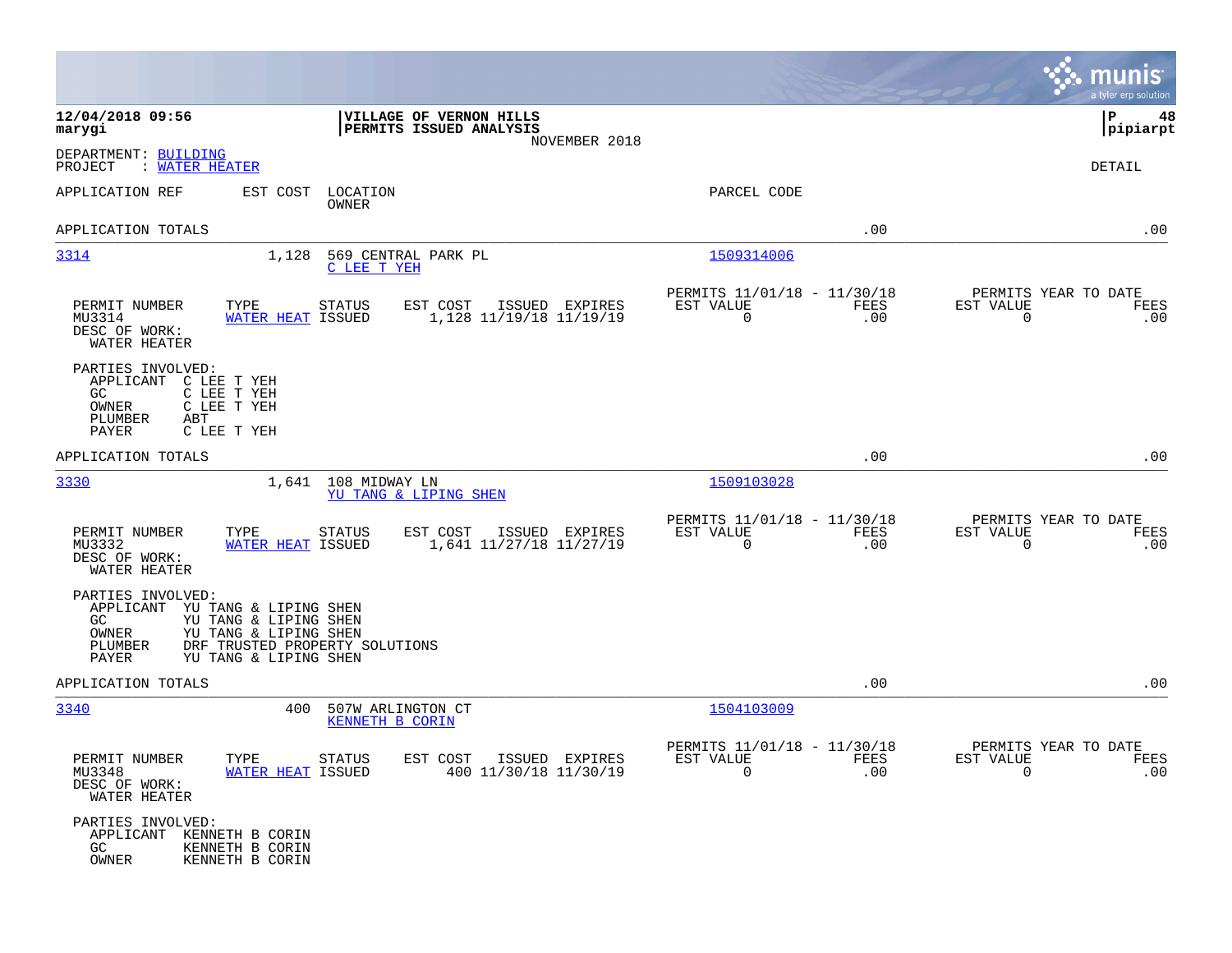**12/04/2018 09:56** | **VILLAGE OF VERNON HILLS** | **P 48**
**marygi** | **PERMITS ISSUED ANALYSIS** | **pipiarpt**

NOVEMBER 2018

DEPARTMENT: BUILDING
PROJECT : WATER HEATER

DETAIL

| APPLICATION REF | EST COST | LOCATION / OWNER | PARCEL CODE | | |
|---|---|---|---|---|---|
| APPLICATION TOTALS | | | | .00 | .00 |
| 3314 | 1,128 | 569 CENTRAL PARK PL / C LEE T YEH | 1509314006 | | |

| PERMIT NUMBER | TYPE | STATUS | EST COST | ISSUED | EXPIRES | PERMITS 11/01/18 - 11/30/18 EST VALUE | FEES | PERMITS YEAR TO DATE EST VALUE | FEES |
|---|---|---|---|---|---|---|---|---|---|
| MU3314 | WATER HEAT | ISSUED | 1,128 | 11/19/18 | 11/19/19 | 0 | .00 | 0 | .00 |

DESC OF WORK:
WATER HEATER

PARTIES INVOLVED:
- APPLICANT C LEE T YEH
- GC C LEE T YEH
- OWNER C LEE T YEH
- PLUMBER ABT
- PAYER C LEE T YEH

| APPLICATION REF | EST COST | LOCATION / OWNER | PARCEL CODE | | |
|---|---|---|---|---|---|
| APPLICATION TOTALS | | | | .00 | .00 |
| 3330 | 1,641 | 108 MIDWAY LN / YU TANG & LIPING SHEN | 1509103028 | | |

| PERMIT NUMBER | TYPE | STATUS | EST COST | ISSUED | EXPIRES | PERMITS 11/01/18 - 11/30/18 EST VALUE | FEES | PERMITS YEAR TO DATE EST VALUE | FEES |
|---|---|---|---|---|---|---|---|---|---|
| MU3332 | WATER HEAT | ISSUED | 1,641 | 11/27/18 | 11/27/19 | 0 | .00 | 0 | .00 |

DESC OF WORK:
WATER HEATER

PARTIES INVOLVED:
- APPLICANT YU TANG & LIPING SHEN
- GC YU TANG & LIPING SHEN
- OWNER YU TANG & LIPING SHEN
- PLUMBER DRF TRUSTED PROPERTY SOLUTIONS
- PAYER YU TANG & LIPING SHEN

| APPLICATION REF | EST COST | LOCATION / OWNER | PARCEL CODE | | |
|---|---|---|---|---|---|
| APPLICATION TOTALS | | | | .00 | .00 |
| 3340 | 400 | 507W ARLINGTON CT / KENNETH B CORIN | 1504103009 | | |

| PERMIT NUMBER | TYPE | STATUS | EST COST | ISSUED | EXPIRES | PERMITS 11/01/18 - 11/30/18 EST VALUE | FEES | PERMITS YEAR TO DATE EST VALUE | FEES |
|---|---|---|---|---|---|---|---|---|---|
| MU3348 | WATER HEAT | ISSUED | 400 | 11/30/18 | 11/30/19 | 0 | .00 | 0 | .00 |

DESC OF WORK:
WATER HEATER

PARTIES INVOLVED:
- APPLICANT KENNETH B CORIN
- GC KENNETH B CORIN
- OWNER KENNETH B CORIN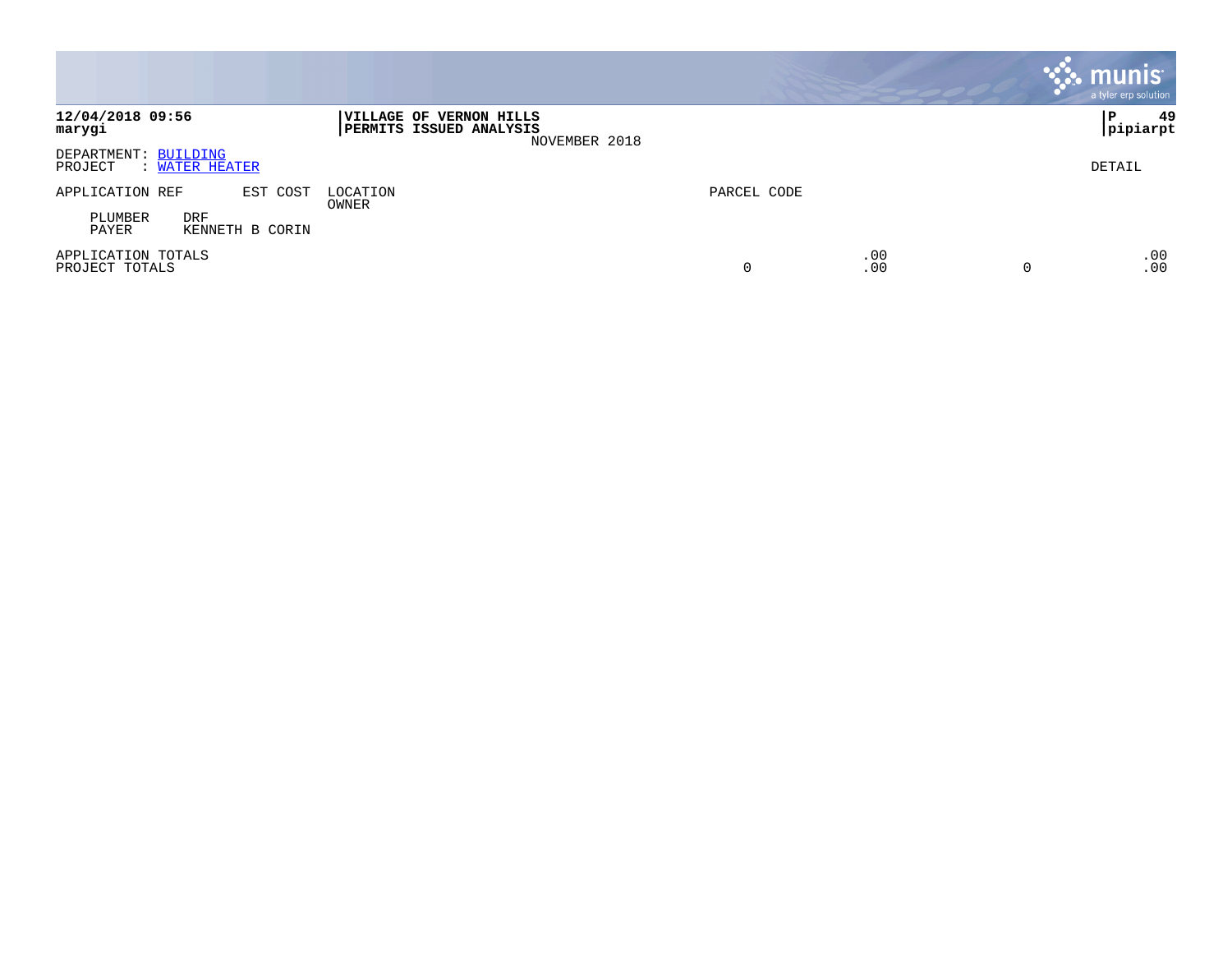**12/04/2018 09:56**
**marygi**

**VILLAGE OF VERNON HILLS**
**PERMITS ISSUED ANALYSIS**
NOVEMBER 2018

**P 49**
**pipiarpt**

DEPARTMENT: BUILDING
PROJECT : WATER HEATER

DETAIL

| APPLICATION REF | EST COST | LOCATION / OWNER | PARCEL CODE | | | |
|---|---|---|---|---|---|---|
| PLUMBER | DRF | | | | | |
| PAYER | KENNETH B CORIN | | | | | |
| APPLICATION TOTALS | | | | .00 | | .00 |
| PROJECT TOTALS | | | 0 | .00 | 0 | .00 |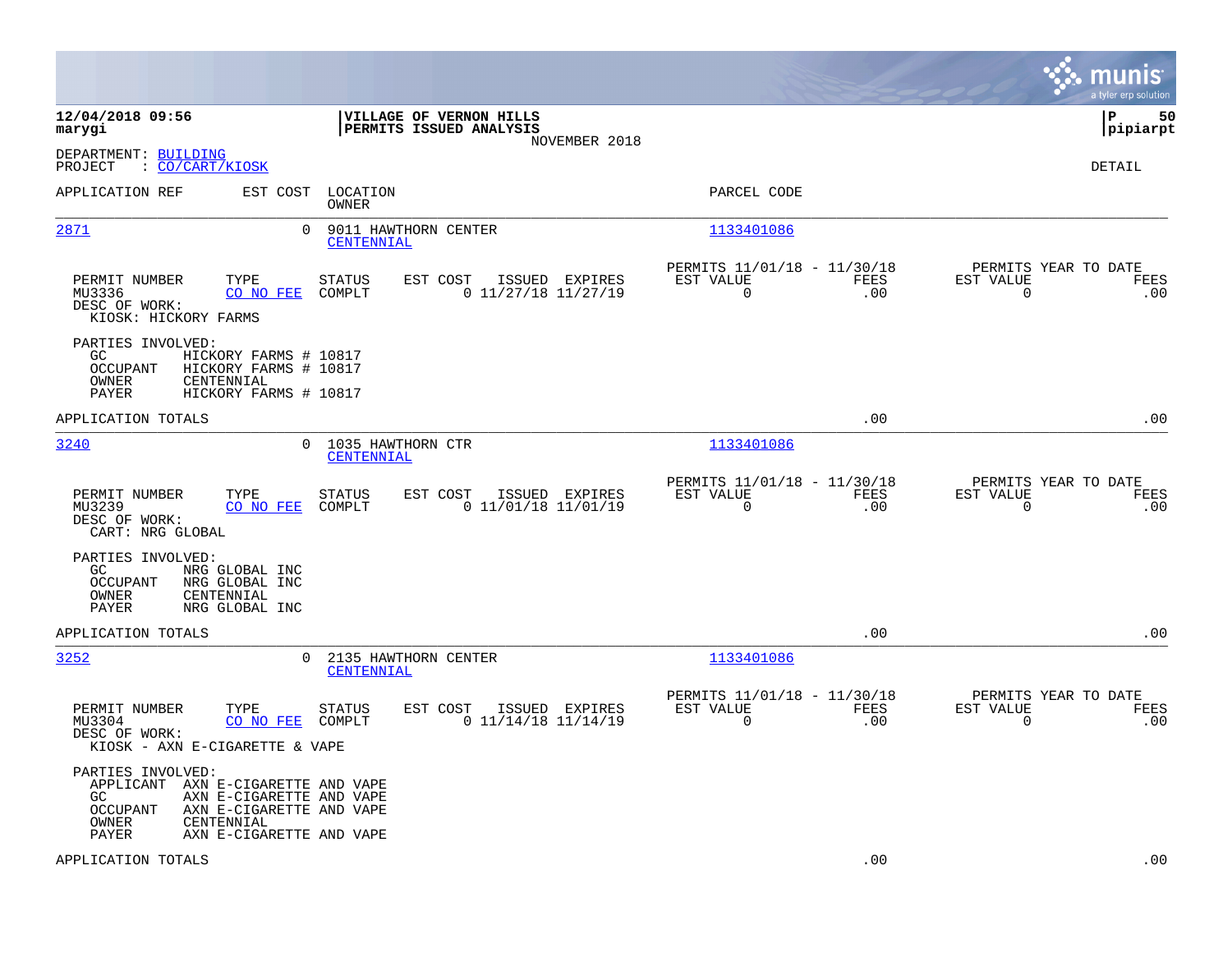**12/04/2018 09:56**
**marygi**

**VILLAGE OF VERNON HILLS**
**PERMITS ISSUED ANALYSIS**
NOVEMBER 2018

**P 50**
**pipiarpt**

DEPARTMENT: BUILDING
PROJECT : CO/CART/KIOSK

DETAIL

| APPLICATION REF | EST COST | LOCATION / OWNER | PARCEL CODE |
|---|---|---|---|
| 2871 | 0 | 9011 HAWTHORN CENTER / CENTENNIAL | 1133401086 |

| PERMIT NUMBER | TYPE | STATUS | EST COST | ISSUED | EXPIRES | PERMITS 11/01/18 - 11/30/18 EST VALUE | FEES | PERMITS YEAR TO DATE EST VALUE | FEES |
|---|---|---|---|---|---|---|---|---|---|
| MU3336 | CO NO FEE | COMPLT | 0 | 11/27/18 | 11/27/19 | 0 | .00 | 0 | .00 |

DESC OF WORK:
KIOSK: HICKORY FARMS

PARTIES INVOLVED:
- GC HICKORY FARMS # 10817
- OCCUPANT HICKORY FARMS # 10817
- OWNER CENTENNIAL
- PAYER HICKORY FARMS # 10817

APPLICATION TOTALS .00 .00

| APPLICATION REF | EST COST | LOCATION / OWNER | PARCEL CODE |
|---|---|---|---|
| 3240 | 0 | 1035 HAWTHORN CTR / CENTENNIAL | 1133401086 |

| PERMIT NUMBER | TYPE | STATUS | EST COST | ISSUED | EXPIRES | PERMITS 11/01/18 - 11/30/18 EST VALUE | FEES | PERMITS YEAR TO DATE EST VALUE | FEES |
|---|---|---|---|---|---|---|---|---|---|
| MU3239 | CO NO FEE | COMPLT | 0 | 11/01/18 | 11/01/19 | 0 | .00 | 0 | .00 |

DESC OF WORK:
CART: NRG GLOBAL

PARTIES INVOLVED:
- GC NRG GLOBAL INC
- OCCUPANT NRG GLOBAL INC
- OWNER CENTENNIAL
- PAYER NRG GLOBAL INC

APPLICATION TOTALS .00 .00

| APPLICATION REF | EST COST | LOCATION / OWNER | PARCEL CODE |
|---|---|---|---|
| 3252 | 0 | 2135 HAWTHORN CENTER / CENTENNIAL | 1133401086 |

| PERMIT NUMBER | TYPE | STATUS | EST COST | ISSUED | EXPIRES | PERMITS 11/01/18 - 11/30/18 EST VALUE | FEES | PERMITS YEAR TO DATE EST VALUE | FEES |
|---|---|---|---|---|---|---|---|---|---|
| MU3304 | CO NO FEE | COMPLT | 0 | 11/14/18 | 11/14/19 | 0 | .00 | 0 | .00 |

DESC OF WORK:
KIOSK - AXN E-CIGARETTE & VAPE

PARTIES INVOLVED:
- APPLICANT AXN E-CIGARETTE AND VAPE
- GC AXN E-CIGARETTE AND VAPE
- OCCUPANT AXN E-CIGARETTE AND VAPE
- OWNER CENTENNIAL
- PAYER AXN E-CIGARETTE AND VAPE

APPLICATION TOTALS .00 .00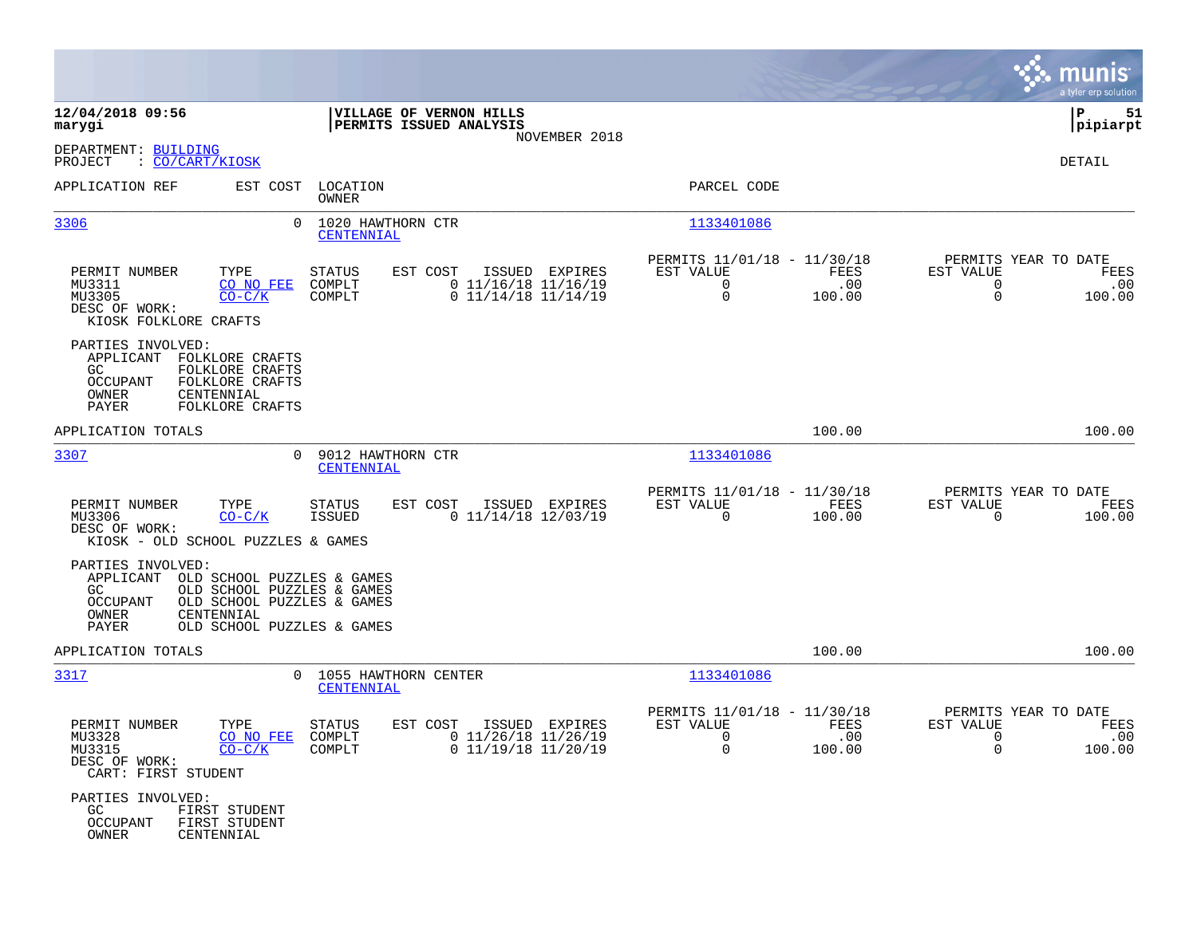**12/04/2018 09:56**
**marygi**

**VILLAGE OF VERNON HILLS**
**PERMITS ISSUED ANALYSIS**
NOVEMBER 2018

**P 51**
**pipiarpt**

DEPARTMENT: BUILDING
PROJECT : CO/CART/KIOSK

DETAIL

| APPLICATION REF | EST COST | LOCATION / OWNER | PARCEL CODE |
|---|---|---|---|
| 3306 | 0 | 1020 HAWTHORN CTR / CENTENNIAL | 1133401086 |

| PERMIT NUMBER | TYPE | STATUS | EST COST | ISSUED | EXPIRES | PERMITS 11/01/18 - 11/30/18 EST VALUE | FEES | PERMITS YEAR TO DATE EST VALUE | FEES |
|---|---|---|---|---|---|---|---|---|---|
| MU3311 | CO NO FEE | COMPLT | 0 | 11/16/18 | 11/16/19 | 0 | .00 | 0 | .00 |
| MU3305 | CO-C/K | COMPLT | 0 | 11/14/18 | 11/14/19 | 0 | 100.00 | 0 | 100.00 |

DESC OF WORK:
KIOSK FOLKLORE CRAFTS

PARTIES INVOLVED:
- APPLICANT FOLKLORE CRAFTS
- GC FOLKLORE CRAFTS
- OCCUPANT FOLKLORE CRAFTS
- OWNER CENTENNIAL
- PAYER FOLKLORE CRAFTS

APPLICATION TOTALS: 100.00 | 100.00

| APPLICATION REF | EST COST | LOCATION / OWNER | PARCEL CODE |
|---|---|---|---|
| 3307 | 0 | 9012 HAWTHORN CTR / CENTENNIAL | 1133401086 |

| PERMIT NUMBER | TYPE | STATUS | EST COST | ISSUED | EXPIRES | PERMITS 11/01/18 - 11/30/18 EST VALUE | FEES | PERMITS YEAR TO DATE EST VALUE | FEES |
|---|---|---|---|---|---|---|---|---|---|
| MU3306 | CO-C/K | ISSUED | 0 | 11/14/18 | 12/03/19 | 0 | 100.00 | 0 | 100.00 |

DESC OF WORK:
KIOSK - OLD SCHOOL PUZZLES & GAMES

PARTIES INVOLVED:
- APPLICANT OLD SCHOOL PUZZLES & GAMES
- GC OLD SCHOOL PUZZLES & GAMES
- OCCUPANT OLD SCHOOL PUZZLES & GAMES
- OWNER CENTENNIAL
- PAYER OLD SCHOOL PUZZLES & GAMES

APPLICATION TOTALS: 100.00 | 100.00

| APPLICATION REF | EST COST | LOCATION / OWNER | PARCEL CODE |
|---|---|---|---|
| 3317 | 0 | 1055 HAWTHORN CENTER / CENTENNIAL | 1133401086 |

| PERMIT NUMBER | TYPE | STATUS | EST COST | ISSUED | EXPIRES | PERMITS 11/01/18 - 11/30/18 EST VALUE | FEES | PERMITS YEAR TO DATE EST VALUE | FEES |
|---|---|---|---|---|---|---|---|---|---|
| MU3328 | CO NO FEE | COMPLT | 0 | 11/26/18 | 11/26/19 | 0 | .00 | 0 | .00 |
| MU3315 | CO-C/K | COMPLT | 0 | 11/19/18 | 11/20/19 | 0 | 100.00 | 0 | 100.00 |

DESC OF WORK:
CART: FIRST STUDENT

PARTIES INVOLVED:
- GC FIRST STUDENT
- OCCUPANT FIRST STUDENT
- OWNER CENTENNIAL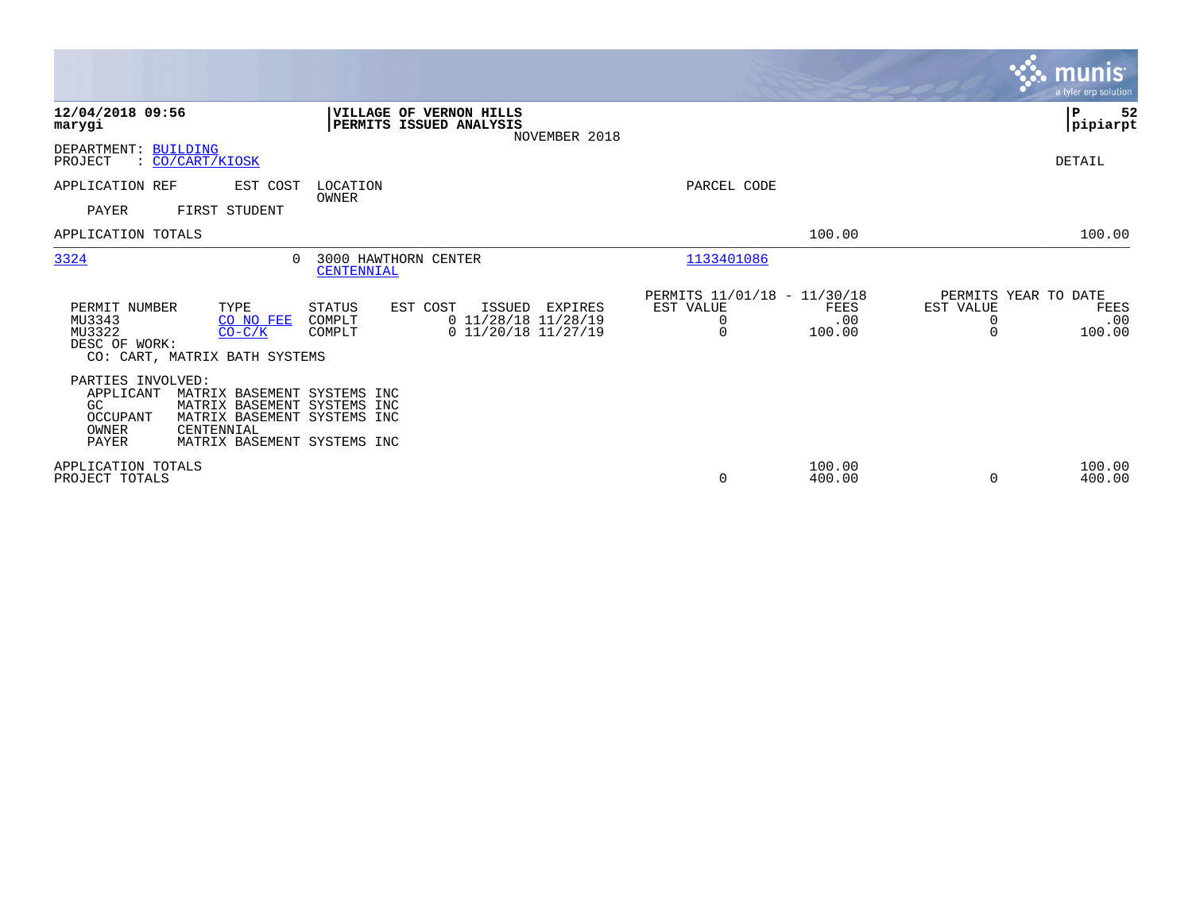12/04/2018 09:56
marygi

**VILLAGE OF VERNON HILLS**
**PERMITS ISSUED ANALYSIS**
NOVEMBER 2018

P 52
pipiarpt

DEPARTMENT: BUILDING
PROJECT : CO/CART/KIOSK

DETAIL

| APPLICATION REF | EST COST | LOCATION / OWNER | PARCEL CODE | | |
|---|---|---|---|---|---|
| PAYER | FIRST STUDENT | | | | |
| APPLICATION TOTALS | | | | 100.00 | 100.00 |

| 3324 | 0 | 3000 HAWTHORN CENTER / CENTENNIAL | 1133401086 |
|---|---|---|---|

| PERMIT NUMBER | TYPE | STATUS | EST COST | ISSUED | EXPIRES | PERMITS 11/01/18 - 11/30/18 EST VALUE | FEES | PERMITS YEAR TO DATE EST VALUE | FEES |
|---|---|---|---|---|---|---|---|---|---|
| MU3343 | CO NO FEE | COMPLT | 0 | 11/28/18 | 11/28/19 | 0 | .00 | 0 | .00 |
| MU3322 | CO-C/K | COMPLT | 0 | 11/20/18 | 11/27/19 | 0 | 100.00 | 0 | 100.00 |

DESC OF WORK:
CO: CART, MATRIX BATH SYSTEMS

PARTIES INVOLVED:

| Role | Name |
|---|---|
| APPLICANT | MATRIX BASEMENT SYSTEMS INC |
| GC | MATRIX BASEMENT SYSTEMS INC |
| OCCUPANT | MATRIX BASEMENT SYSTEMS INC |
| OWNER | CENTENNIAL |
| PAYER | MATRIX BASEMENT SYSTEMS INC |

| | EST VALUE | FEES | EST VALUE | FEES |
|---|---|---|---|---|
| APPLICATION TOTALS | | 100.00 | | 100.00 |
| PROJECT TOTALS | 0 | 400.00 | 0 | 400.00 |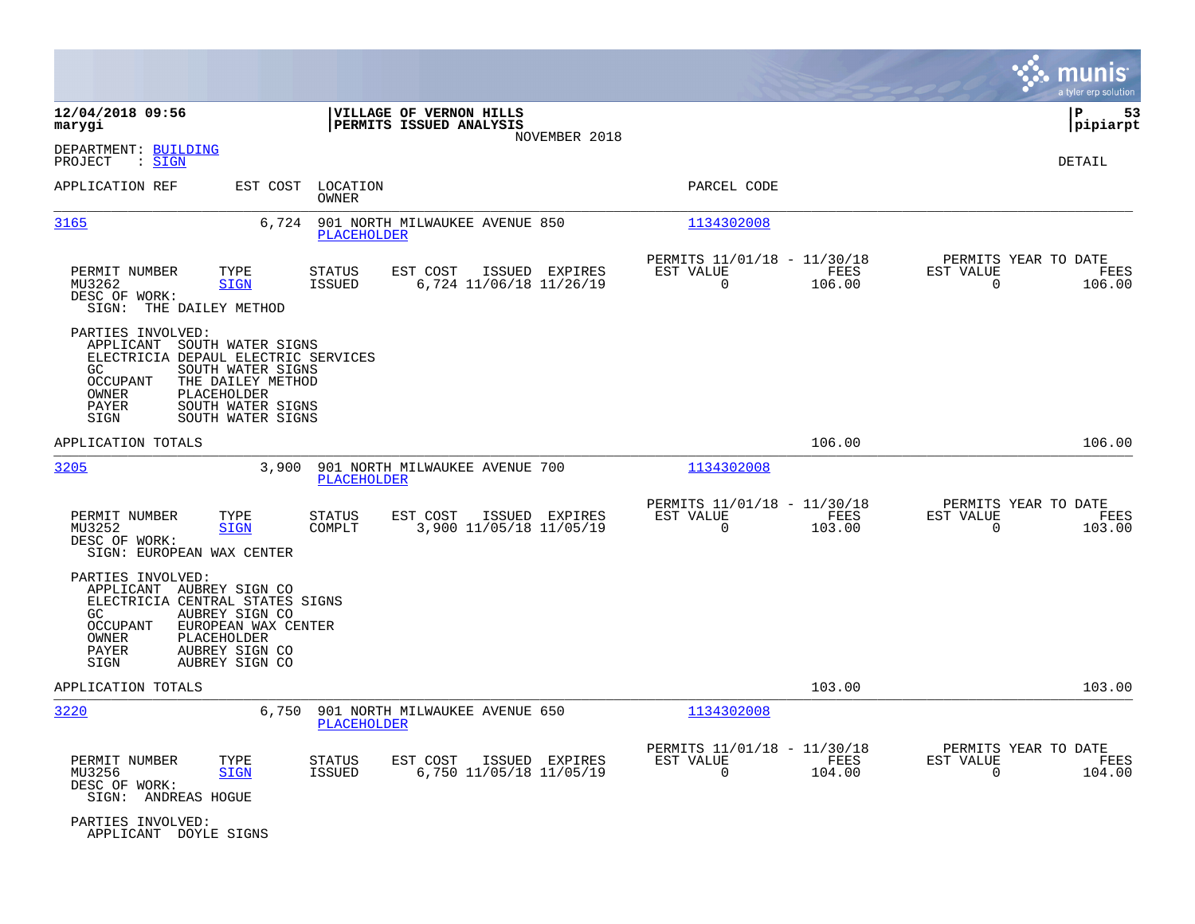**12/04/2018 09:56** | **VILLAGE OF VERNON HILLS** | **P 53**
**marygi** | **PERMITS ISSUED ANALYSIS** | **pipiarpt**
NOVEMBER 2018

DEPARTMENT: BUILDING
PROJECT : SIGN

DETAIL

| APPLICATION REF | EST COST | LOCATION / OWNER | PARCEL CODE |
|---|---|---|---|
| 3165 | 6,724 | 901 NORTH MILWAUKEE AVENUE 850 / PLACEHOLDER | 1134302008 |

| PERMIT NUMBER | TYPE | STATUS | EST COST | ISSUED | EXPIRES | PERMITS 11/01/18 - 11/30/18 EST VALUE | FEES | PERMITS YEAR TO DATE EST VALUE | FEES |
|---|---|---|---|---|---|---|---|---|---|
| MU3262 | SIGN | ISSUED | 6,724 | 11/06/18 | 11/26/19 | 0 | 106.00 | 0 | 106.00 |

DESC OF WORK:
SIGN: THE DAILEY METHOD

PARTIES INVOLVED:
- APPLICANT SOUTH WATER SIGNS
- ELECTRICIA DEPAUL ELECTRIC SERVICES
- GC SOUTH WATER SIGNS
- OCCUPANT THE DAILEY METHOD
- OWNER PLACEHOLDER
- PAYER SOUTH WATER SIGNS
- SIGN SOUTH WATER SIGNS

APPLICATION TOTALS: 106.00 | 106.00

| APPLICATION REF | EST COST | LOCATION / OWNER | PARCEL CODE |
|---|---|---|---|
| 3205 | 3,900 | 901 NORTH MILWAUKEE AVENUE 700 / PLACEHOLDER | 1134302008 |

| PERMIT NUMBER | TYPE | STATUS | EST COST | ISSUED | EXPIRES | PERMITS 11/01/18 - 11/30/18 EST VALUE | FEES | PERMITS YEAR TO DATE EST VALUE | FEES |
|---|---|---|---|---|---|---|---|---|---|
| MU3252 | SIGN | COMPLT | 3,900 | 11/05/18 | 11/05/19 | 0 | 103.00 | 0 | 103.00 |

DESC OF WORK:
SIGN: EUROPEAN WAX CENTER

PARTIES INVOLVED:
- APPLICANT AUBREY SIGN CO
- ELECTRICIA CENTRAL STATES SIGNS
- GC AUBREY SIGN CO
- OCCUPANT EUROPEAN WAX CENTER
- OWNER PLACEHOLDER
- PAYER AUBREY SIGN CO
- SIGN AUBREY SIGN CO

APPLICATION TOTALS: 103.00 | 103.00

| APPLICATION REF | EST COST | LOCATION / OWNER | PARCEL CODE |
|---|---|---|---|
| 3220 | 6,750 | 901 NORTH MILWAUKEE AVENUE 650 / PLACEHOLDER | 1134302008 |

| PERMIT NUMBER | TYPE | STATUS | EST COST | ISSUED | EXPIRES | PERMITS 11/01/18 - 11/30/18 EST VALUE | FEES | PERMITS YEAR TO DATE EST VALUE | FEES |
|---|---|---|---|---|---|---|---|---|---|
| MU3256 | SIGN | ISSUED | 6,750 | 11/05/18 | 11/05/19 | 0 | 104.00 | 0 | 104.00 |

DESC OF WORK:
SIGN: ANDREAS HOGUE

PARTIES INVOLVED:
- APPLICANT DOYLE SIGNS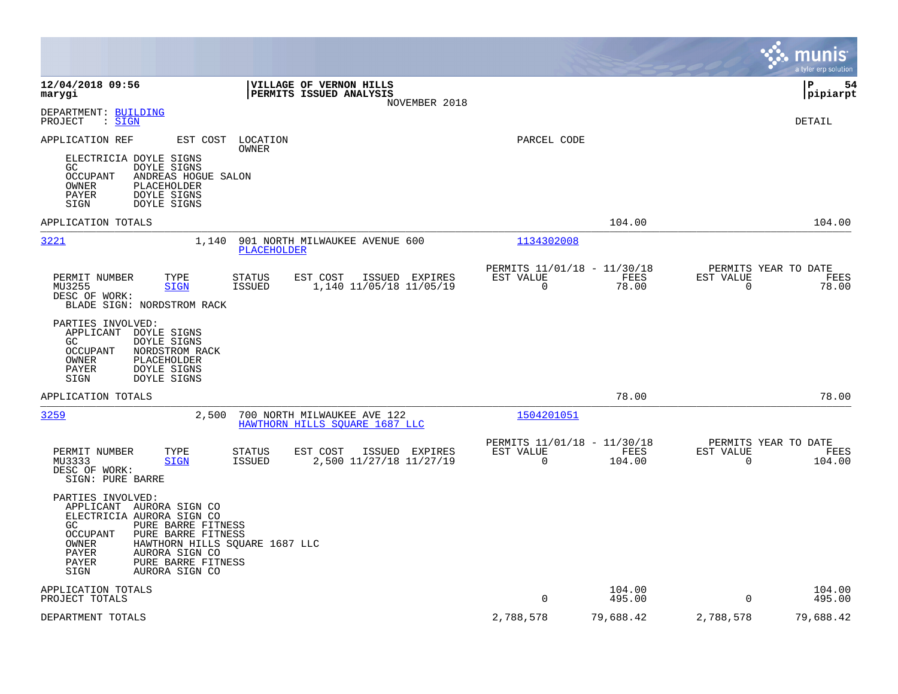**12/04/2018 09:56**
**marygi**

**VILLAGE OF VERNON HILLS**
**PERMITS ISSUED ANALYSIS**
NOVEMBER 2018

**P 54**
**pipiarpt**

DEPARTMENT: BUILDING
PROJECT : SIGN

DETAIL

APPLICATION REF | EST COST | LOCATION / OWNER | PARCEL CODE

ELECTRICIA DOYLE SIGNS
GC DOYLE SIGNS
OCCUPANT ANDREAS HOGUE SALON
OWNER PLACEHOLDER
PAYER DOYLE SIGNS
SIGN DOYLE SIGNS

APPLICATION TOTALS 104.00 104.00

---

**3221** 1,140 901 NORTH MILWAUKEE AVENUE 600 — PLACEHOLDER — Parcel 1134302008

| PERMIT NUMBER | TYPE | STATUS | EST COST | ISSUED | EXPIRES | PERMITS 11/01/18 - 11/30/18 EST VALUE | FEES | PERMITS YEAR TO DATE EST VALUE | FEES |
|---|---|---|---|---|---|---|---|---|---|
| MU3255 | SIGN | ISSUED | 1,140 | 11/05/18 | 11/05/19 | 0 | 78.00 | 0 | 78.00 |

DESC OF WORK:
BLADE SIGN: NORDSTROM RACK

PARTIES INVOLVED:
APPLICANT DOYLE SIGNS
GC DOYLE SIGNS
OCCUPANT NORDSTROM RACK
OWNER PLACEHOLDER
PAYER DOYLE SIGNS
SIGN DOYLE SIGNS

APPLICATION TOTALS 78.00 78.00

---

**3259** 2,500 700 NORTH MILWAUKEE AVE 122 — HAWTHORN HILLS SQUARE 1687 LLC — Parcel 1504201051

| PERMIT NUMBER | TYPE | STATUS | EST COST | ISSUED | EXPIRES | PERMITS 11/01/18 - 11/30/18 EST VALUE | FEES | PERMITS YEAR TO DATE EST VALUE | FEES |
|---|---|---|---|---|---|---|---|---|---|
| MU3333 | SIGN | ISSUED | 2,500 | 11/27/18 | 11/27/19 | 0 | 104.00 | 0 | 104.00 |

DESC OF WORK:
SIGN: PURE BARRE

PARTIES INVOLVED:
APPLICANT AURORA SIGN CO
ELECTRICIA AURORA SIGN CO
GC PURE BARRE FITNESS
OCCUPANT PURE BARRE FITNESS
OWNER HAWTHORN HILLS SQUARE 1687 LLC
PAYER AURORA SIGN CO
PAYER PURE BARRE FITNESS
SIGN AURORA SIGN CO

| | EST VALUE | FEES | YTD EST VALUE | YTD FEES |
|---|---|---|---|---|
| APPLICATION TOTALS | | 104.00 | | 104.00 |
| PROJECT TOTALS | 0 | 495.00 | 0 | 495.00 |
| DEPARTMENT TOTALS | 2,788,578 | 79,688.42 | 2,788,578 | 79,688.42 |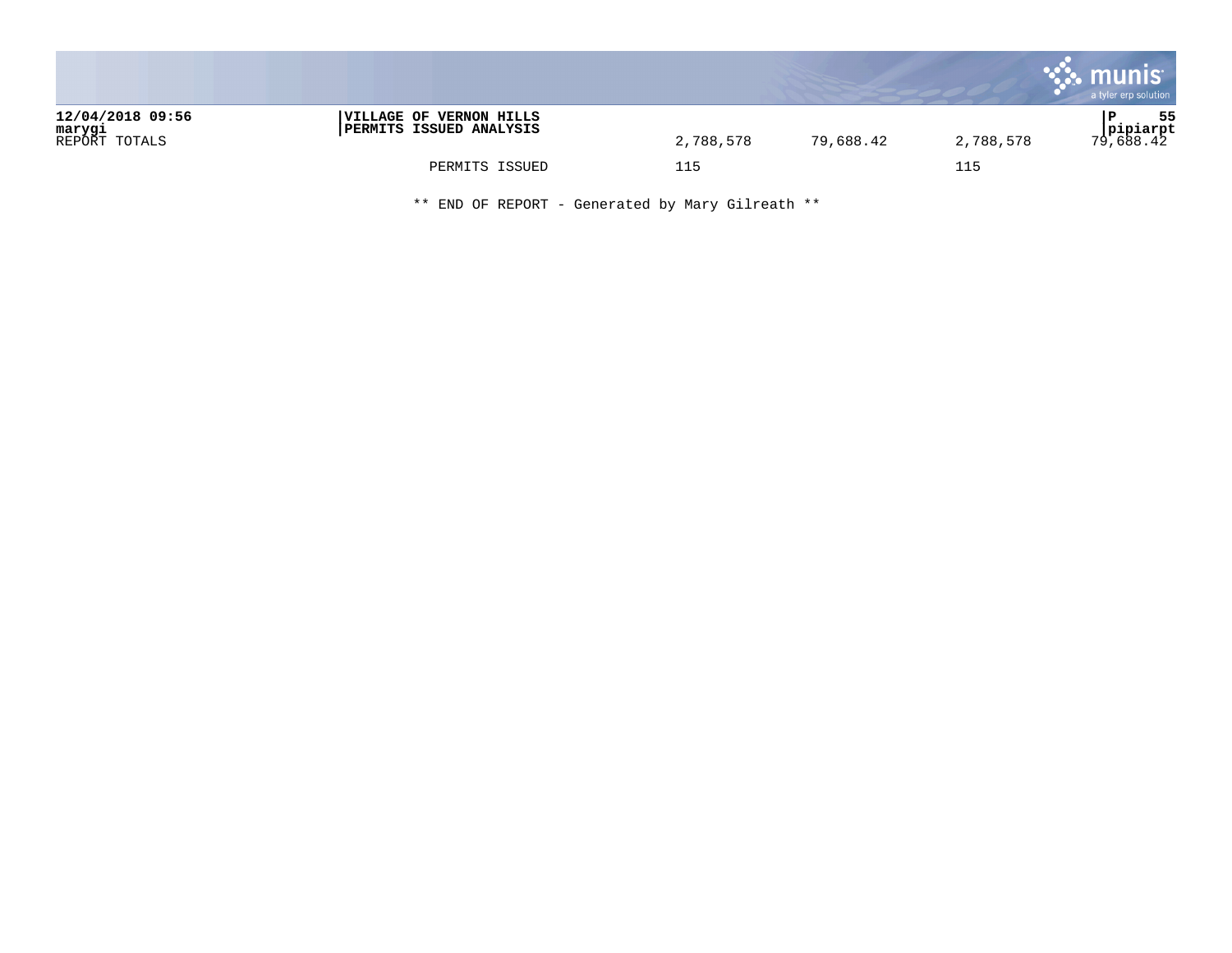| | | | | | |
|---|---|---|---|---|---|
| REPORT TOTALS | | 2,788,578 | 79,688.42 | 2,788,578 | 79,688.42 |
| | PERMITS ISSUED | 115 | | 115 | |

** END OF REPORT - Generated by Mary Gilreath **